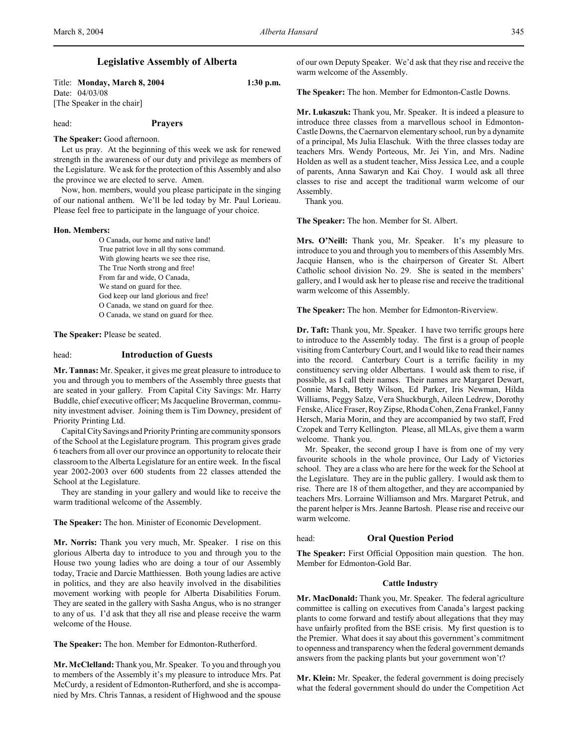# Legislative Assembly of Alberta

Title: **Monday, March 8, 2004** 1:30 p.m.
Date: 04/03/08
[The Speaker in the chair]

head: **Prayers**

**The Speaker:** Good afternoon.

Let us pray. At the beginning of this week we ask for renewed strength in the awareness of our duty and privilege as members of the Legislature. We ask for the protection of this Assembly and also the province we are elected to serve. Amen.

Now, hon. members, would you please participate in the singing of our national anthem. We'll be led today by Mr. Paul Lorieau. Please feel free to participate in the language of your choice.

**Hon. Members:**

O Canada, our home and native land!
True patriot love in all thy sons command.
With glowing hearts we see thee rise,
The True North strong and free!
From far and wide, O Canada,
We stand on guard for thee.
God keep our land glorious and free!
O Canada, we stand on guard for thee.
O Canada, we stand on guard for thee.

**The Speaker:** Please be seated.

head: **Introduction of Guests**

**Mr. Tannas:** Mr. Speaker, it gives me great pleasure to introduce to you and through you to members of the Assembly three guests that are seated in your gallery. From Capital City Savings: Mr. Harry Buddle, chief executive officer; Ms Jacqueline Broverman, community investment adviser. Joining them is Tim Downey, president of Priority Printing Ltd.

Capital City Savings and Priority Printing are community sponsors of the School at the Legislature program. This program gives grade 6 teachers from all over our province an opportunity to relocate their classroom to the Alberta Legislature for an entire week. In the fiscal year 2002-2003 over 600 students from 22 classes attended the School at the Legislature.

They are standing in your gallery and would like to receive the warm traditional welcome of the Assembly.

**The Speaker:** The hon. Minister of Economic Development.

**Mr. Norris:** Thank you very much, Mr. Speaker. I rise on this glorious Alberta day to introduce to you and through you to the House two young ladies who are doing a tour of our Assembly today, Tracie and Darcie Matthiessen. Both young ladies are active in politics, and they are also heavily involved in the disabilities movement working with people for Alberta Disabilities Forum. They are seated in the gallery with Sasha Angus, who is no stranger to any of us. I'd ask that they all rise and please receive the warm welcome of the House.

**The Speaker:** The hon. Member for Edmonton-Rutherford.

**Mr. McClelland:** Thank you, Mr. Speaker. To you and through you to members of the Assembly it's my pleasure to introduce Mrs. Pat McCurdy, a resident of Edmonton-Rutherford, and she is accompanied by Mrs. Chris Tannas, a resident of Highwood and the spouse of our own Deputy Speaker. We'd ask that they rise and receive the warm welcome of the Assembly.

**The Speaker:** The hon. Member for Edmonton-Castle Downs.

**Mr. Lukaszuk:** Thank you, Mr. Speaker. It is indeed a pleasure to introduce three classes from a marvellous school in Edmonton-Castle Downs, the Caernarvon elementary school, run by a dynamite of a principal, Ms Julia Elaschuk. With the three classes today are teachers Mrs. Wendy Porteous, Mr. Jei Yin, and Mrs. Nadine Holden as well as a student teacher, Miss Jessica Lee, and a couple of parents, Anna Sawaryn and Kai Choy. I would ask all three classes to rise and accept the traditional warm welcome of our Assembly.

Thank you.

**The Speaker:** The hon. Member for St. Albert.

**Mrs. O'Neill:** Thank you, Mr. Speaker. It's my pleasure to introduce to you and through you to members of this Assembly Mrs. Jacquie Hansen, who is the chairperson of Greater St. Albert Catholic school division No. 29. She is seated in the members' gallery, and I would ask her to please rise and receive the traditional warm welcome of this Assembly.

**The Speaker:** The hon. Member for Edmonton-Riverview.

**Dr. Taft:** Thank you, Mr. Speaker. I have two terrific groups here to introduce to the Assembly today. The first is a group of people visiting from Canterbury Court, and I would like to read their names into the record. Canterbury Court is a terrific facility in my constituency serving older Albertans. I would ask them to rise, if possible, as I call their names. Their names are Margaret Dewart, Connie Marsh, Betty Wilson, Ed Parker, Iris Newman, Hilda Williams, Peggy Salze, Vera Shuckburgh, Aileen Ledrew, Dorothy Fenske, Alice Fraser, Roy Zipse, Rhoda Cohen, Zena Frankel, Fanny Hersch, Maria Morin, and they are accompanied by two staff, Fred Czopek and Terry Kellington. Please, all MLAs, give them a warm welcome. Thank you.

Mr. Speaker, the second group I have is from one of my very favourite schools in the whole province, Our Lady of Victories school. They are a class who are here for the week for the School at the Legislature. They are in the public gallery. I would ask them to rise. There are 18 of them altogether, and they are accompanied by teachers Mrs. Lorraine Williamson and Mrs. Margaret Petruk, and the parent helper is Mrs. Jeanne Bartosh. Please rise and receive our warm welcome.

head: **Oral Question Period**

**The Speaker:** First Official Opposition main question. The hon. Member for Edmonton-Gold Bar.

### Cattle Industry

**Mr. MacDonald:** Thank you, Mr. Speaker. The federal agriculture committee is calling on executives from Canada's largest packing plants to come forward and testify about allegations that they may have unfairly profited from the BSE crisis. My first question is to the Premier. What does it say about this government's commitment to openness and transparency when the federal government demands answers from the packing plants but your government won't?

**Mr. Klein:** Mr. Speaker, the federal government is doing precisely what the federal government should do under the Competition Act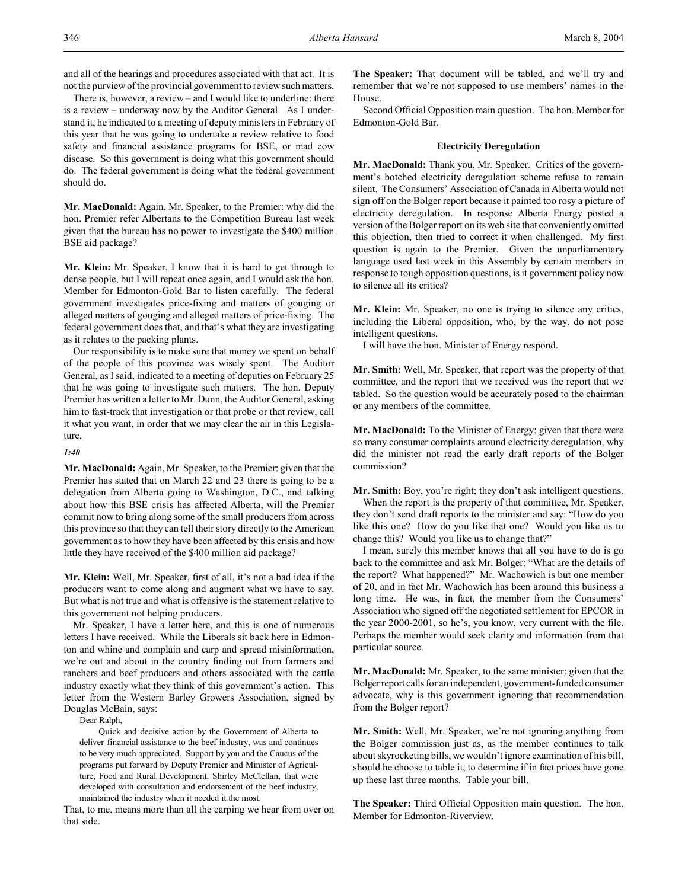and all of the hearings and procedures associated with that act. It is not the purview of the provincial government to review such matters.

There is, however, a review – and I would like to underline: there is a review – underway now by the Auditor General. As I understand it, he indicated to a meeting of deputy ministers in February of this year that he was going to undertake a review relative to food safety and financial assistance programs for BSE, or mad cow disease. So this government is doing what this government should do. The federal government is doing what the federal government should do.

**Mr. MacDonald:** Again, Mr. Speaker, to the Premier: why did the hon. Premier refer Albertans to the Competition Bureau last week given that the bureau has no power to investigate the $400 million BSE aid package?

**Mr. Klein:** Mr. Speaker, I know that it is hard to get through to dense people, but I will repeat once again, and I would ask the hon. Member for Edmonton-Gold Bar to listen carefully. The federal government investigates price-fixing and matters of gouging or alleged matters of gouging and alleged matters of price-fixing. The federal government does that, and that's what they are investigating as it relates to the packing plants.

Our responsibility is to make sure that money we spent on behalf of the people of this province was wisely spent. The Auditor General, as I said, indicated to a meeting of deputies on February 25 that he was going to investigate such matters. The hon. Deputy Premier has written a letter to Mr. Dunn, the Auditor General, asking him to fast-track that investigation or that probe or that review, call it what you want, in order that we may clear the air in this Legislature.

*1:40*

**Mr. MacDonald:** Again, Mr. Speaker, to the Premier: given that the Premier has stated that on March 22 and 23 there is going to be a delegation from Alberta going to Washington, D.C., and talking about how this BSE crisis has affected Alberta, will the Premier commit now to bring along some of the small producers from across this province so that they can tell their story directly to the American government as to how they have been affected by this crisis and how little they have received of the $400 million aid package?

**Mr. Klein:** Well, Mr. Speaker, first of all, it's not a bad idea if the producers want to come along and augment what we have to say. But what is not true and what is offensive is the statement relative to this government not helping producers.

Mr. Speaker, I have a letter here, and this is one of numerous letters I have received. While the Liberals sit back here in Edmonton and whine and complain and carp and spread misinformation, we're out and about in the country finding out from farmers and ranchers and beef producers and others associated with the cattle industry exactly what they think of this government's action. This letter from the Western Barley Growers Association, signed by Douglas McBain, says:

> Dear Ralph,
>
> Quick and decisive action by the Government of Alberta to deliver financial assistance to the beef industry, was and continues to be very much appreciated. Support by you and the Caucus of the programs put forward by Deputy Premier and Minister of Agriculture, Food and Rural Development, Shirley McClellan, that were developed with consultation and endorsement of the beef industry, maintained the industry when it needed it the most.

That, to me, means more than all the carping we hear from over on that side.

**The Speaker:** That document will be tabled, and we'll try and remember that we're not supposed to use members' names in the House.

Second Official Opposition main question. The hon. Member for Edmonton-Gold Bar.

### Electricity Deregulation

**Mr. MacDonald:** Thank you, Mr. Speaker. Critics of the government's botched electricity deregulation scheme refuse to remain silent. The Consumers' Association of Canada in Alberta would not sign off on the Bolger report because it painted too rosy a picture of electricity deregulation. In response Alberta Energy posted a version of the Bolger report on its web site that conveniently omitted this objection, then tried to correct it when challenged. My first question is again to the Premier. Given the unparliamentary language used last week in this Assembly by certain members in response to tough opposition questions, is it government policy now to silence all its critics?

**Mr. Klein:** Mr. Speaker, no one is trying to silence any critics, including the Liberal opposition, who, by the way, do not pose intelligent questions.

I will have the hon. Minister of Energy respond.

**Mr. Smith:** Well, Mr. Speaker, that report was the property of that committee, and the report that we received was the report that we tabled. So the question would be accurately posed to the chairman or any members of the committee.

**Mr. MacDonald:** To the Minister of Energy: given that there were so many consumer complaints around electricity deregulation, why did the minister not read the early draft reports of the Bolger commission?

**Mr. Smith:** Boy, you're right; they don't ask intelligent questions.

When the report is the property of that committee, Mr. Speaker, they don't send draft reports to the minister and say: "How do you like this one? How do you like that one? Would you like us to change this? Would you like us to change that?"

I mean, surely this member knows that all you have to do is go back to the committee and ask Mr. Bolger: "What are the details of the report? What happened?" Mr. Wachowich is but one member of 20, and in fact Mr. Wachowich has been around this business a long time. He was, in fact, the member from the Consumers' Association who signed off the negotiated settlement for EPCOR in the year 2000-2001, so he's, you know, very current with the file. Perhaps the member would seek clarity and information from that particular source.

**Mr. MacDonald:** Mr. Speaker, to the same minister: given that the Bolger report calls for an independent, government-funded consumer advocate, why is this government ignoring that recommendation from the Bolger report?

**Mr. Smith:** Well, Mr. Speaker, we're not ignoring anything from the Bolger commission just as, as the member continues to talk about skyrocketing bills, we wouldn't ignore examination of his bill, should he choose to table it, to determine if in fact prices have gone up these last three months. Table your bill.

**The Speaker:** Third Official Opposition main question. The hon. Member for Edmonton-Riverview.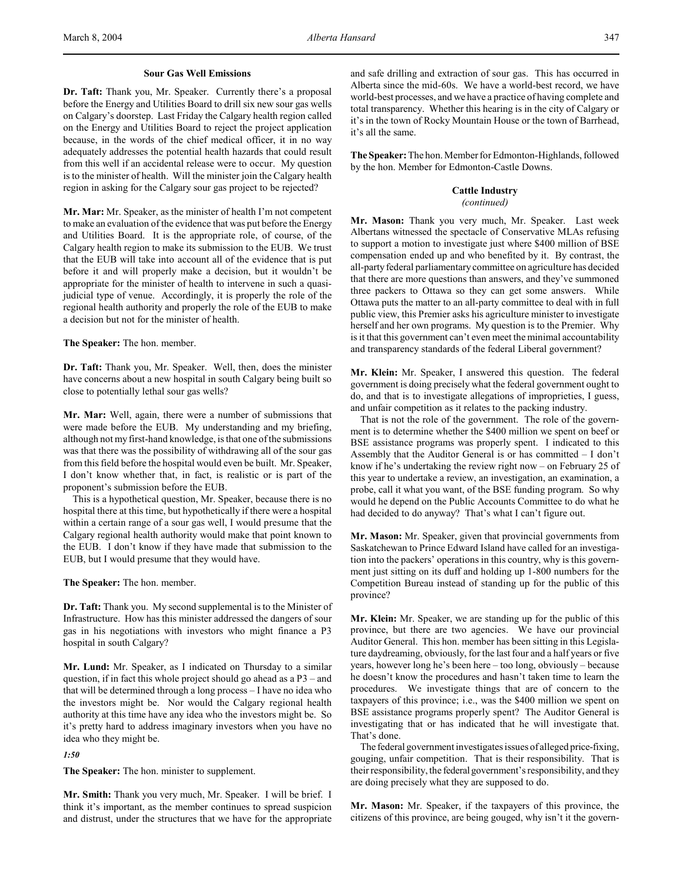### Sour Gas Well Emissions

**Dr. Taft:** Thank you, Mr. Speaker. Currently there's a proposal before the Energy and Utilities Board to drill six new sour gas wells on Calgary's doorstep. Last Friday the Calgary health region called on the Energy and Utilities Board to reject the project application because, in the words of the chief medical officer, it in no way adequately addresses the potential health hazards that could result from this well if an accidental release were to occur. My question is to the minister of health. Will the minister join the Calgary health region in asking for the Calgary sour gas project to be rejected?

**Mr. Mar:** Mr. Speaker, as the minister of health I'm not competent to make an evaluation of the evidence that was put before the Energy and Utilities Board. It is the appropriate role, of course, of the Calgary health region to make its submission to the EUB. We trust that the EUB will take into account all of the evidence that is put before it and will properly make a decision, but it wouldn't be appropriate for the minister of health to intervene in such a quasi-judicial type of venue. Accordingly, it is properly the role of the regional health authority and properly the role of the EUB to make a decision but not for the minister of health.

**The Speaker:** The hon. member.

**Dr. Taft:** Thank you, Mr. Speaker. Well, then, does the minister have concerns about a new hospital in south Calgary being built so close to potentially lethal sour gas wells?

**Mr. Mar:** Well, again, there were a number of submissions that were made before the EUB. My understanding and my briefing, although not my first-hand knowledge, is that one of the submissions was that there was the possibility of withdrawing all of the sour gas from this field before the hospital would even be built. Mr. Speaker, I don't know whether that, in fact, is realistic or is part of the proponent's submission before the EUB.

This is a hypothetical question, Mr. Speaker, because there is no hospital there at this time, but hypothetically if there were a hospital within a certain range of a sour gas well, I would presume that the Calgary regional health authority would make that point known to the EUB. I don't know if they have made that submission to the EUB, but I would presume that they would have.

**The Speaker:** The hon. member.

**Dr. Taft:** Thank you. My second supplemental is to the Minister of Infrastructure. How has this minister addressed the dangers of sour gas in his negotiations with investors who might finance a P3 hospital in south Calgary?

**Mr. Lund:** Mr. Speaker, as I indicated on Thursday to a similar question, if in fact this whole project should go ahead as a P3 – and that will be determined through a long process – I have no idea who the investors might be. Nor would the Calgary regional health authority at this time have any idea who the investors might be. So it's pretty hard to address imaginary investors when you have no idea who they might be.

*1:50*

**The Speaker:** The hon. minister to supplement.

**Mr. Smith:** Thank you very much, Mr. Speaker. I will be brief. I think it's important, as the member continues to spread suspicion and distrust, under the structures that we have for the appropriate and safe drilling and extraction of sour gas. This has occurred in Alberta since the mid-60s. We have a world-best record, we have world-best processes, and we have a practice of having complete and total transparency. Whether this hearing is in the city of Calgary or it's in the town of Rocky Mountain House or the town of Barrhead, it's all the same.

**The Speaker:** The hon. Member for Edmonton-Highlands, followed by the hon. Member for Edmonton-Castle Downs.

### Cattle Industry
*(continued)*

**Mr. Mason:** Thank you very much, Mr. Speaker. Last week Albertans witnessed the spectacle of Conservative MLAs refusing to support a motion to investigate just where $400 million of BSE compensation ended up and who benefited by it. By contrast, the all-party federal parliamentary committee on agriculture has decided that there are more questions than answers, and they've summoned three packers to Ottawa so they can get some answers. While Ottawa puts the matter to an all-party committee to deal with in full public view, this Premier asks his agriculture minister to investigate herself and her own programs. My question is to the Premier. Why is it that this government can't even meet the minimal accountability and transparency standards of the federal Liberal government?

**Mr. Klein:** Mr. Speaker, I answered this question. The federal government is doing precisely what the federal government ought to do, and that is to investigate allegations of improprieties, I guess, and unfair competition as it relates to the packing industry.

That is not the role of the government. The role of the government is to determine whether the $400 million we spent on beef or BSE assistance programs was properly spent. I indicated to this Assembly that the Auditor General is or has committed – I don't know if he's undertaking the review right now – on February 25 of this year to undertake a review, an investigation, an examination, a probe, call it what you want, of the BSE funding program. So why would he depend on the Public Accounts Committee to do what he had decided to do anyway? That's what I can't figure out.

**Mr. Mason:** Mr. Speaker, given that provincial governments from Saskatchewan to Prince Edward Island have called for an investigation into the packers' operations in this country, why is this government just sitting on its duff and holding up 1-800 numbers for the Competition Bureau instead of standing up for the public of this province?

**Mr. Klein:** Mr. Speaker, we are standing up for the public of this province, but there are two agencies. We have our provincial Auditor General. This hon. member has been sitting in this Legislature daydreaming, obviously, for the last four and a half years or five years, however long he's been here – too long, obviously – because he doesn't know the procedures and hasn't taken time to learn the procedures. We investigate things that are of concern to the taxpayers of this province; i.e., was the $400 million we spent on BSE assistance programs properly spent? The Auditor General is investigating that or has indicated that he will investigate that. That's done.

The federal government investigates issues of alleged price-fixing, gouging, unfair competition. That is their responsibility. That is their responsibility, the federal government's responsibility, and they are doing precisely what they are supposed to do.

**Mr. Mason:** Mr. Speaker, if the taxpayers of this province, the citizens of this province, are being gouged, why isn't it the govern-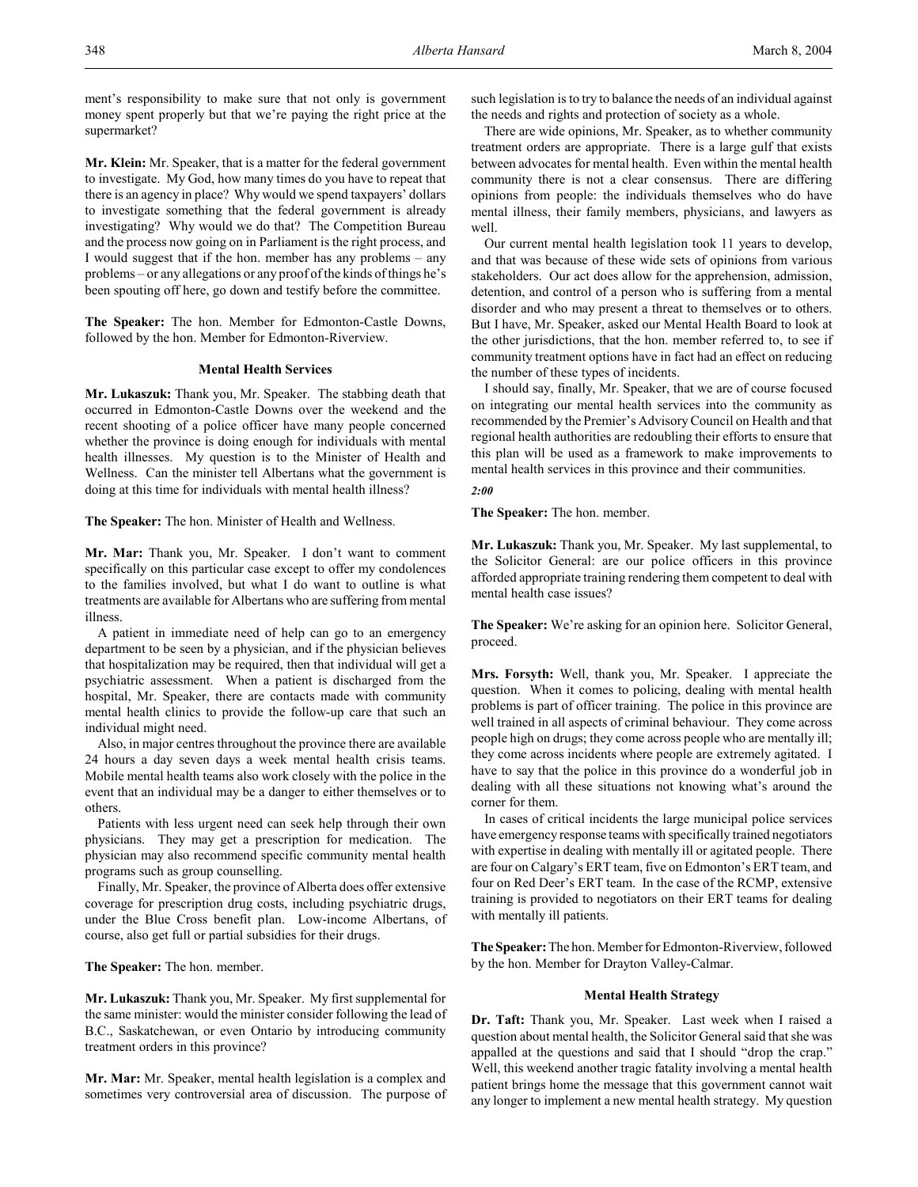ment's responsibility to make sure that not only is government money spent properly but that we're paying the right price at the supermarket?

**Mr. Klein:** Mr. Speaker, that is a matter for the federal government to investigate. My God, how many times do you have to repeat that there is an agency in place? Why would we spend taxpayers' dollars to investigate something that the federal government is already investigating? Why would we do that? The Competition Bureau and the process now going on in Parliament is the right process, and I would suggest that if the hon. member has any problems – any problems – or any allegations or any proof of the kinds of things he's been spouting off here, go down and testify before the committee.

**The Speaker:** The hon. Member for Edmonton-Castle Downs, followed by the hon. Member for Edmonton-Riverview.

### Mental Health Services

**Mr. Lukaszuk:** Thank you, Mr. Speaker. The stabbing death that occurred in Edmonton-Castle Downs over the weekend and the recent shooting of a police officer have many people concerned whether the province is doing enough for individuals with mental health illnesses. My question is to the Minister of Health and Wellness. Can the minister tell Albertans what the government is doing at this time for individuals with mental health illness?

**The Speaker:** The hon. Minister of Health and Wellness.

**Mr. Mar:** Thank you, Mr. Speaker. I don't want to comment specifically on this particular case except to offer my condolences to the families involved, but what I do want to outline is what treatments are available for Albertans who are suffering from mental illness.

A patient in immediate need of help can go to an emergency department to be seen by a physician, and if the physician believes that hospitalization may be required, then that individual will get a psychiatric assessment. When a patient is discharged from the hospital, Mr. Speaker, there are contacts made with community mental health clinics to provide the follow-up care that such an individual might need.

Also, in major centres throughout the province there are available 24 hours a day seven days a week mental health crisis teams. Mobile mental health teams also work closely with the police in the event that an individual may be a danger to either themselves or to others.

Patients with less urgent need can seek help through their own physicians. They may get a prescription for medication. The physician may also recommend specific community mental health programs such as group counselling.

Finally, Mr. Speaker, the province of Alberta does offer extensive coverage for prescription drug costs, including psychiatric drugs, under the Blue Cross benefit plan. Low-income Albertans, of course, also get full or partial subsidies for their drugs.

**The Speaker:** The hon. member.

**Mr. Lukaszuk:** Thank you, Mr. Speaker. My first supplemental for the same minister: would the minister consider following the lead of B.C., Saskatchewan, or even Ontario by introducing community treatment orders in this province?

**Mr. Mar:** Mr. Speaker, mental health legislation is a complex and sometimes very controversial area of discussion. The purpose of such legislation is to try to balance the needs of an individual against the needs and rights and protection of society as a whole.

There are wide opinions, Mr. Speaker, as to whether community treatment orders are appropriate. There is a large gulf that exists between advocates for mental health. Even within the mental health community there is not a clear consensus. There are differing opinions from people: the individuals themselves who do have mental illness, their family members, physicians, and lawyers as well.

Our current mental health legislation took 11 years to develop, and that was because of these wide sets of opinions from various stakeholders. Our act does allow for the apprehension, admission, detention, and control of a person who is suffering from a mental disorder and who may present a threat to themselves or to others. But I have, Mr. Speaker, asked our Mental Health Board to look at the other jurisdictions, that the hon. member referred to, to see if community treatment options have in fact had an effect on reducing the number of these types of incidents.

I should say, finally, Mr. Speaker, that we are of course focused on integrating our mental health services into the community as recommended by the Premier's Advisory Council on Health and that regional health authorities are redoubling their efforts to ensure that this plan will be used as a framework to make improvements to mental health services in this province and their communities.

*2:00*

**The Speaker:** The hon. member.

**Mr. Lukaszuk:** Thank you, Mr. Speaker. My last supplemental, to the Solicitor General: are our police officers in this province afforded appropriate training rendering them competent to deal with mental health case issues?

**The Speaker:** We're asking for an opinion here. Solicitor General, proceed.

**Mrs. Forsyth:** Well, thank you, Mr. Speaker. I appreciate the question. When it comes to policing, dealing with mental health problems is part of officer training. The police in this province are well trained in all aspects of criminal behaviour. They come across people high on drugs; they come across people who are mentally ill; they come across incidents where people are extremely agitated. I have to say that the police in this province do a wonderful job in dealing with all these situations not knowing what's around the corner for them.

In cases of critical incidents the large municipal police services have emergency response teams with specifically trained negotiators with expertise in dealing with mentally ill or agitated people. There are four on Calgary's ERT team, five on Edmonton's ERT team, and four on Red Deer's ERT team. In the case of the RCMP, extensive training is provided to negotiators on their ERT teams for dealing with mentally ill patients.

**The Speaker:** The hon. Member for Edmonton-Riverview, followed by the hon. Member for Drayton Valley-Calmar.

### Mental Health Strategy

**Dr. Taft:** Thank you, Mr. Speaker. Last week when I raised a question about mental health, the Solicitor General said that she was appalled at the questions and said that I should "drop the crap." Well, this weekend another tragic fatality involving a mental health patient brings home the message that this government cannot wait any longer to implement a new mental health strategy. My question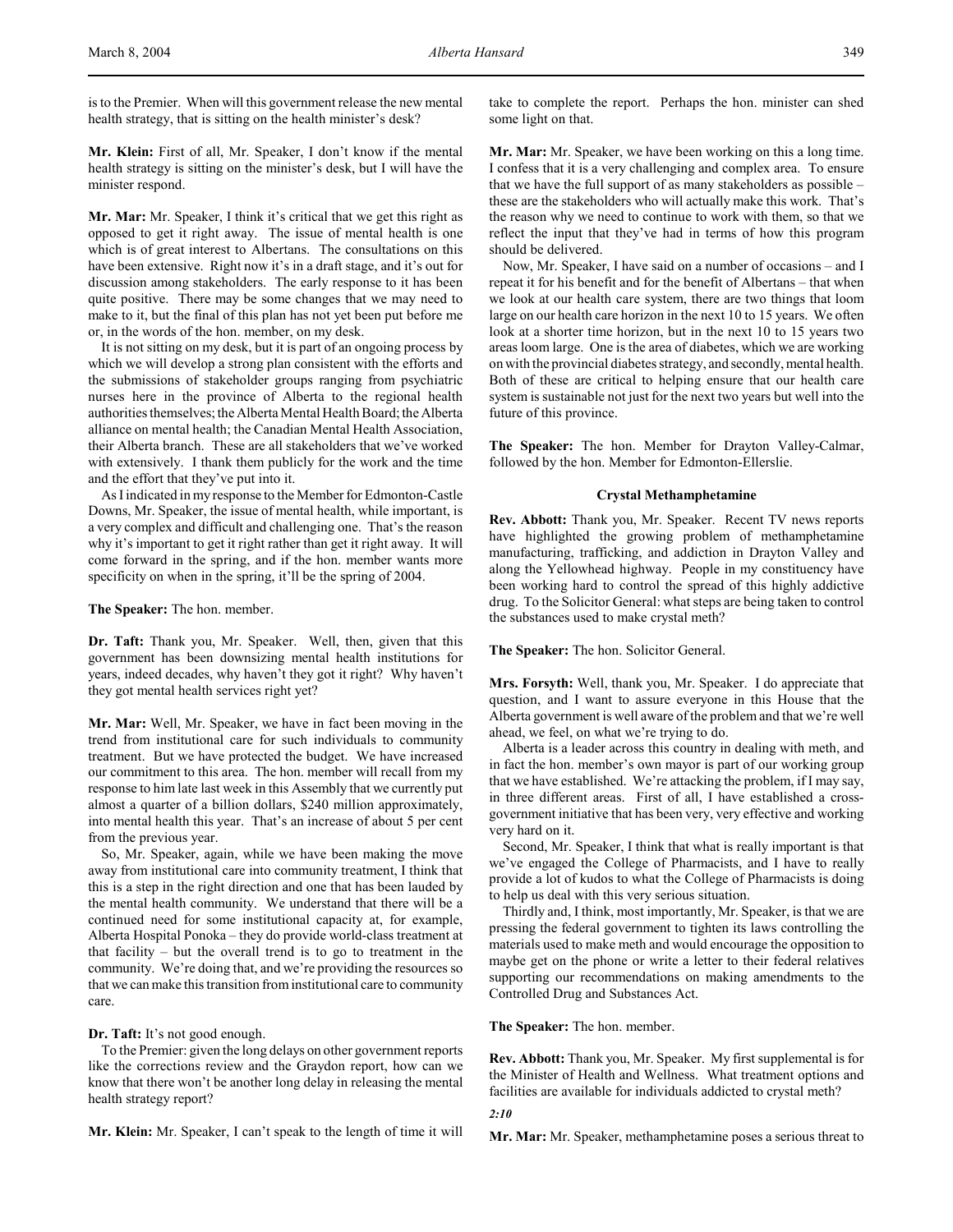is to the Premier. When will this government release the new mental health strategy, that is sitting on the health minister's desk?

**Mr. Klein:** First of all, Mr. Speaker, I don't know if the mental health strategy is sitting on the minister's desk, but I will have the minister respond.

**Mr. Mar:** Mr. Speaker, I think it's critical that we get this right as opposed to get it right away. The issue of mental health is one which is of great interest to Albertans. The consultations on this have been extensive. Right now it's in a draft stage, and it's out for discussion among stakeholders. The early response to it has been quite positive. There may be some changes that we may need to make to it, but the final of this plan has not yet been put before me or, in the words of the hon. member, on my desk.

It is not sitting on my desk, but it is part of an ongoing process by which we will develop a strong plan consistent with the efforts and the submissions of stakeholder groups ranging from psychiatric nurses here in the province of Alberta to the regional health authorities themselves; the Alberta Mental Health Board; the Alberta alliance on mental health; the Canadian Mental Health Association, their Alberta branch. These are all stakeholders that we've worked with extensively. I thank them publicly for the work and the time and the effort that they've put into it.

As I indicated in my response to the Member for Edmonton-Castle Downs, Mr. Speaker, the issue of mental health, while important, is a very complex and difficult and challenging one. That's the reason why it's important to get it right rather than get it right away. It will come forward in the spring, and if the hon. member wants more specificity on when in the spring, it'll be the spring of 2004.

**The Speaker:** The hon. member.

**Dr. Taft:** Thank you, Mr. Speaker. Well, then, given that this government has been downsizing mental health institutions for years, indeed decades, why haven't they got it right? Why haven't they got mental health services right yet?

**Mr. Mar:** Well, Mr. Speaker, we have in fact been moving in the trend from institutional care for such individuals to community treatment. But we have protected the budget. We have increased our commitment to this area. The hon. member will recall from my response to him late last week in this Assembly that we currently put almost a quarter of a billion dollars, $240 million approximately, into mental health this year. That's an increase of about 5 per cent from the previous year.

So, Mr. Speaker, again, while we have been making the move away from institutional care into community treatment, I think that this is a step in the right direction and one that has been lauded by the mental health community. We understand that there will be a continued need for some institutional capacity at, for example, Alberta Hospital Ponoka – they do provide world-class treatment at that facility – but the overall trend is to go to treatment in the community. We're doing that, and we're providing the resources so that we can make this transition from institutional care to community care.

**Dr. Taft:** It's not good enough.

To the Premier: given the long delays on other government reports like the corrections review and the Graydon report, how can we know that there won't be another long delay in releasing the mental health strategy report?

**Mr. Klein:** Mr. Speaker, I can't speak to the length of time it will take to complete the report. Perhaps the hon. minister can shed some light on that.

**Mr. Mar:** Mr. Speaker, we have been working on this a long time. I confess that it is a very challenging and complex area. To ensure that we have the full support of as many stakeholders as possible – these are the stakeholders who will actually make this work. That's the reason why we need to continue to work with them, so that we reflect the input that they've had in terms of how this program should be delivered.

Now, Mr. Speaker, I have said on a number of occasions – and I repeat it for his benefit and for the benefit of Albertans – that when we look at our health care system, there are two things that loom large on our health care horizon in the next 10 to 15 years. We often look at a shorter time horizon, but in the next 10 to 15 years two areas loom large. One is the area of diabetes, which we are working on with the provincial diabetes strategy, and secondly, mental health. Both of these are critical to helping ensure that our health care system is sustainable not just for the next two years but well into the future of this province.

**The Speaker:** The hon. Member for Drayton Valley-Calmar, followed by the hon. Member for Edmonton-Ellerslie.

### Crystal Methamphetamine

**Rev. Abbott:** Thank you, Mr. Speaker. Recent TV news reports have highlighted the growing problem of methamphetamine manufacturing, trafficking, and addiction in Drayton Valley and along the Yellowhead highway. People in my constituency have been working hard to control the spread of this highly addictive drug. To the Solicitor General: what steps are being taken to control the substances used to make crystal meth?

**The Speaker:** The hon. Solicitor General.

**Mrs. Forsyth:** Well, thank you, Mr. Speaker. I do appreciate that question, and I want to assure everyone in this House that the Alberta government is well aware of the problem and that we're well ahead, we feel, on what we're trying to do.

Alberta is a leader across this country in dealing with meth, and in fact the hon. member's own mayor is part of our working group that we have established. We're attacking the problem, if I may say, in three different areas. First of all, I have established a cross-government initiative that has been very, very effective and working very hard on it.

Second, Mr. Speaker, I think that what is really important is that we've engaged the College of Pharmacists, and I have to really provide a lot of kudos to what the College of Pharmacists is doing to help us deal with this very serious situation.

Thirdly and, I think, most importantly, Mr. Speaker, is that we are pressing the federal government to tighten its laws controlling the materials used to make meth and would encourage the opposition to maybe get on the phone or write a letter to their federal relatives supporting our recommendations on making amendments to the Controlled Drug and Substances Act.

**The Speaker:** The hon. member.

**Rev. Abbott:** Thank you, Mr. Speaker. My first supplemental is for the Minister of Health and Wellness. What treatment options and facilities are available for individuals addicted to crystal meth?

*2:10*

**Mr. Mar:** Mr. Speaker, methamphetamine poses a serious threat to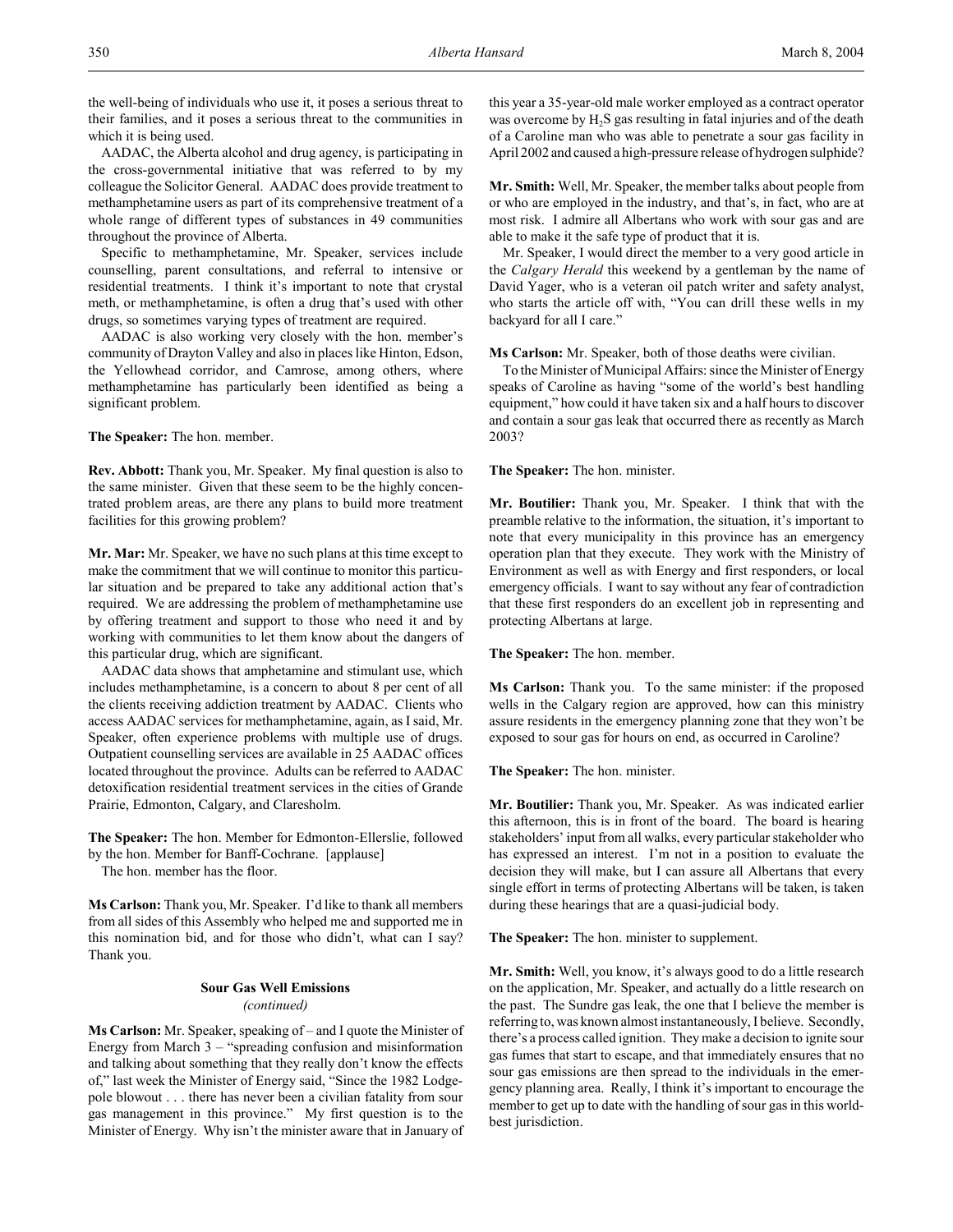the well-being of individuals who use it, it poses a serious threat to their families, and it poses a serious threat to the communities in which it is being used.

AADAC, the Alberta alcohol and drug agency, is participating in the cross-governmental initiative that was referred to by my colleague the Solicitor General. AADAC does provide treatment to methamphetamine users as part of its comprehensive treatment of a whole range of different types of substances in 49 communities throughout the province of Alberta.

Specific to methamphetamine, Mr. Speaker, services include counselling, parent consultations, and referral to intensive or residential treatments. I think it's important to note that crystal meth, or methamphetamine, is often a drug that's used with other drugs, so sometimes varying types of treatment are required.

AADAC is also working very closely with the hon. member's community of Drayton Valley and also in places like Hinton, Edson, the Yellowhead corridor, and Camrose, among others, where methamphetamine has particularly been identified as being a significant problem.

**The Speaker:** The hon. member.

**Rev. Abbott:** Thank you, Mr. Speaker. My final question is also to the same minister. Given that these seem to be the highly concentrated problem areas, are there any plans to build more treatment facilities for this growing problem?

**Mr. Mar:** Mr. Speaker, we have no such plans at this time except to make the commitment that we will continue to monitor this particular situation and be prepared to take any additional action that's required. We are addressing the problem of methamphetamine use by offering treatment and support to those who need it and by working with communities to let them know about the dangers of this particular drug, which are significant.

AADAC data shows that amphetamine and stimulant use, which includes methamphetamine, is a concern to about 8 per cent of all the clients receiving addiction treatment by AADAC. Clients who access AADAC services for methamphetamine, again, as I said, Mr. Speaker, often experience problems with multiple use of drugs. Outpatient counselling services are available in 25 AADAC offices located throughout the province. Adults can be referred to AADAC detoxification residential treatment services in the cities of Grande Prairie, Edmonton, Calgary, and Claresholm.

**The Speaker:** The hon. Member for Edmonton-Ellerslie, followed by the hon. Member for Banff-Cochrane. [applause]

The hon. member has the floor.

**Ms Carlson:** Thank you, Mr. Speaker. I'd like to thank all members from all sides of this Assembly who helped me and supported me in this nomination bid, and for those who didn't, what can I say? Thank you.

### Sour Gas Well Emissions
*(continued)*

**Ms Carlson:** Mr. Speaker, speaking of – and I quote the Minister of Energy from March 3 – "spreading confusion and misinformation and talking about something that they really don't know the effects of," last week the Minister of Energy said, "Since the 1982 Lodgepole blowout . . . there has never been a civilian fatality from sour gas management in this province." My first question is to the Minister of Energy. Why isn't the minister aware that in January of this year a 35-year-old male worker employed as a contract operator was overcome by $H_2S$ gas resulting in fatal injuries and of the death of a Caroline man who was able to penetrate a sour gas facility in April 2002 and caused a high-pressure release of hydrogen sulphide?

**Mr. Smith:** Well, Mr. Speaker, the member talks about people from or who are employed in the industry, and that's, in fact, who are at most risk. I admire all Albertans who work with sour gas and are able to make it the safe type of product that it is.

Mr. Speaker, I would direct the member to a very good article in the *Calgary Herald* this weekend by a gentleman by the name of David Yager, who is a veteran oil patch writer and safety analyst, who starts the article off with, "You can drill these wells in my backyard for all I care."

**Ms Carlson:** Mr. Speaker, both of those deaths were civilian.

To the Minister of Municipal Affairs: since the Minister of Energy speaks of Caroline as having "some of the world's best handling equipment," how could it have taken six and a half hours to discover and contain a sour gas leak that occurred there as recently as March 2003?

**The Speaker:** The hon. minister.

**Mr. Boutilier:** Thank you, Mr. Speaker. I think that with the preamble relative to the information, the situation, it's important to note that every municipality in this province has an emergency operation plan that they execute. They work with the Ministry of Environment as well as with Energy and first responders, or local emergency officials. I want to say without any fear of contradiction that these first responders do an excellent job in representing and protecting Albertans at large.

**The Speaker:** The hon. member.

**Ms Carlson:** Thank you. To the same minister: if the proposed wells in the Calgary region are approved, how can this ministry assure residents in the emergency planning zone that they won't be exposed to sour gas for hours on end, as occurred in Caroline?

**The Speaker:** The hon. minister.

**Mr. Boutilier:** Thank you, Mr. Speaker. As was indicated earlier this afternoon, this is in front of the board. The board is hearing stakeholders' input from all walks, every particular stakeholder who has expressed an interest. I'm not in a position to evaluate the decision they will make, but I can assure all Albertans that every single effort in terms of protecting Albertans will be taken, is taken during these hearings that are a quasi-judicial body.

**The Speaker:** The hon. minister to supplement.

**Mr. Smith:** Well, you know, it's always good to do a little research on the application, Mr. Speaker, and actually do a little research on the past. The Sundre gas leak, the one that I believe the member is referring to, was known almost instantaneously, I believe. Secondly, there's a process called ignition. They make a decision to ignite sour gas fumes that start to escape, and that immediately ensures that no sour gas emissions are then spread to the individuals in the emergency planning area. Really, I think it's important to encourage the member to get up to date with the handling of sour gas in this world-best jurisdiction.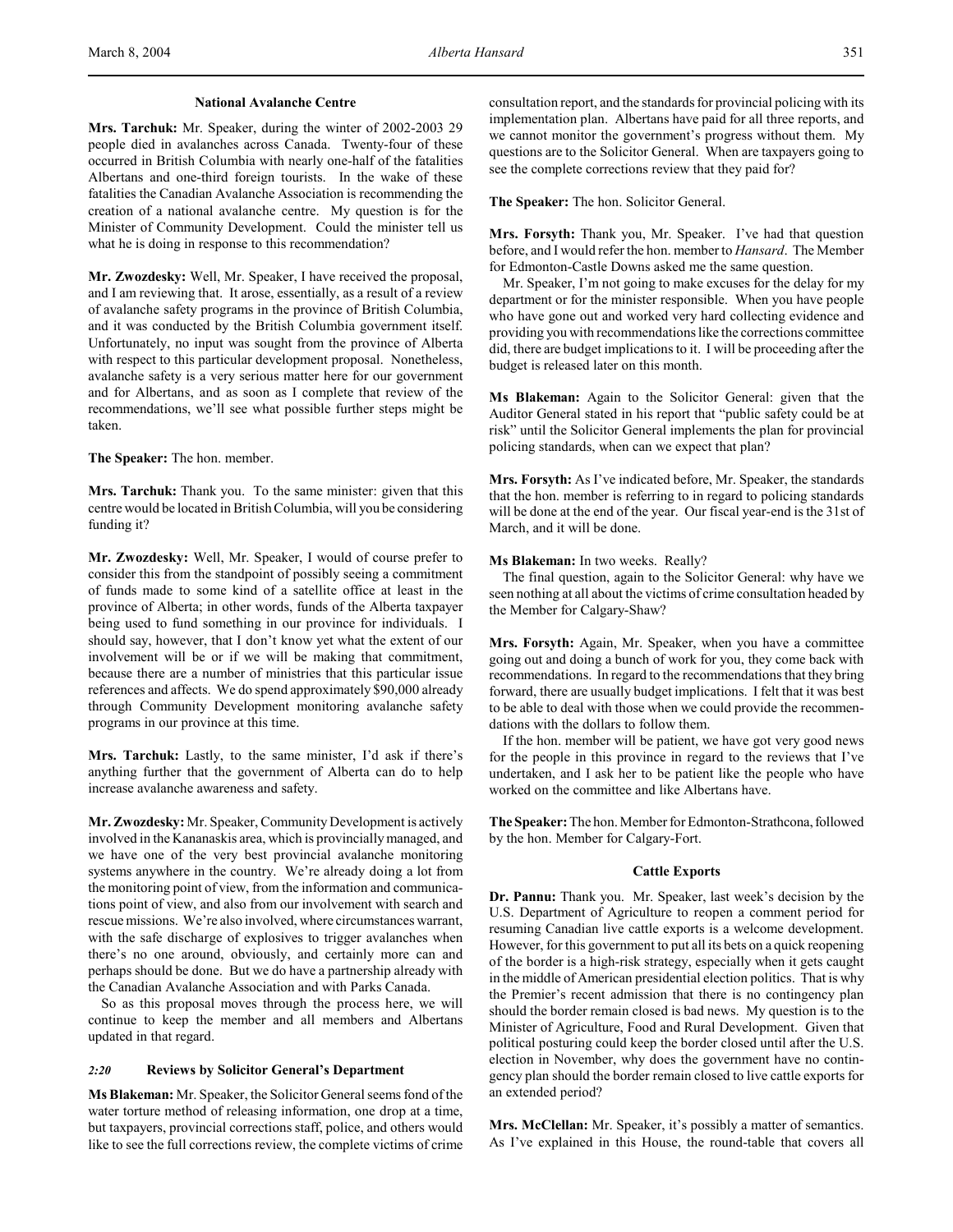### National Avalanche Centre

**Mrs. Tarchuk:** Mr. Speaker, during the winter of 2002-2003 29 people died in avalanches across Canada. Twenty-four of these occurred in British Columbia with nearly one-half of the fatalities Albertans and one-third foreign tourists. In the wake of these fatalities the Canadian Avalanche Association is recommending the creation of a national avalanche centre. My question is for the Minister of Community Development. Could the minister tell us what he is doing in response to this recommendation?

**Mr. Zwozdesky:** Well, Mr. Speaker, I have received the proposal, and I am reviewing that. It arose, essentially, as a result of a review of avalanche safety programs in the province of British Columbia, and it was conducted by the British Columbia government itself. Unfortunately, no input was sought from the province of Alberta with respect to this particular development proposal. Nonetheless, avalanche safety is a very serious matter here for our government and for Albertans, and as soon as I complete that review of the recommendations, we'll see what possible further steps might be taken.

**The Speaker:** The hon. member.

**Mrs. Tarchuk:** Thank you. To the same minister: given that this centre would be located in British Columbia, will you be considering funding it?

**Mr. Zwozdesky:** Well, Mr. Speaker, I would of course prefer to consider this from the standpoint of possibly seeing a commitment of funds made to some kind of a satellite office at least in the province of Alberta; in other words, funds of the Alberta taxpayer being used to fund something in our province for individuals. I should say, however, that I don't know yet what the extent of our involvement will be or if we will be making that commitment, because there are a number of ministries that this particular issue references and affects. We do spend approximately $90,000 already through Community Development monitoring avalanche safety programs in our province at this time.

**Mrs. Tarchuk:** Lastly, to the same minister, I'd ask if there's anything further that the government of Alberta can do to help increase avalanche awareness and safety.

**Mr. Zwozdesky:** Mr. Speaker, Community Development is actively involved in the Kananaskis area, which is provincially managed, and we have one of the very best provincial avalanche monitoring systems anywhere in the country. We're already doing a lot from the monitoring point of view, from the information and communications point of view, and also from our involvement with search and rescue missions. We're also involved, where circumstances warrant, with the safe discharge of explosives to trigger avalanches when there's no one around, obviously, and certainly more can and perhaps should be done. But we do have a partnership already with the Canadian Avalanche Association and with Parks Canada.

So as this proposal moves through the process here, we will continue to keep the member and all members and Albertans updated in that regard.

### *2:20* Reviews by Solicitor General's Department

**Ms Blakeman:** Mr. Speaker, the Solicitor General seems fond of the water torture method of releasing information, one drop at a time, but taxpayers, provincial corrections staff, police, and others would like to see the full corrections review, the complete victims of crime consultation report, and the standards for provincial policing with its implementation plan. Albertans have paid for all three reports, and we cannot monitor the government's progress without them. My questions are to the Solicitor General. When are taxpayers going to see the complete corrections review that they paid for?

**The Speaker:** The hon. Solicitor General.

**Mrs. Forsyth:** Thank you, Mr. Speaker. I've had that question before, and I would refer the hon. member to *Hansard*. The Member for Edmonton-Castle Downs asked me the same question.

Mr. Speaker, I'm not going to make excuses for the delay for my department or for the minister responsible. When you have people who have gone out and worked very hard collecting evidence and providing you with recommendations like the corrections committee did, there are budget implications to it. I will be proceeding after the budget is released later on this month.

**Ms Blakeman:** Again to the Solicitor General: given that the Auditor General stated in his report that "public safety could be at risk" until the Solicitor General implements the plan for provincial policing standards, when can we expect that plan?

**Mrs. Forsyth:** As I've indicated before, Mr. Speaker, the standards that the hon. member is referring to in regard to policing standards will be done at the end of the year. Our fiscal year-end is the 31st of March, and it will be done.

**Ms Blakeman:** In two weeks. Really?

The final question, again to the Solicitor General: why have we seen nothing at all about the victims of crime consultation headed by the Member for Calgary-Shaw?

**Mrs. Forsyth:** Again, Mr. Speaker, when you have a committee going out and doing a bunch of work for you, they come back with recommendations. In regard to the recommendations that they bring forward, there are usually budget implications. I felt that it was best to be able to deal with those when we could provide the recommendations with the dollars to follow them.

If the hon. member will be patient, we have got very good news for the people in this province in regard to the reviews that I've undertaken, and I ask her to be patient like the people who have worked on the committee and like Albertans have.

**The Speaker:** The hon. Member for Edmonton-Strathcona, followed by the hon. Member for Calgary-Fort.

### Cattle Exports

**Dr. Pannu:** Thank you. Mr. Speaker, last week's decision by the U.S. Department of Agriculture to reopen a comment period for resuming Canadian live cattle exports is a welcome development. However, for this government to put all its bets on a quick reopening of the border is a high-risk strategy, especially when it gets caught in the middle of American presidential election politics. That is why the Premier's recent admission that there is no contingency plan should the border remain closed is bad news. My question is to the Minister of Agriculture, Food and Rural Development. Given that political posturing could keep the border closed until after the U.S. election in November, why does the government have no contingency plan should the border remain closed to live cattle exports for an extended period?

**Mrs. McClellan:** Mr. Speaker, it's possibly a matter of semantics. As I've explained in this House, the round-table that covers all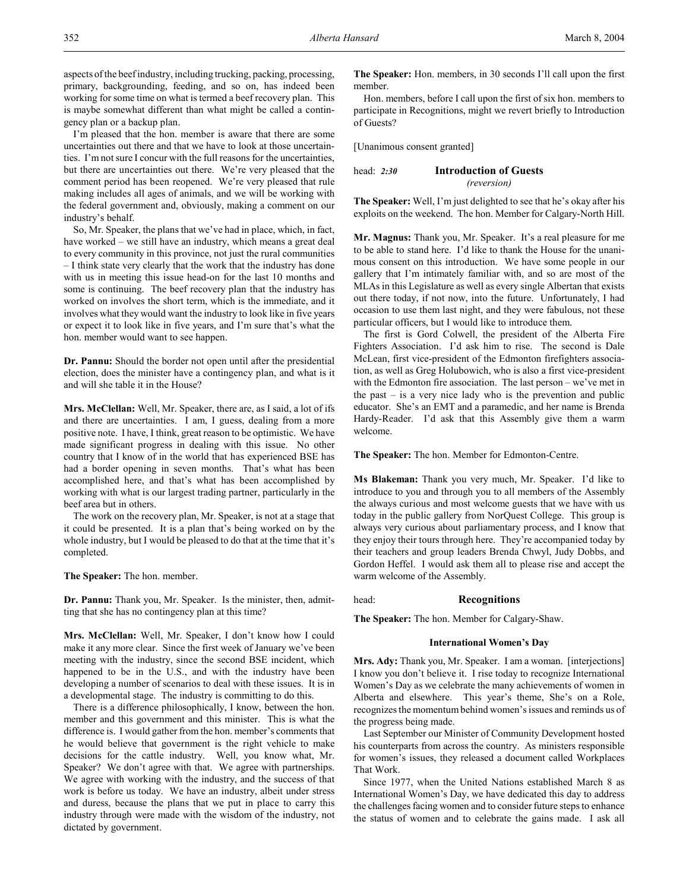aspects of the beef industry, including trucking, packing, processing, primary, backgrounding, feeding, and so on, has indeed been working for some time on what is termed a beef recovery plan. This is maybe somewhat different than what might be called a contingency plan or a backup plan.

I'm pleased that the hon. member is aware that there are some uncertainties out there and that we have to look at those uncertainties. I'm not sure I concur with the full reasons for the uncertainties, but there are uncertainties out there. We're very pleased that the comment period has been reopened. We're very pleased that rule making includes all ages of animals, and we will be working with the federal government and, obviously, making a comment on our industry's behalf.

So, Mr. Speaker, the plans that we've had in place, which, in fact, have worked – we still have an industry, which means a great deal to every community in this province, not just the rural communities – I think state very clearly that the work that the industry has done with us in meeting this issue head-on for the last 10 months and some is continuing. The beef recovery plan that the industry has worked on involves the short term, which is the immediate, and it involves what they would want the industry to look like in five years or expect it to look like in five years, and I'm sure that's what the hon. member would want to see happen.

**Dr. Pannu:** Should the border not open until after the presidential election, does the minister have a contingency plan, and what is it and will she table it in the House?

**Mrs. McClellan:** Well, Mr. Speaker, there are, as I said, a lot of ifs and there are uncertainties. I am, I guess, dealing from a more positive note. I have, I think, great reason to be optimistic. We have made significant progress in dealing with this issue. No other country that I know of in the world that has experienced BSE has had a border opening in seven months. That's what has been accomplished here, and that's what has been accomplished by working with what is our largest trading partner, particularly in the beef area but in others.

The work on the recovery plan, Mr. Speaker, is not at a stage that it could be presented. It is a plan that's being worked on by the whole industry, but I would be pleased to do that at the time that it's completed.

**The Speaker:** The hon. member.

**Dr. Pannu:** Thank you, Mr. Speaker. Is the minister, then, admitting that she has no contingency plan at this time?

**Mrs. McClellan:** Well, Mr. Speaker, I don't know how I could make it any more clear. Since the first week of January we've been meeting with the industry, since the second BSE incident, which happened to be in the U.S., and with the industry have been developing a number of scenarios to deal with these issues. It is in a developmental stage. The industry is committing to do this.

There is a difference philosophically, I know, between the hon. member and this government and this minister. This is what the difference is. I would gather from the hon. member's comments that he would believe that government is the right vehicle to make decisions for the cattle industry. Well, you know what, Mr. Speaker? We don't agree with that. We agree with partnerships. We agree with working with the industry, and the success of that work is before us today. We have an industry, albeit under stress and duress, because the plans that we put in place to carry this industry through were made with the wisdom of the industry, not dictated by government.

**The Speaker:** Hon. members, in 30 seconds I'll call upon the first member.

Hon. members, before I call upon the first of six hon. members to participate in Recognitions, might we revert briefly to Introduction of Guests?

[Unanimous consent granted]

## Introduction of Guests
*(reversion)*

head: *2:30*

**The Speaker:** Well, I'm just delighted to see that he's okay after his exploits on the weekend. The hon. Member for Calgary-North Hill.

**Mr. Magnus:** Thank you, Mr. Speaker. It's a real pleasure for me to be able to stand here. I'd like to thank the House for the unanimous consent on this introduction. We have some people in our gallery that I'm intimately familiar with, and so are most of the MLAs in this Legislature as well as every single Albertan that exists out there today, if not now, into the future. Unfortunately, I had occasion to use them last night, and they were fabulous, not these particular officers, but I would like to introduce them.

The first is Gord Colwell, the president of the Alberta Fire Fighters Association. I'd ask him to rise. The second is Dale McLean, first vice-president of the Edmonton firefighters association, as well as Greg Holubowich, who is also a first vice-president with the Edmonton fire association. The last person – we've met in the past – is a very nice lady who is the prevention and public educator. She's an EMT and a paramedic, and her name is Brenda Hardy-Reader. I'd ask that this Assembly give them a warm welcome.

**The Speaker:** The hon. Member for Edmonton-Centre.

**Ms Blakeman:** Thank you very much, Mr. Speaker. I'd like to introduce to you and through you to all members of the Assembly the always curious and most welcome guests that we have with us today in the public gallery from NorQuest College. This group is always very curious about parliamentary process, and I know that they enjoy their tours through here. They're accompanied today by their teachers and group leaders Brenda Chwyl, Judy Dobbs, and Gordon Heffel. I would ask them all to please rise and accept the warm welcome of the Assembly.

## Recognitions

**The Speaker:** The hon. Member for Calgary-Shaw.

### International Women's Day

**Mrs. Ady:** Thank you, Mr. Speaker. I am a woman. [interjections] I know you don't believe it. I rise today to recognize International Women's Day as we celebrate the many achievements of women in Alberta and elsewhere. This year's theme, She's on a Role, recognizes the momentum behind women's issues and reminds us of the progress being made.

Last September our Minister of Community Development hosted his counterparts from across the country. As ministers responsible for women's issues, they released a document called Workplaces That Work.

Since 1977, when the United Nations established March 8 as International Women's Day, we have dedicated this day to address the challenges facing women and to consider future steps to enhance the status of women and to celebrate the gains made. I ask all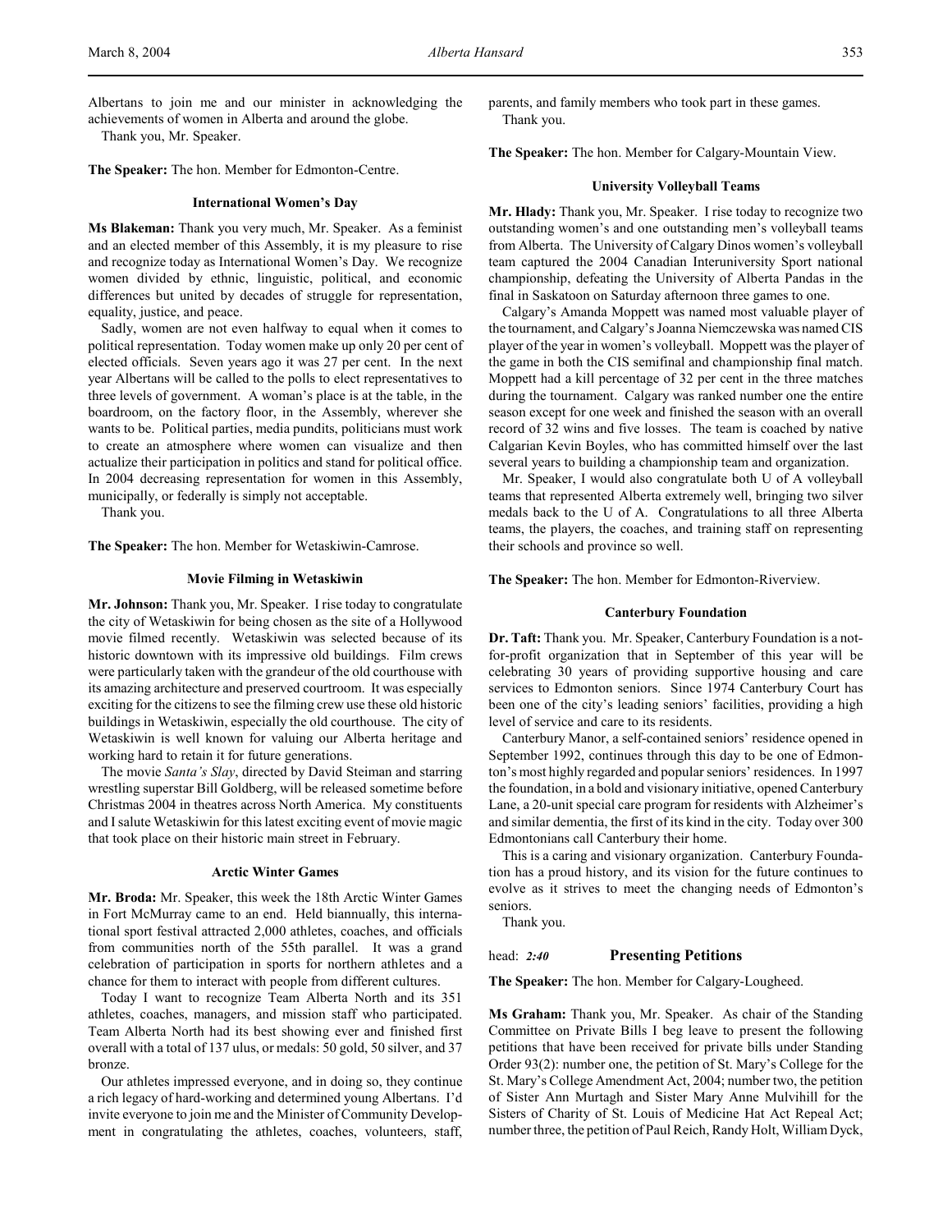Albertans to join me and our minister in acknowledging the achievements of women in Alberta and around the globe.

Thank you, Mr. Speaker.

**The Speaker:** The hon. Member for Edmonton-Centre.

### International Women's Day

**Ms Blakeman:** Thank you very much, Mr. Speaker. As a feminist and an elected member of this Assembly, it is my pleasure to rise and recognize today as International Women's Day. We recognize women divided by ethnic, linguistic, political, and economic differences but united by decades of struggle for representation, equality, justice, and peace.

Sadly, women are not even halfway to equal when it comes to political representation. Today women make up only 20 per cent of elected officials. Seven years ago it was 27 per cent. In the next year Albertans will be called to the polls to elect representatives to three levels of government. A woman's place is at the table, in the boardroom, on the factory floor, in the Assembly, wherever she wants to be. Political parties, media pundits, politicians must work to create an atmosphere where women can visualize and then actualize their participation in politics and stand for political office. In 2004 decreasing representation for women in this Assembly, municipally, or federally is simply not acceptable.

Thank you.

**The Speaker:** The hon. Member for Wetaskiwin-Camrose.

### Movie Filming in Wetaskiwin

**Mr. Johnson:** Thank you, Mr. Speaker. I rise today to congratulate the city of Wetaskiwin for being chosen as the site of a Hollywood movie filmed recently. Wetaskiwin was selected because of its historic downtown with its impressive old buildings. Film crews were particularly taken with the grandeur of the old courthouse with its amazing architecture and preserved courtroom. It was especially exciting for the citizens to see the filming crew use these old historic buildings in Wetaskiwin, especially the old courthouse. The city of Wetaskiwin is well known for valuing our Alberta heritage and working hard to retain it for future generations.

The movie *Santa's Slay*, directed by David Steiman and starring wrestling superstar Bill Goldberg, will be released sometime before Christmas 2004 in theatres across North America. My constituents and I salute Wetaskiwin for this latest exciting event of movie magic that took place on their historic main street in February.

### Arctic Winter Games

**Mr. Broda:** Mr. Speaker, this week the 18th Arctic Winter Games in Fort McMurray came to an end. Held biannually, this international sport festival attracted 2,000 athletes, coaches, and officials from communities north of the 55th parallel. It was a grand celebration of participation in sports for northern athletes and a chance for them to interact with people from different cultures.

Today I want to recognize Team Alberta North and its 351 athletes, coaches, managers, and mission staff who participated. Team Alberta North had its best showing ever and finished first overall with a total of 137 ulus, or medals: 50 gold, 50 silver, and 37 bronze.

Our athletes impressed everyone, and in doing so, they continue a rich legacy of hard-working and determined young Albertans. I'd invite everyone to join me and the Minister of Community Development in congratulating the athletes, coaches, volunteers, staff, parents, and family members who took part in these games.

Thank you.

**The Speaker:** The hon. Member for Calgary-Mountain View.

### University Volleyball Teams

**Mr. Hlady:** Thank you, Mr. Speaker. I rise today to recognize two outstanding women's and one outstanding men's volleyball teams from Alberta. The University of Calgary Dinos women's volleyball team captured the 2004 Canadian Interuniversity Sport national championship, defeating the University of Alberta Pandas in the final in Saskatoon on Saturday afternoon three games to one.

Calgary's Amanda Moppett was named most valuable player of the tournament, and Calgary's Joanna Niemczewska was named CIS player of the year in women's volleyball. Moppett was the player of the game in both the CIS semifinal and championship final match. Moppett had a kill percentage of 32 per cent in the three matches during the tournament. Calgary was ranked number one the entire season except for one week and finished the season with an overall record of 32 wins and five losses. The team is coached by native Calgarian Kevin Boyles, who has committed himself over the last several years to building a championship team and organization.

Mr. Speaker, I would also congratulate both U of A volleyball teams that represented Alberta extremely well, bringing two silver medals back to the U of A. Congratulations to all three Alberta teams, the players, the coaches, and training staff on representing their schools and province so well.

**The Speaker:** The hon. Member for Edmonton-Riverview.

### Canterbury Foundation

**Dr. Taft:** Thank you. Mr. Speaker, Canterbury Foundation is a not-for-profit organization that in September of this year will be celebrating 30 years of providing supportive housing and care services to Edmonton seniors. Since 1974 Canterbury Court has been one of the city's leading seniors' facilities, providing a high level of service and care to its residents.

Canterbury Manor, a self-contained seniors' residence opened in September 1992, continues through this day to be one of Edmonton's most highly regarded and popular seniors' residences. In 1997 the foundation, in a bold and visionary initiative, opened Canterbury Lane, a 20-unit special care program for residents with Alzheimer's and similar dementia, the first of its kind in the city. Today over 300 Edmontonians call Canterbury their home.

This is a caring and visionary organization. Canterbury Foundation has a proud history, and its vision for the future continues to evolve as it strives to meet the changing needs of Edmonton's seniors.

Thank you.

## head: *2:40* Presenting Petitions

**The Speaker:** The hon. Member for Calgary-Lougheed.

**Ms Graham:** Thank you, Mr. Speaker. As chair of the Standing Committee on Private Bills I beg leave to present the following petitions that have been received for private bills under Standing Order 93(2): number one, the petition of St. Mary's College for the St. Mary's College Amendment Act, 2004; number two, the petition of Sister Ann Murtagh and Sister Mary Anne Mulvihill for the Sisters of Charity of St. Louis of Medicine Hat Act Repeal Act; number three, the petition of Paul Reich, Randy Holt, William Dyck,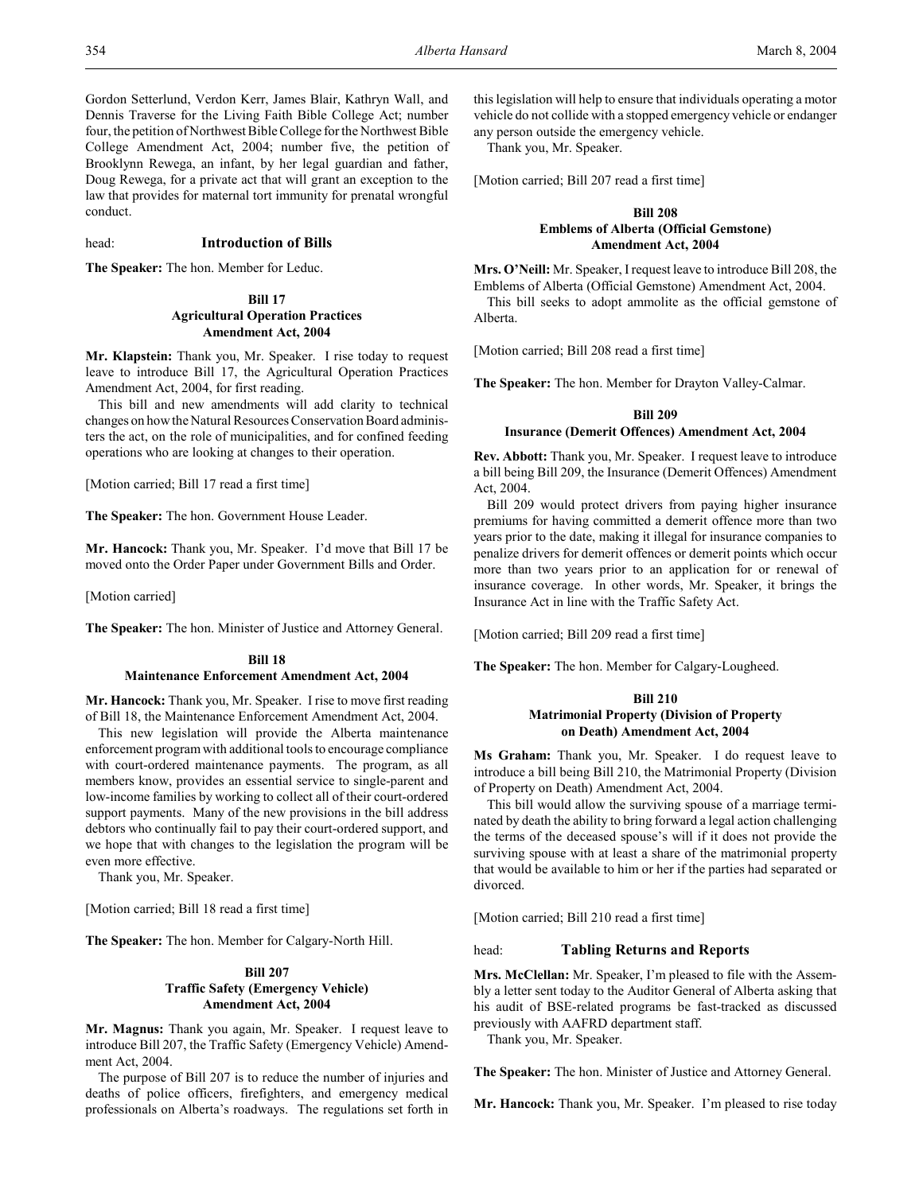Gordon Setterlund, Verdon Kerr, James Blair, Kathryn Wall, and Dennis Traverse for the Living Faith Bible College Act; number four, the petition of Northwest Bible College for the Northwest Bible College Amendment Act, 2004; number five, the petition of Brooklynn Rewega, an infant, by her legal guardian and father, Doug Rewega, for a private act that will grant an exception to the law that provides for maternal tort immunity for prenatal wrongful conduct.

head: **Introduction of Bills**

**The Speaker:** The hon. Member for Leduc.

### Bill 17
### Agricultural Operation Practices Amendment Act, 2004

**Mr. Klapstein:** Thank you, Mr. Speaker. I rise today to request leave to introduce Bill 17, the Agricultural Operation Practices Amendment Act, 2004, for first reading.

This bill and new amendments will add clarity to technical changes on how the Natural Resources Conservation Board administers the act, on the role of municipalities, and for confined feeding operations who are looking at changes to their operation.

[Motion carried; Bill 17 read a first time]

**The Speaker:** The hon. Government House Leader.

**Mr. Hancock:** Thank you, Mr. Speaker. I'd move that Bill 17 be moved onto the Order Paper under Government Bills and Order.

[Motion carried]

**The Speaker:** The hon. Minister of Justice and Attorney General.

### Bill 18
### Maintenance Enforcement Amendment Act, 2004

**Mr. Hancock:** Thank you, Mr. Speaker. I rise to move first reading of Bill 18, the Maintenance Enforcement Amendment Act, 2004.

This new legislation will provide the Alberta maintenance enforcement program with additional tools to encourage compliance with court-ordered maintenance payments. The program, as all members know, provides an essential service to single-parent and low-income families by working to collect all of their court-ordered support payments. Many of the new provisions in the bill address debtors who continually fail to pay their court-ordered support, and we hope that with changes to the legislation the program will be even more effective.

Thank you, Mr. Speaker.

[Motion carried; Bill 18 read a first time]

**The Speaker:** The hon. Member for Calgary-North Hill.

### Bill 207
### Traffic Safety (Emergency Vehicle) Amendment Act, 2004

**Mr. Magnus:** Thank you again, Mr. Speaker. I request leave to introduce Bill 207, the Traffic Safety (Emergency Vehicle) Amendment Act, 2004.

The purpose of Bill 207 is to reduce the number of injuries and deaths of police officers, firefighters, and emergency medical professionals on Alberta's roadways. The regulations set forth in this legislation will help to ensure that individuals operating a motor vehicle do not collide with a stopped emergency vehicle or endanger any person outside the emergency vehicle.

Thank you, Mr. Speaker.

[Motion carried; Bill 207 read a first time]

### Bill 208
### Emblems of Alberta (Official Gemstone) Amendment Act, 2004

**Mrs. O'Neill:** Mr. Speaker, I request leave to introduce Bill 208, the Emblems of Alberta (Official Gemstone) Amendment Act, 2004.

This bill seeks to adopt ammolite as the official gemstone of Alberta.

[Motion carried; Bill 208 read a first time]

**The Speaker:** The hon. Member for Drayton Valley-Calmar.

### Bill 209
### Insurance (Demerit Offences) Amendment Act, 2004

**Rev. Abbott:** Thank you, Mr. Speaker. I request leave to introduce a bill being Bill 209, the Insurance (Demerit Offences) Amendment Act, 2004.

Bill 209 would protect drivers from paying higher insurance premiums for having committed a demerit offence more than two years prior to the date, making it illegal for insurance companies to penalize drivers for demerit offences or demerit points which occur more than two years prior to an application for or renewal of insurance coverage. In other words, Mr. Speaker, it brings the Insurance Act in line with the Traffic Safety Act.

[Motion carried; Bill 209 read a first time]

**The Speaker:** The hon. Member for Calgary-Lougheed.

### Bill 210
### Matrimonial Property (Division of Property on Death) Amendment Act, 2004

**Ms Graham:** Thank you, Mr. Speaker. I do request leave to introduce a bill being Bill 210, the Matrimonial Property (Division of Property on Death) Amendment Act, 2004.

This bill would allow the surviving spouse of a marriage terminated by death the ability to bring forward a legal action challenging the terms of the deceased spouse's will if it does not provide the surviving spouse with at least a share of the matrimonial property that would be available to him or her if the parties had separated or divorced.

[Motion carried; Bill 210 read a first time]

head: **Tabling Returns and Reports**

**Mrs. McClellan:** Mr. Speaker, I'm pleased to file with the Assembly a letter sent today to the Auditor General of Alberta asking that his audit of BSE-related programs be fast-tracked as discussed previously with AAFRD department staff.

Thank you, Mr. Speaker.

**The Speaker:** The hon. Minister of Justice and Attorney General.

**Mr. Hancock:** Thank you, Mr. Speaker. I'm pleased to rise today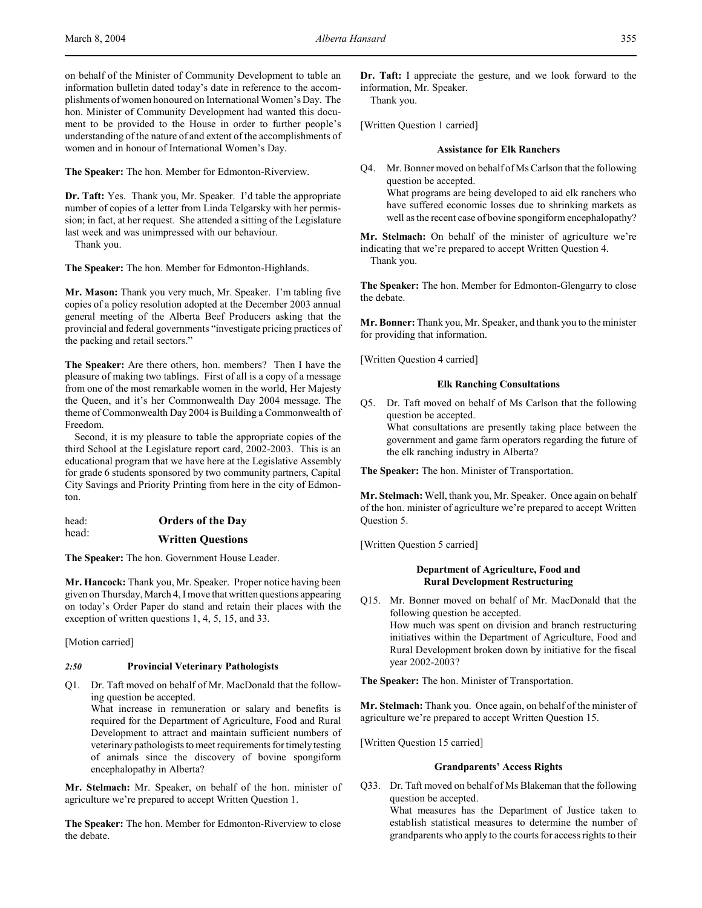on behalf of the Minister of Community Development to table an information bulletin dated today's date in reference to the accomplishments of women honoured on International Women's Day. The hon. Minister of Community Development had wanted this document to be provided to the House in order to further people's understanding of the nature of and extent of the accomplishments of women and in honour of International Women's Day.

**The Speaker:** The hon. Member for Edmonton-Riverview.

**Dr. Taft:** Yes. Thank you, Mr. Speaker. I'd table the appropriate number of copies of a letter from Linda Telgarsky with her permission; in fact, at her request. She attended a sitting of the Legislature last week and was unimpressed with our behaviour.

Thank you.

**The Speaker:** The hon. Member for Edmonton-Highlands.

**Mr. Mason:** Thank you very much, Mr. Speaker. I'm tabling five copies of a policy resolution adopted at the December 2003 annual general meeting of the Alberta Beef Producers asking that the provincial and federal governments "investigate pricing practices of the packing and retail sectors."

**The Speaker:** Are there others, hon. members? Then I have the pleasure of making two tablings. First of all is a copy of a message from one of the most remarkable women in the world, Her Majesty the Queen, and it's her Commonwealth Day 2004 message. The theme of Commonwealth Day 2004 is Building a Commonwealth of Freedom.

Second, it is my pleasure to table the appropriate copies of the third School at the Legislature report card, 2002-2003. This is an educational program that we have here at the Legislative Assembly for grade 6 students sponsored by two community partners, Capital City Savings and Priority Printing from here in the city of Edmonton.

head: **Orders of the Day**

head: **Written Questions**

**The Speaker:** The hon. Government House Leader.

**Mr. Hancock:** Thank you, Mr. Speaker. Proper notice having been given on Thursday, March 4, I move that written questions appearing on today's Order Paper do stand and retain their places with the exception of written questions 1, 4, 5, 15, and 33.

[Motion carried]

*2:50* **Provincial Veterinary Pathologists**

Q1. Dr. Taft moved on behalf of Mr. MacDonald that the following question be accepted.
What increase in remuneration or salary and benefits is required for the Department of Agriculture, Food and Rural Development to attract and maintain sufficient numbers of veterinary pathologists to meet requirements for timely testing of animals since the discovery of bovine spongiform encephalopathy in Alberta?

**Mr. Stelmach:** Mr. Speaker, on behalf of the hon. minister of agriculture we're prepared to accept Written Question 1.

**The Speaker:** The hon. Member for Edmonton-Riverview to close the debate.

**Dr. Taft:** I appreciate the gesture, and we look forward to the information, Mr. Speaker.

Thank you.

[Written Question 1 carried]

**Assistance for Elk Ranchers**

Q4. Mr. Bonner moved on behalf of Ms Carlson that the following question be accepted.
What programs are being developed to aid elk ranchers who have suffered economic losses due to shrinking markets as well as the recent case of bovine spongiform encephalopathy?

**Mr. Stelmach:** On behalf of the minister of agriculture we're indicating that we're prepared to accept Written Question 4.

Thank you.

**The Speaker:** The hon. Member for Edmonton-Glengarry to close the debate.

**Mr. Bonner:** Thank you, Mr. Speaker, and thank you to the minister for providing that information.

[Written Question 4 carried]

**Elk Ranching Consultations**

Q5. Dr. Taft moved on behalf of Ms Carlson that the following question be accepted.
What consultations are presently taking place between the government and game farm operators regarding the future of the elk ranching industry in Alberta?

**The Speaker:** The hon. Minister of Transportation.

**Mr. Stelmach:** Well, thank you, Mr. Speaker. Once again on behalf of the hon. minister of agriculture we're prepared to accept Written Question 5.

[Written Question 5 carried]

**Department of Agriculture, Food and Rural Development Restructuring**

Q15. Mr. Bonner moved on behalf of Mr. MacDonald that the following question be accepted.
How much was spent on division and branch restructuring initiatives within the Department of Agriculture, Food and Rural Development broken down by initiative for the fiscal year 2002-2003?

**The Speaker:** The hon. Minister of Transportation.

**Mr. Stelmach:** Thank you. Once again, on behalf of the minister of agriculture we're prepared to accept Written Question 15.

[Written Question 15 carried]

**Grandparents' Access Rights**

Q33. Dr. Taft moved on behalf of Ms Blakeman that the following question be accepted.
What measures has the Department of Justice taken to establish statistical measures to determine the number of grandparents who apply to the courts for access rights to their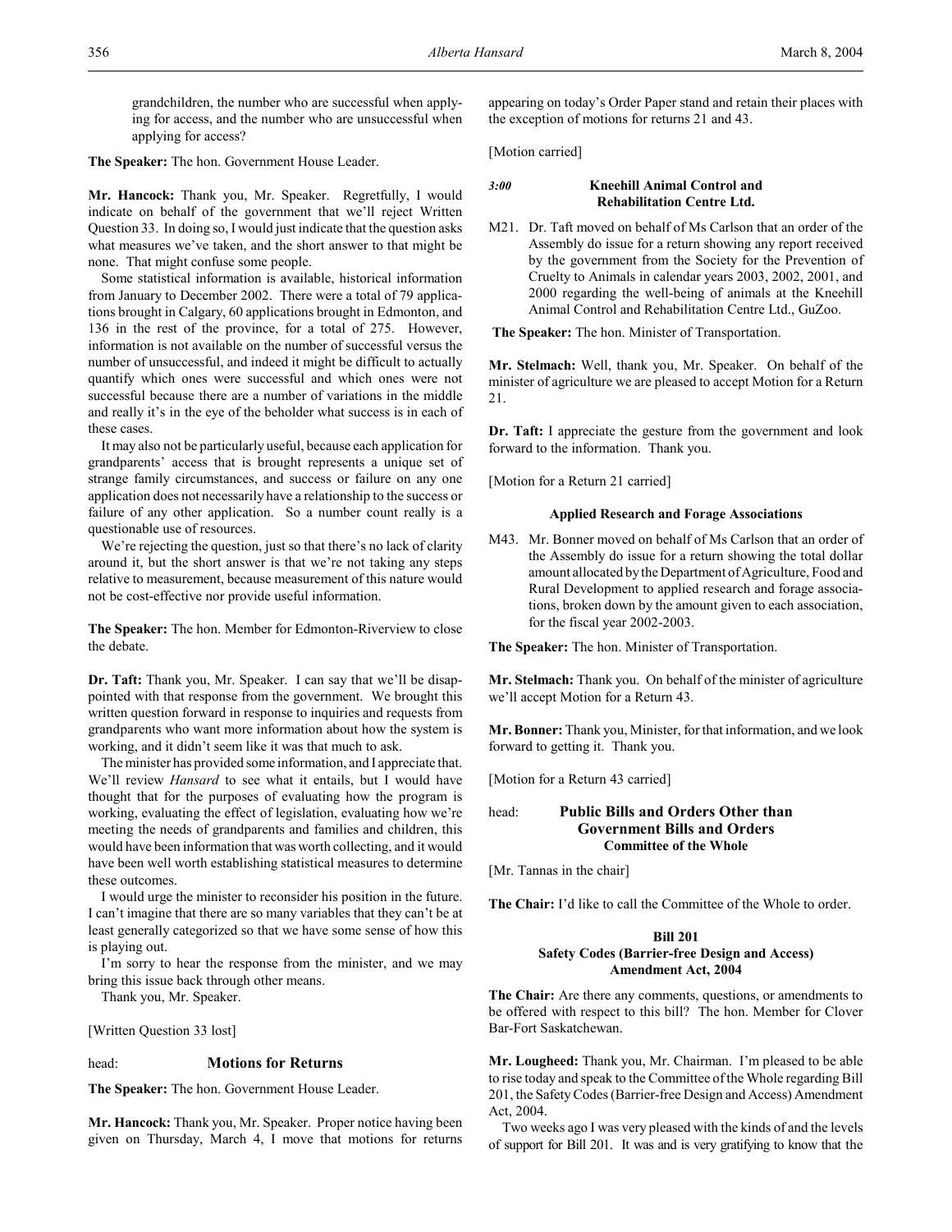grandchildren, the number who are successful when applying for access, and the number who are unsuccessful when applying for access?

**The Speaker:** The hon. Government House Leader.

**Mr. Hancock:** Thank you, Mr. Speaker. Regretfully, I would indicate on behalf of the government that we'll reject Written Question 33. In doing so, I would just indicate that the question asks what measures we've taken, and the short answer to that might be none. That might confuse some people.

Some statistical information is available, historical information from January to December 2002. There were a total of 79 applications brought in Calgary, 60 applications brought in Edmonton, and 136 in the rest of the province, for a total of 275. However, information is not available on the number of successful versus the number of unsuccessful, and indeed it might be difficult to actually quantify which ones were successful and which ones were not successful because there are a number of variations in the middle and really it's in the eye of the beholder what success is in each of these cases.

It may also not be particularly useful, because each application for grandparents' access that is brought represents a unique set of strange family circumstances, and success or failure on any one application does not necessarily have a relationship to the success or failure of any other application. So a number count really is a questionable use of resources.

We're rejecting the question, just so that there's no lack of clarity around it, but the short answer is that we're not taking any steps relative to measurement, because measurement of this nature would not be cost-effective nor provide useful information.

**The Speaker:** The hon. Member for Edmonton-Riverview to close the debate.

**Dr. Taft:** Thank you, Mr. Speaker. I can say that we'll be disappointed with that response from the government. We brought this written question forward in response to inquiries and requests from grandparents who want more information about how the system is working, and it didn't seem like it was that much to ask.

The minister has provided some information, and I appreciate that. We'll review *Hansard* to see what it entails, but I would have thought that for the purposes of evaluating how the program is working, evaluating the effect of legislation, evaluating how we're meeting the needs of grandparents and families and children, this would have been information that was worth collecting, and it would have been well worth establishing statistical measures to determine these outcomes.

I would urge the minister to reconsider his position in the future. I can't imagine that there are so many variables that they can't be at least generally categorized so that we have some sense of how this is playing out.

I'm sorry to hear the response from the minister, and we may bring this issue back through other means.

Thank you, Mr. Speaker.

[Written Question 33 lost]

head: **Motions for Returns**

**The Speaker:** The hon. Government House Leader.

**Mr. Hancock:** Thank you, Mr. Speaker. Proper notice having been given on Thursday, March 4, I move that motions for returns appearing on today's Order Paper stand and retain their places with the exception of motions for returns 21 and 43.

[Motion carried]

*3:00* **Kneehill Animal Control and Rehabilitation Centre Ltd.**

M21. Dr. Taft moved on behalf of Ms Carlson that an order of the Assembly do issue for a return showing any report received by the government from the Society for the Prevention of Cruelty to Animals in calendar years 2003, 2002, 2001, and 2000 regarding the well-being of animals at the Kneehill Animal Control and Rehabilitation Centre Ltd., GuZoo.

**The Speaker:** The hon. Minister of Transportation.

**Mr. Stelmach:** Well, thank you, Mr. Speaker. On behalf of the minister of agriculture we are pleased to accept Motion for a Return 21.

**Dr. Taft:** I appreciate the gesture from the government and look forward to the information. Thank you.

[Motion for a Return 21 carried]

**Applied Research and Forage Associations**

M43. Mr. Bonner moved on behalf of Ms Carlson that an order of the Assembly do issue for a return showing the total dollar amount allocated by the Department of Agriculture, Food and Rural Development to applied research and forage associations, broken down by the amount given to each association, for the fiscal year 2002-2003.

**The Speaker:** The hon. Minister of Transportation.

**Mr. Stelmach:** Thank you. On behalf of the minister of agriculture we'll accept Motion for a Return 43.

**Mr. Bonner:** Thank you, Minister, for that information, and we look forward to getting it. Thank you.

[Motion for a Return 43 carried]

head: **Public Bills and Orders Other than Government Bills and Orders**
**Committee of the Whole**

[Mr. Tannas in the chair]

**The Chair:** I'd like to call the Committee of the Whole to order.

**Bill 201**
**Safety Codes (Barrier-free Design and Access) Amendment Act, 2004**

**The Chair:** Are there any comments, questions, or amendments to be offered with respect to this bill? The hon. Member for Clover Bar-Fort Saskatchewan.

**Mr. Lougheed:** Thank you, Mr. Chairman. I'm pleased to be able to rise today and speak to the Committee of the Whole regarding Bill 201, the Safety Codes (Barrier-free Design and Access) Amendment Act, 2004.

Two weeks ago I was very pleased with the kinds of and the levels of support for Bill 201. It was and is very gratifying to know that the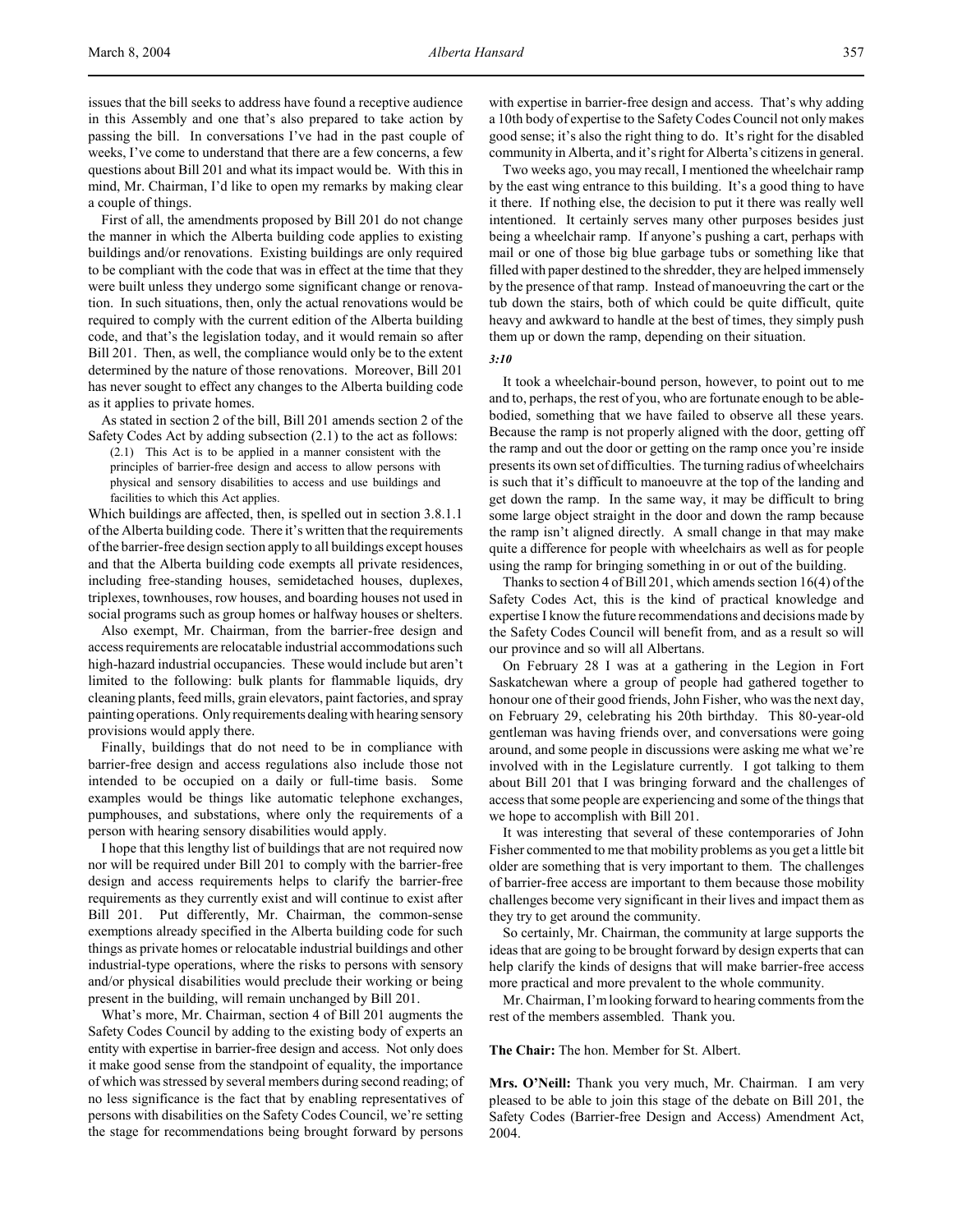issues that the bill seeks to address have found a receptive audience in this Assembly and one that's also prepared to take action by passing the bill. In conversations I've had in the past couple of weeks, I've come to understand that there are a few concerns, a few questions about Bill 201 and what its impact would be. With this in mind, Mr. Chairman, I'd like to open my remarks by making clear a couple of things.

First of all, the amendments proposed by Bill 201 do not change the manner in which the Alberta building code applies to existing buildings and/or renovations. Existing buildings are only required to be compliant with the code that was in effect at the time that they were built unless they undergo some significant change or renovation. In such situations, then, only the actual renovations would be required to comply with the current edition of the Alberta building code, and that's the legislation today, and it would remain so after Bill 201. Then, as well, the compliance would only be to the extent determined by the nature of those renovations. Moreover, Bill 201 has never sought to effect any changes to the Alberta building code as it applies to private homes.

As stated in section 2 of the bill, Bill 201 amends section 2 of the Safety Codes Act by adding subsection (2.1) to the act as follows:

> (2.1) This Act is to be applied in a manner consistent with the principles of barrier-free design and access to allow persons with physical and sensory disabilities to access and use buildings and facilities to which this Act applies.

Which buildings are affected, then, is spelled out in section 3.8.1.1 of the Alberta building code. There it's written that the requirements of the barrier-free design section apply to all buildings except houses and that the Alberta building code exempts all private residences, including free-standing houses, semidetached houses, duplexes, triplexes, townhouses, row houses, and boarding houses not used in social programs such as group homes or halfway houses or shelters.

Also exempt, Mr. Chairman, from the barrier-free design and access requirements are relocatable industrial accommodations such high-hazard industrial occupancies. These would include but aren't limited to the following: bulk plants for flammable liquids, dry cleaning plants, feed mills, grain elevators, paint factories, and spray painting operations. Only requirements dealing with hearing sensory provisions would apply there.

Finally, buildings that do not need to be in compliance with barrier-free design and access regulations also include those not intended to be occupied on a daily or full-time basis. Some examples would be things like automatic telephone exchanges, pumphouses, and substations, where only the requirements of a person with hearing sensory disabilities would apply.

I hope that this lengthy list of buildings that are not required now nor will be required under Bill 201 to comply with the barrier-free design and access requirements helps to clarify the barrier-free requirements as they currently exist and will continue to exist after Bill 201. Put differently, Mr. Chairman, the common-sense exemptions already specified in the Alberta building code for such things as private homes or relocatable industrial buildings and other industrial-type operations, where the risks to persons with sensory and/or physical disabilities would preclude their working or being present in the building, will remain unchanged by Bill 201.

What's more, Mr. Chairman, section 4 of Bill 201 augments the Safety Codes Council by adding to the existing body of experts an entity with expertise in barrier-free design and access. Not only does it make good sense from the standpoint of equality, the importance of which was stressed by several members during second reading; of no less significance is the fact that by enabling representatives of persons with disabilities on the Safety Codes Council, we're setting the stage for recommendations being brought forward by persons with expertise in barrier-free design and access. That's why adding a 10th body of expertise to the Safety Codes Council not only makes good sense; it's also the right thing to do. It's right for the disabled community in Alberta, and it's right for Alberta's citizens in general.

Two weeks ago, you may recall, I mentioned the wheelchair ramp by the east wing entrance to this building. It's a good thing to have it there. If nothing else, the decision to put it there was really well intentioned. It certainly serves many other purposes besides just being a wheelchair ramp. If anyone's pushing a cart, perhaps with mail or one of those big blue garbage tubs or something like that filled with paper destined to the shredder, they are helped immensely by the presence of that ramp. Instead of manoeuvring the cart or the tub down the stairs, both of which could be quite difficult, quite heavy and awkward to handle at the best of times, they simply push them up or down the ramp, depending on their situation.

*3:10*

It took a wheelchair-bound person, however, to point out to me and to, perhaps, the rest of you, who are fortunate enough to be able-bodied, something that we have failed to observe all these years. Because the ramp is not properly aligned with the door, getting off the ramp and out the door or getting on the ramp once you're inside presents its own set of difficulties. The turning radius of wheelchairs is such that it's difficult to manoeuvre at the top of the landing and get down the ramp. In the same way, it may be difficult to bring some large object straight in the door and down the ramp because the ramp isn't aligned directly. A small change in that may make quite a difference for people with wheelchairs as well as for people using the ramp for bringing something in or out of the building.

Thanks to section 4 of Bill 201, which amends section 16(4) of the Safety Codes Act, this is the kind of practical knowledge and expertise I know the future recommendations and decisions made by the Safety Codes Council will benefit from, and as a result so will our province and so will all Albertans.

On February 28 I was at a gathering in the Legion in Fort Saskatchewan where a group of people had gathered together to honour one of their good friends, John Fisher, who was the next day, on February 29, celebrating his 20th birthday. This 80-year-old gentleman was having friends over, and conversations were going around, and some people in discussions were asking me what we're involved with in the Legislature currently. I got talking to them about Bill 201 that I was bringing forward and the challenges of access that some people are experiencing and some of the things that we hope to accomplish with Bill 201.

It was interesting that several of these contemporaries of John Fisher commented to me that mobility problems as you get a little bit older are something that is very important to them. The challenges of barrier-free access are important to them because those mobility challenges become very significant in their lives and impact them as they try to get around the community.

So certainly, Mr. Chairman, the community at large supports the ideas that are going to be brought forward by design experts that can help clarify the kinds of designs that will make barrier-free access more practical and more prevalent to the whole community.

Mr. Chairman, I'm looking forward to hearing comments from the rest of the members assembled. Thank you.

**The Chair:** The hon. Member for St. Albert.

**Mrs. O'Neill:** Thank you very much, Mr. Chairman. I am very pleased to be able to join this stage of the debate on Bill 201, the Safety Codes (Barrier-free Design and Access) Amendment Act, 2004.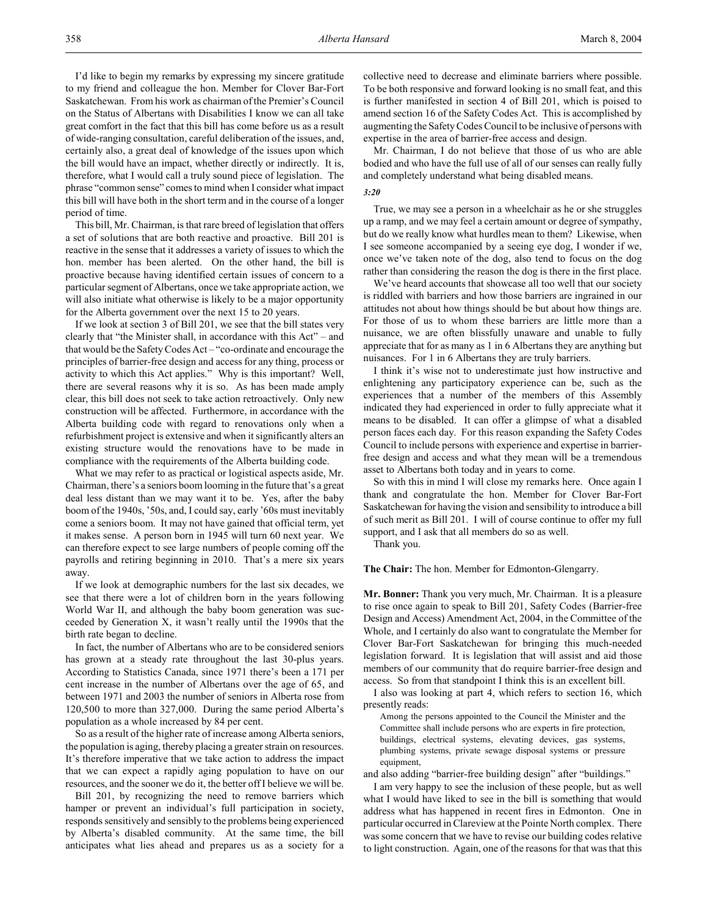I'd like to begin my remarks by expressing my sincere gratitude to my friend and colleague the hon. Member for Clover Bar-Fort Saskatchewan. From his work as chairman of the Premier's Council on the Status of Albertans with Disabilities I know we can all take great comfort in the fact that this bill has come before us as a result of wide-ranging consultation, careful deliberation of the issues, and, certainly also, a great deal of knowledge of the issues upon which the bill would have an impact, whether directly or indirectly. It is, therefore, what I would call a truly sound piece of legislation. The phrase "common sense" comes to mind when I consider what impact this bill will have both in the short term and in the course of a longer period of time.

This bill, Mr. Chairman, is that rare breed of legislation that offers a set of solutions that are both reactive and proactive. Bill 201 is reactive in the sense that it addresses a variety of issues to which the hon. member has been alerted. On the other hand, the bill is proactive because having identified certain issues of concern to a particular segment of Albertans, once we take appropriate action, we will also initiate what otherwise is likely to be a major opportunity for the Alberta government over the next 15 to 20 years.

If we look at section 3 of Bill 201, we see that the bill states very clearly that "the Minister shall, in accordance with this Act" – and that would be the Safety Codes Act – "co-ordinate and encourage the principles of barrier-free design and access for any thing, process or activity to which this Act applies." Why is this important? Well, there are several reasons why it is so. As has been made amply clear, this bill does not seek to take action retroactively. Only new construction will be affected. Furthermore, in accordance with the Alberta building code with regard to renovations only when a refurbishment project is extensive and when it significantly alters an existing structure would the renovations have to be made in compliance with the requirements of the Alberta building code.

What we may refer to as practical or logistical aspects aside, Mr. Chairman, there's a seniors boom looming in the future that's a great deal less distant than we may want it to be. Yes, after the baby boom of the 1940s, '50s, and, I could say, early '60s must inevitably come a seniors boom. It may not have gained that official term, yet it makes sense. A person born in 1945 will turn 60 next year. We can therefore expect to see large numbers of people coming off the payrolls and retiring beginning in 2010. That's a mere six years away.

If we look at demographic numbers for the last six decades, we see that there were a lot of children born in the years following World War II, and although the baby boom generation was succeeded by Generation X, it wasn't really until the 1990s that the birth rate began to decline.

In fact, the number of Albertans who are to be considered seniors has grown at a steady rate throughout the last 30-plus years. According to Statistics Canada, since 1971 there's been a 171 per cent increase in the number of Albertans over the age of 65, and between 1971 and 2003 the number of seniors in Alberta rose from 120,500 to more than 327,000. During the same period Alberta's population as a whole increased by 84 per cent.

So as a result of the higher rate of increase among Alberta seniors, the population is aging, thereby placing a greater strain on resources. It's therefore imperative that we take action to address the impact that we can expect a rapidly aging population to have on our resources, and the sooner we do it, the better off I believe we will be.

Bill 201, by recognizing the need to remove barriers which hamper or prevent an individual's full participation in society, responds sensitively and sensibly to the problems being experienced by Alberta's disabled community. At the same time, the bill anticipates what lies ahead and prepares us as a society for a collective need to decrease and eliminate barriers where possible. To be both responsive and forward looking is no small feat, and this is further manifested in section 4 of Bill 201, which is poised to amend section 16 of the Safety Codes Act. This is accomplished by augmenting the Safety Codes Council to be inclusive of persons with expertise in the area of barrier-free access and design.

Mr. Chairman, I do not believe that those of us who are able bodied and who have the full use of all of our senses can really fully and completely understand what being disabled means.

*3:20*

True, we may see a person in a wheelchair as he or she struggles up a ramp, and we may feel a certain amount or degree of sympathy, but do we really know what hurdles mean to them? Likewise, when I see someone accompanied by a seeing eye dog, I wonder if we, once we've taken note of the dog, also tend to focus on the dog rather than considering the reason the dog is there in the first place.

We've heard accounts that showcase all too well that our society is riddled with barriers and how those barriers are ingrained in our attitudes not about how things should be but about how things are. For those of us to whom these barriers are little more than a nuisance, we are often blissfully unaware and unable to fully appreciate that for as many as 1 in 6 Albertans they are anything but nuisances. For 1 in 6 Albertans they are truly barriers.

I think it's wise not to underestimate just how instructive and enlightening any participatory experience can be, such as the experiences that a number of the members of this Assembly indicated they had experienced in order to fully appreciate what it means to be disabled. It can offer a glimpse of what a disabled person faces each day. For this reason expanding the Safety Codes Council to include persons with experience and expertise in barrier-free design and access and what they mean will be a tremendous asset to Albertans both today and in years to come.

So with this in mind I will close my remarks here. Once again I thank and congratulate the hon. Member for Clover Bar-Fort Saskatchewan for having the vision and sensibility to introduce a bill of such merit as Bill 201. I will of course continue to offer my full support, and I ask that all members do so as well.

Thank you.

**The Chair:** The hon. Member for Edmonton-Glengarry.

**Mr. Bonner:** Thank you very much, Mr. Chairman. It is a pleasure to rise once again to speak to Bill 201, Safety Codes (Barrier-free Design and Access) Amendment Act, 2004, in the Committee of the Whole, and I certainly do also want to congratulate the Member for Clover Bar-Fort Saskatchewan for bringing this much-needed legislation forward. It is legislation that will assist and aid those members of our community that do require barrier-free design and access. So from that standpoint I think this is an excellent bill.

I also was looking at part 4, which refers to section 16, which presently reads:

> Among the persons appointed to the Council the Minister and the Committee shall include persons who are experts in fire protection, buildings, electrical systems, elevating devices, gas systems, plumbing systems, private sewage disposal systems or pressure equipment,

and also adding "barrier-free building design" after "buildings."

I am very happy to see the inclusion of these people, but as well what I would have liked to see in the bill is something that would address what has happened in recent fires in Edmonton. One in particular occurred in Clareview at the Pointe North complex. There was some concern that we have to revise our building codes relative to light construction. Again, one of the reasons for that was that this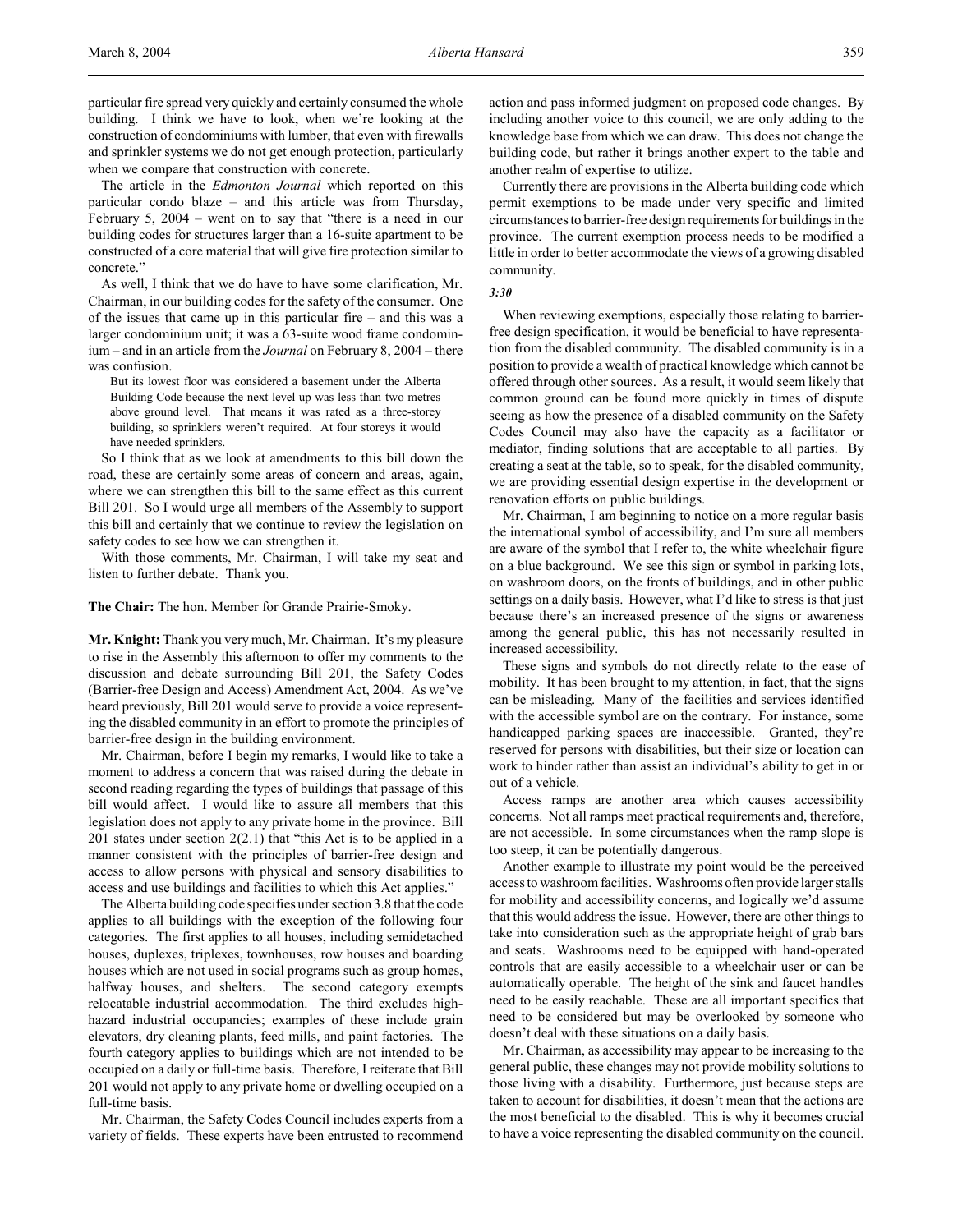particular fire spread very quickly and certainly consumed the whole building. I think we have to look, when we're looking at the construction of condominiums with lumber, that even with firewalls and sprinkler systems we do not get enough protection, particularly when we compare that construction with concrete.

The article in the *Edmonton Journal* which reported on this particular condo blaze – and this article was from Thursday, February 5, 2004 – went on to say that "there is a need in our building codes for structures larger than a 16-suite apartment to be constructed of a core material that will give fire protection similar to concrete."

As well, I think that we do have to have some clarification, Mr. Chairman, in our building codes for the safety of the consumer. One of the issues that came up in this particular fire – and this was a larger condominium unit; it was a 63-suite wood frame condominium – and in an article from the *Journal* on February 8, 2004 – there was confusion.

> But its lowest floor was considered a basement under the Alberta Building Code because the next level up was less than two metres above ground level. That means it was rated as a three-storey building, so sprinklers weren't required. At four storeys it would have needed sprinklers.

So I think that as we look at amendments to this bill down the road, these are certainly some areas of concern and areas, again, where we can strengthen this bill to the same effect as this current Bill 201. So I would urge all members of the Assembly to support this bill and certainly that we continue to review the legislation on safety codes to see how we can strengthen it.

With those comments, Mr. Chairman, I will take my seat and listen to further debate. Thank you.

**The Chair:** The hon. Member for Grande Prairie-Smoky.

**Mr. Knight:** Thank you very much, Mr. Chairman. It's my pleasure to rise in the Assembly this afternoon to offer my comments to the discussion and debate surrounding Bill 201, the Safety Codes (Barrier-free Design and Access) Amendment Act, 2004. As we've heard previously, Bill 201 would serve to provide a voice representing the disabled community in an effort to promote the principles of barrier-free design in the building environment.

Mr. Chairman, before I begin my remarks, I would like to take a moment to address a concern that was raised during the debate in second reading regarding the types of buildings that passage of this bill would affect. I would like to assure all members that this legislation does not apply to any private home in the province. Bill 201 states under section 2(2.1) that "this Act is to be applied in a manner consistent with the principles of barrier-free design and access to allow persons with physical and sensory disabilities to access and use buildings and facilities to which this Act applies."

The Alberta building code specifies under section 3.8 that the code applies to all buildings with the exception of the following four categories. The first applies to all houses, including semidetached houses, duplexes, triplexes, townhouses, row houses and boarding houses which are not used in social programs such as group homes, halfway houses, and shelters. The second category exempts relocatable industrial accommodation. The third excludes high-hazard industrial occupancies; examples of these include grain elevators, dry cleaning plants, feed mills, and paint factories. The fourth category applies to buildings which are not intended to be occupied on a daily or full-time basis. Therefore, I reiterate that Bill 201 would not apply to any private home or dwelling occupied on a full-time basis.

Mr. Chairman, the Safety Codes Council includes experts from a variety of fields. These experts have been entrusted to recommend action and pass informed judgment on proposed code changes. By including another voice to this council, we are only adding to the knowledge base from which we can draw. This does not change the building code, but rather it brings another expert to the table and another realm of expertise to utilize.

Currently there are provisions in the Alberta building code which permit exemptions to be made under very specific and limited circumstances to barrier-free design requirements for buildings in the province. The current exemption process needs to be modified a little in order to better accommodate the views of a growing disabled community.

*3:30*

When reviewing exemptions, especially those relating to barrier-free design specification, it would be beneficial to have representation from the disabled community. The disabled community is in a position to provide a wealth of practical knowledge which cannot be offered through other sources. As a result, it would seem likely that common ground can be found more quickly in times of dispute seeing as how the presence of a disabled community on the Safety Codes Council may also have the capacity as a facilitator or mediator, finding solutions that are acceptable to all parties. By creating a seat at the table, so to speak, for the disabled community, we are providing essential design expertise in the development or renovation efforts on public buildings.

Mr. Chairman, I am beginning to notice on a more regular basis the international symbol of accessibility, and I'm sure all members are aware of the symbol that I refer to, the white wheelchair figure on a blue background. We see this sign or symbol in parking lots, on washroom doors, on the fronts of buildings, and in other public settings on a daily basis. However, what I'd like to stress is that just because there's an increased presence of the signs or awareness among the general public, this has not necessarily resulted in increased accessibility.

These signs and symbols do not directly relate to the ease of mobility. It has been brought to my attention, in fact, that the signs can be misleading. Many of the facilities and services identified with the accessible symbol are on the contrary. For instance, some handicapped parking spaces are inaccessible. Granted, they're reserved for persons with disabilities, but their size or location can work to hinder rather than assist an individual's ability to get in or out of a vehicle.

Access ramps are another area which causes accessibility concerns. Not all ramps meet practical requirements and, therefore, are not accessible. In some circumstances when the ramp slope is too steep, it can be potentially dangerous.

Another example to illustrate my point would be the perceived access to washroom facilities. Washrooms often provide larger stalls for mobility and accessibility concerns, and logically we'd assume that this would address the issue. However, there are other things to take into consideration such as the appropriate height of grab bars and seats. Washrooms need to be equipped with hand-operated controls that are easily accessible to a wheelchair user or can be automatically operable. The height of the sink and faucet handles need to be easily reachable. These are all important specifics that need to be considered but may be overlooked by someone who doesn't deal with these situations on a daily basis.

Mr. Chairman, as accessibility may appear to be increasing to the general public, these changes may not provide mobility solutions to those living with a disability. Furthermore, just because steps are taken to account for disabilities, it doesn't mean that the actions are the most beneficial to the disabled. This is why it becomes crucial to have a voice representing the disabled community on the council.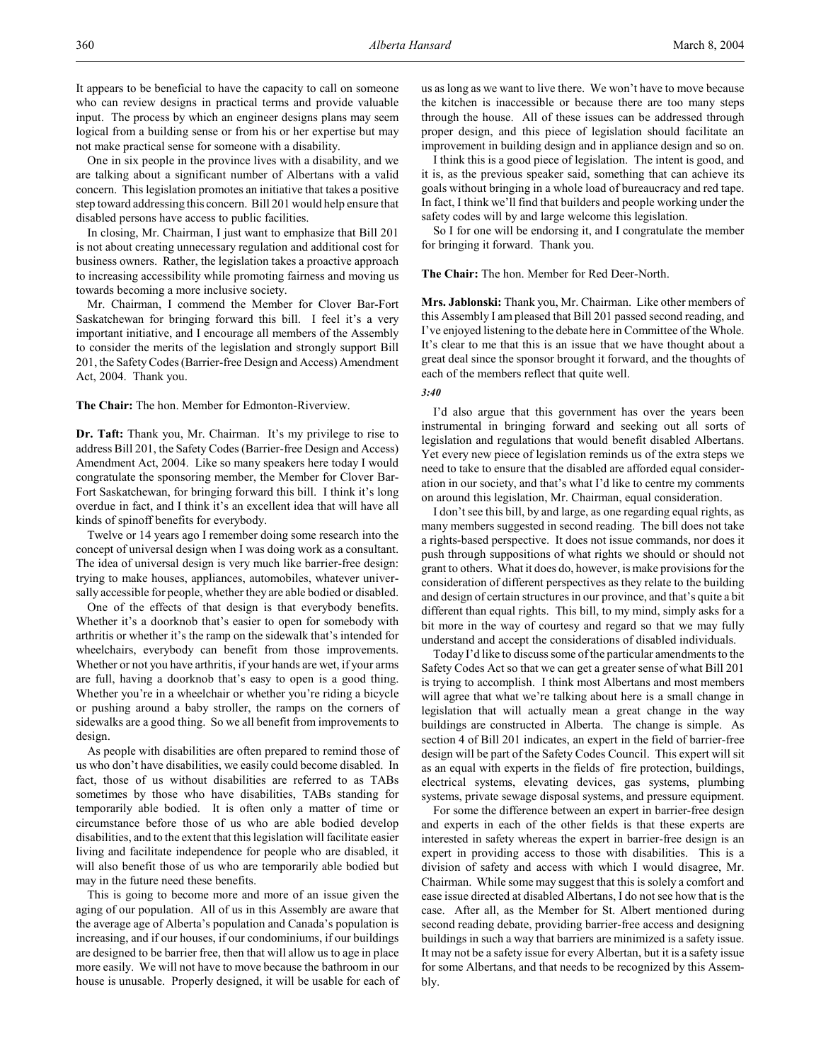It appears to be beneficial to have the capacity to call on someone who can review designs in practical terms and provide valuable input. The process by which an engineer designs plans may seem logical from a building sense or from his or her expertise but may not make practical sense for someone with a disability.

One in six people in the province lives with a disability, and we are talking about a significant number of Albertans with a valid concern. This legislation promotes an initiative that takes a positive step toward addressing this concern. Bill 201 would help ensure that disabled persons have access to public facilities.

In closing, Mr. Chairman, I just want to emphasize that Bill 201 is not about creating unnecessary regulation and additional cost for business owners. Rather, the legislation takes a proactive approach to increasing accessibility while promoting fairness and moving us towards becoming a more inclusive society.

Mr. Chairman, I commend the Member for Clover Bar-Fort Saskatchewan for bringing forward this bill. I feel it's a very important initiative, and I encourage all members of the Assembly to consider the merits of the legislation and strongly support Bill 201, the Safety Codes (Barrier-free Design and Access) Amendment Act, 2004. Thank you.

**The Chair:** The hon. Member for Edmonton-Riverview.

**Dr. Taft:** Thank you, Mr. Chairman. It's my privilege to rise to address Bill 201, the Safety Codes (Barrier-free Design and Access) Amendment Act, 2004. Like so many speakers here today I would congratulate the sponsoring member, the Member for Clover Bar-Fort Saskatchewan, for bringing forward this bill. I think it's long overdue in fact, and I think it's an excellent idea that will have all kinds of spinoff benefits for everybody.

Twelve or 14 years ago I remember doing some research into the concept of universal design when I was doing work as a consultant. The idea of universal design is very much like barrier-free design: trying to make houses, appliances, automobiles, whatever universally accessible for people, whether they are able bodied or disabled.

One of the effects of that design is that everybody benefits. Whether it's a doorknob that's easier to open for somebody with arthritis or whether it's the ramp on the sidewalk that's intended for wheelchairs, everybody can benefit from those improvements. Whether or not you have arthritis, if your hands are wet, if your arms are full, having a doorknob that's easy to open is a good thing. Whether you're in a wheelchair or whether you're riding a bicycle or pushing around a baby stroller, the ramps on the corners of sidewalks are a good thing. So we all benefit from improvements to design.

As people with disabilities are often prepared to remind those of us who don't have disabilities, we easily could become disabled. In fact, those of us without disabilities are referred to as TABs sometimes by those who have disabilities, TABs standing for temporarily able bodied. It is often only a matter of time or circumstance before those of us who are able bodied develop disabilities, and to the extent that this legislation will facilitate easier living and facilitate independence for people who are disabled, it will also benefit those of us who are temporarily able bodied but may in the future need these benefits.

This is going to become more and more of an issue given the aging of our population. All of us in this Assembly are aware that the average age of Alberta's population and Canada's population is increasing, and if our houses, if our condominiums, if our buildings are designed to be barrier free, then that will allow us to age in place more easily. We will not have to move because the bathroom in our house is unusable. Properly designed, it will be usable for each of us as long as we want to live there. We won't have to move because the kitchen is inaccessible or because there are too many steps through the house. All of these issues can be addressed through proper design, and this piece of legislation should facilitate an improvement in building design and in appliance design and so on.

I think this is a good piece of legislation. The intent is good, and it is, as the previous speaker said, something that can achieve its goals without bringing in a whole load of bureaucracy and red tape. In fact, I think we'll find that builders and people working under the safety codes will by and large welcome this legislation.

So I for one will be endorsing it, and I congratulate the member for bringing it forward. Thank you.

**The Chair:** The hon. Member for Red Deer-North.

**Mrs. Jablonski:** Thank you, Mr. Chairman. Like other members of this Assembly I am pleased that Bill 201 passed second reading, and I've enjoyed listening to the debate here in Committee of the Whole. It's clear to me that this is an issue that we have thought about a great deal since the sponsor brought it forward, and the thoughts of each of the members reflect that quite well.

*3:40*

I'd also argue that this government has over the years been instrumental in bringing forward and seeking out all sorts of legislation and regulations that would benefit disabled Albertans. Yet every new piece of legislation reminds us of the extra steps we need to take to ensure that the disabled are afforded equal consideration in our society, and that's what I'd like to centre my comments on around this legislation, Mr. Chairman, equal consideration.

I don't see this bill, by and large, as one regarding equal rights, as many members suggested in second reading. The bill does not take a rights-based perspective. It does not issue commands, nor does it push through suppositions of what rights we should or should not grant to others. What it does do, however, is make provisions for the consideration of different perspectives as they relate to the building and design of certain structures in our province, and that's quite a bit different than equal rights. This bill, to my mind, simply asks for a bit more in the way of courtesy and regard so that we may fully understand and accept the considerations of disabled individuals.

Today I'd like to discuss some of the particular amendments to the Safety Codes Act so that we can get a greater sense of what Bill 201 is trying to accomplish. I think most Albertans and most members will agree that what we're talking about here is a small change in legislation that will actually mean a great change in the way buildings are constructed in Alberta. The change is simple. As section 4 of Bill 201 indicates, an expert in the field of barrier-free design will be part of the Safety Codes Council. This expert will sit as an equal with experts in the fields of fire protection, buildings, electrical systems, elevating devices, gas systems, plumbing systems, private sewage disposal systems, and pressure equipment.

For some the difference between an expert in barrier-free design and experts in each of the other fields is that these experts are interested in safety whereas the expert in barrier-free design is an expert in providing access to those with disabilities. This is a division of safety and access with which I would disagree, Mr. Chairman. While some may suggest that this is solely a comfort and ease issue directed at disabled Albertans, I do not see how that is the case. After all, as the Member for St. Albert mentioned during second reading debate, providing barrier-free access and designing buildings in such a way that barriers are minimized is a safety issue. It may not be a safety issue for every Albertan, but it is a safety issue for some Albertans, and that needs to be recognized by this Assembly.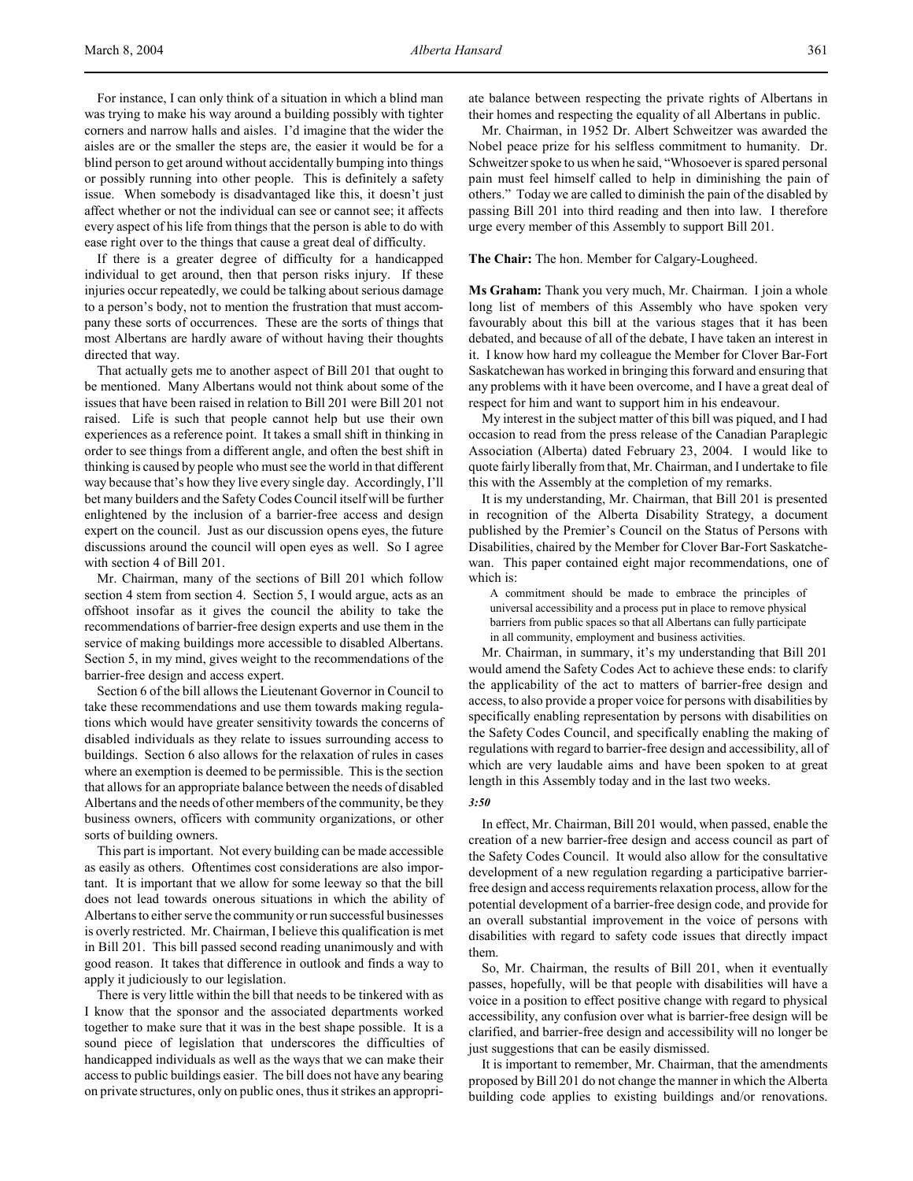For instance, I can only think of a situation in which a blind man was trying to make his way around a building possibly with tighter corners and narrow halls and aisles. I'd imagine that the wider the aisles are or the smaller the steps are, the easier it would be for a blind person to get around without accidentally bumping into things or possibly running into other people. This is definitely a safety issue. When somebody is disadvantaged like this, it doesn't just affect whether or not the individual can see or cannot see; it affects every aspect of his life from things that the person is able to do with ease right over to the things that cause a great deal of difficulty.

If there is a greater degree of difficulty for a handicapped individual to get around, then that person risks injury. If these injuries occur repeatedly, we could be talking about serious damage to a person's body, not to mention the frustration that must accompany these sorts of occurrences. These are the sorts of things that most Albertans are hardly aware of without having their thoughts directed that way.

That actually gets me to another aspect of Bill 201 that ought to be mentioned. Many Albertans would not think about some of the issues that have been raised in relation to Bill 201 were Bill 201 not raised. Life is such that people cannot help but use their own experiences as a reference point. It takes a small shift in thinking in order to see things from a different angle, and often the best shift in thinking is caused by people who must see the world in that different way because that's how they live every single day. Accordingly, I'll bet many builders and the Safety Codes Council itself will be further enlightened by the inclusion of a barrier-free access and design expert on the council. Just as our discussion opens eyes, the future discussions around the council will open eyes as well. So I agree with section 4 of Bill 201.

Mr. Chairman, many of the sections of Bill 201 which follow section 4 stem from section 4. Section 5, I would argue, acts as an offshoot insofar as it gives the council the ability to take the recommendations of barrier-free design experts and use them in the service of making buildings more accessible to disabled Albertans. Section 5, in my mind, gives weight to the recommendations of the barrier-free design and access expert.

Section 6 of the bill allows the Lieutenant Governor in Council to take these recommendations and use them towards making regulations which would have greater sensitivity towards the concerns of disabled individuals as they relate to issues surrounding access to buildings. Section 6 also allows for the relaxation of rules in cases where an exemption is deemed to be permissible. This is the section that allows for an appropriate balance between the needs of disabled Albertans and the needs of other members of the community, be they business owners, officers with community organizations, or other sorts of building owners.

This part is important. Not every building can be made accessible as easily as others. Oftentimes cost considerations are also important. It is important that we allow for some leeway so that the bill does not lead towards onerous situations in which the ability of Albertans to either serve the community or run successful businesses is overly restricted. Mr. Chairman, I believe this qualification is met in Bill 201. This bill passed second reading unanimously and with good reason. It takes that difference in outlook and finds a way to apply it judiciously to our legislation.

There is very little within the bill that needs to be tinkered with as I know that the sponsor and the associated departments worked together to make sure that it was in the best shape possible. It is a sound piece of legislation that underscores the difficulties of handicapped individuals as well as the ways that we can make their access to public buildings easier. The bill does not have any bearing on private structures, only on public ones, thus it strikes an appropriate balance between respecting the private rights of Albertans in their homes and respecting the equality of all Albertans in public.

Mr. Chairman, in 1952 Dr. Albert Schweitzer was awarded the Nobel peace prize for his selfless commitment to humanity. Dr. Schweitzer spoke to us when he said, "Whosoever is spared personal pain must feel himself called to help in diminishing the pain of others." Today we are called to diminish the pain of the disabled by passing Bill 201 into third reading and then into law. I therefore urge every member of this Assembly to support Bill 201.

**The Chair:** The hon. Member for Calgary-Lougheed.

**Ms Graham:** Thank you very much, Mr. Chairman. I join a whole long list of members of this Assembly who have spoken very favourably about this bill at the various stages that it has been debated, and because of all of the debate, I have taken an interest in it. I know how hard my colleague the Member for Clover Bar-Fort Saskatchewan has worked in bringing this forward and ensuring that any problems with it have been overcome, and I have a great deal of respect for him and want to support him in his endeavour.

My interest in the subject matter of this bill was piqued, and I had occasion to read from the press release of the Canadian Paraplegic Association (Alberta) dated February 23, 2004. I would like to quote fairly liberally from that, Mr. Chairman, and I undertake to file this with the Assembly at the completion of my remarks.

It is my understanding, Mr. Chairman, that Bill 201 is presented in recognition of the Alberta Disability Strategy, a document published by the Premier's Council on the Status of Persons with Disabilities, chaired by the Member for Clover Bar-Fort Saskatchewan. This paper contained eight major recommendations, one of which is:

> A commitment should be made to embrace the principles of universal accessibility and a process put in place to remove physical barriers from public spaces so that all Albertans can fully participate in all community, employment and business activities.

Mr. Chairman, in summary, it's my understanding that Bill 201 would amend the Safety Codes Act to achieve these ends: to clarify the applicability of the act to matters of barrier-free design and access, to also provide a proper voice for persons with disabilities by specifically enabling representation by persons with disabilities on the Safety Codes Council, and specifically enabling the making of regulations with regard to barrier-free design and accessibility, all of which are very laudable aims and have been spoken to at great length in this Assembly today and in the last two weeks.

*3:50*

In effect, Mr. Chairman, Bill 201 would, when passed, enable the creation of a new barrier-free design and access council as part of the Safety Codes Council. It would also allow for the consultative development of a new regulation regarding a participative barrier-free design and access requirements relaxation process, allow for the potential development of a barrier-free design code, and provide for an overall substantial improvement in the voice of persons with disabilities with regard to safety code issues that directly impact them.

So, Mr. Chairman, the results of Bill 201, when it eventually passes, hopefully, will be that people with disabilities will have a voice in a position to effect positive change with regard to physical accessibility, any confusion over what is barrier-free design will be clarified, and barrier-free design and accessibility will no longer be just suggestions that can be easily dismissed.

It is important to remember, Mr. Chairman, that the amendments proposed by Bill 201 do not change the manner in which the Alberta building code applies to existing buildings and/or renovations.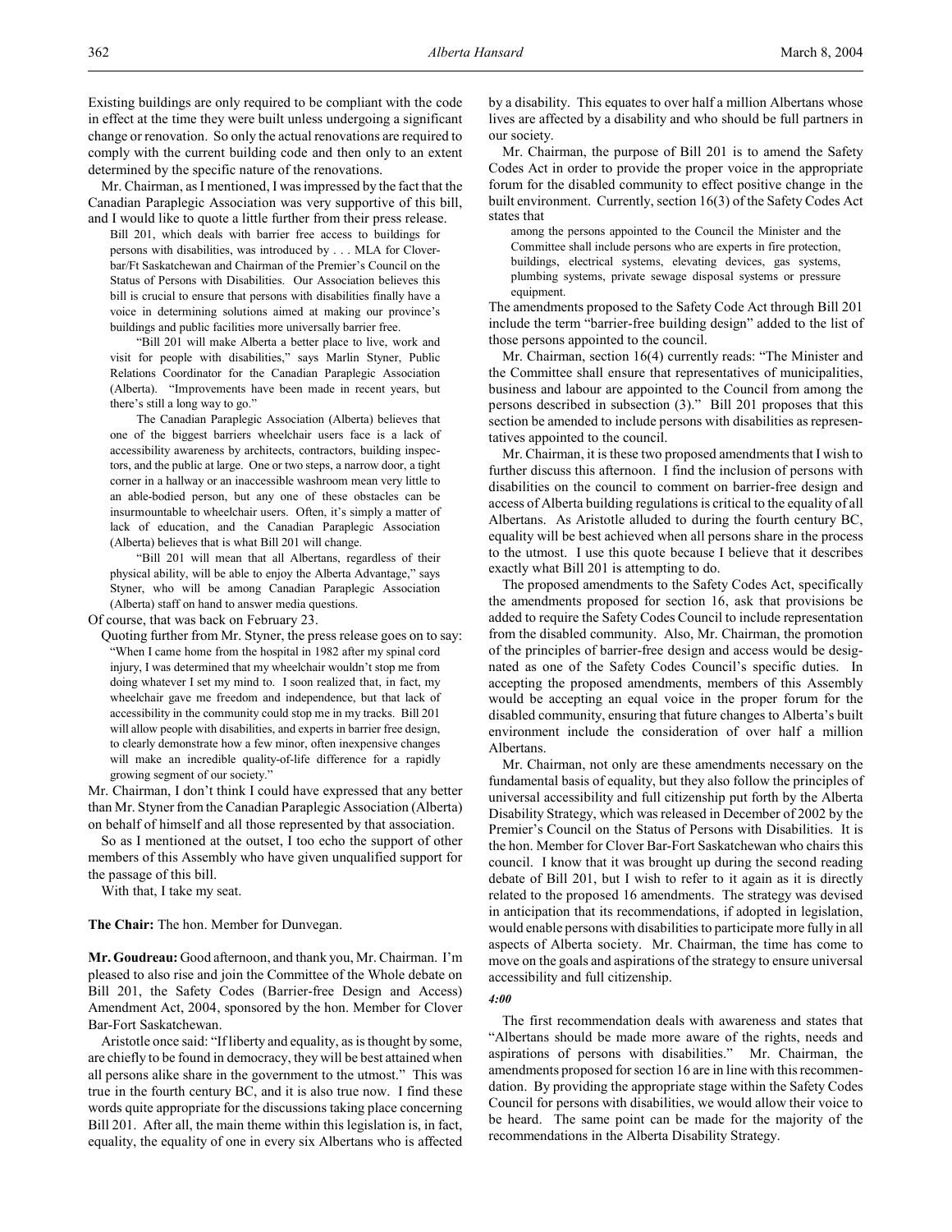Existing buildings are only required to be compliant with the code in effect at the time they were built unless undergoing a significant change or renovation. So only the actual renovations are required to comply with the current building code and then only to an extent determined by the specific nature of the renovations.

Mr. Chairman, as I mentioned, I was impressed by the fact that the Canadian Paraplegic Association was very supportive of this bill, and I would like to quote a little further from their press release.

> Bill 201, which deals with barrier free access to buildings for persons with disabilities, was introduced by . . . MLA for Cloverbar/Ft Saskatchewan and Chairman of the Premier's Council on the Status of Persons with Disabilities. Our Association believes this bill is crucial to ensure that persons with disabilities finally have a voice in determining solutions aimed at making our province's buildings and public facilities more universally barrier free.
>
> "Bill 201 will make Alberta a better place to live, work and visit for people with disabilities," says Marlin Styner, Public Relations Coordinator for the Canadian Paraplegic Association (Alberta). "Improvements have been made in recent years, but there's still a long way to go."
>
> The Canadian Paraplegic Association (Alberta) believes that one of the biggest barriers wheelchair users face is a lack of accessibility awareness by architects, contractors, building inspectors, and the public at large. One or two steps, a narrow door, a tight corner in a hallway or an inaccessible washroom mean very little to an able-bodied person, but any one of these obstacles can be insurmountable to wheelchair users. Often, it's simply a matter of lack of education, and the Canadian Paraplegic Association (Alberta) believes that is what Bill 201 will change.
>
> "Bill 201 will mean that all Albertans, regardless of their physical ability, will be able to enjoy the Alberta Advantage," says Styner, who will be among Canadian Paraplegic Association (Alberta) staff on hand to answer media questions.

Of course, that was back on February 23.

Quoting further from Mr. Styner, the press release goes on to say:

> "When I came home from the hospital in 1982 after my spinal cord injury, I was determined that my wheelchair wouldn't stop me from doing whatever I set my mind to. I soon realized that, in fact, my wheelchair gave me freedom and independence, but that lack of accessibility in the community could stop me in my tracks. Bill 201 will allow people with disabilities, and experts in barrier free design, to clearly demonstrate how a few minor, often inexpensive changes will make an incredible quality-of-life difference for a rapidly growing segment of our society."

Mr. Chairman, I don't think I could have expressed that any better than Mr. Styner from the Canadian Paraplegic Association (Alberta) on behalf of himself and all those represented by that association.

So as I mentioned at the outset, I too echo the support of other members of this Assembly who have given unqualified support for the passage of this bill.

With that, I take my seat.

**The Chair:** The hon. Member for Dunvegan.

**Mr. Goudreau:** Good afternoon, and thank you, Mr. Chairman. I'm pleased to also rise and join the Committee of the Whole debate on Bill 201, the Safety Codes (Barrier-free Design and Access) Amendment Act, 2004, sponsored by the hon. Member for Clover Bar-Fort Saskatchewan.

Aristotle once said: "If liberty and equality, as is thought by some, are chiefly to be found in democracy, they will be best attained when all persons alike share in the government to the utmost." This was true in the fourth century BC, and it is also true now. I find these words quite appropriate for the discussions taking place concerning Bill 201. After all, the main theme within this legislation is, in fact, equality, the equality of one in every six Albertans who is affected by a disability. This equates to over half a million Albertans whose lives are affected by a disability and who should be full partners in our society.

Mr. Chairman, the purpose of Bill 201 is to amend the Safety Codes Act in order to provide the proper voice in the appropriate forum for the disabled community to effect positive change in the built environment. Currently, section 16(3) of the Safety Codes Act states that

> among the persons appointed to the Council the Minister and the Committee shall include persons who are experts in fire protection, buildings, electrical systems, elevating devices, gas systems, plumbing systems, private sewage disposal systems or pressure equipment.

The amendments proposed to the Safety Code Act through Bill 201 include the term "barrier-free building design" added to the list of those persons appointed to the council.

Mr. Chairman, section 16(4) currently reads: "The Minister and the Committee shall ensure that representatives of municipalities, business and labour are appointed to the Council from among the persons described in subsection (3)." Bill 201 proposes that this section be amended to include persons with disabilities as representatives appointed to the council.

Mr. Chairman, it is these two proposed amendments that I wish to further discuss this afternoon. I find the inclusion of persons with disabilities on the council to comment on barrier-free design and access of Alberta building regulations is critical to the equality of all Albertans. As Aristotle alluded to during the fourth century BC, equality will be best achieved when all persons share in the process to the utmost. I use this quote because I believe that it describes exactly what Bill 201 is attempting to do.

The proposed amendments to the Safety Codes Act, specifically the amendments proposed for section 16, ask that provisions be added to require the Safety Codes Council to include representation from the disabled community. Also, Mr. Chairman, the promotion of the principles of barrier-free design and access would be designated as one of the Safety Codes Council's specific duties. In accepting the proposed amendments, members of this Assembly would be accepting an equal voice in the proper forum for the disabled community, ensuring that future changes to Alberta's built environment include the consideration of over half a million Albertans.

Mr. Chairman, not only are these amendments necessary on the fundamental basis of equality, but they also follow the principles of universal accessibility and full citizenship put forth by the Alberta Disability Strategy, which was released in December of 2002 by the Premier's Council on the Status of Persons with Disabilities. It is the hon. Member for Clover Bar-Fort Saskatchewan who chairs this council. I know that it was brought up during the second reading debate of Bill 201, but I wish to refer to it again as it is directly related to the proposed 16 amendments. The strategy was devised in anticipation that its recommendations, if adopted in legislation, would enable persons with disabilities to participate more fully in all aspects of Alberta society. Mr. Chairman, the time has come to move on the goals and aspirations of the strategy to ensure universal accessibility and full citizenship.

*4:00*

The first recommendation deals with awareness and states that "Albertans should be made more aware of the rights, needs and aspirations of persons with disabilities." Mr. Chairman, the amendments proposed for section 16 are in line with this recommendation. By providing the appropriate stage within the Safety Codes Council for persons with disabilities, we would allow their voice to be heard. The same point can be made for the majority of the recommendations in the Alberta Disability Strategy.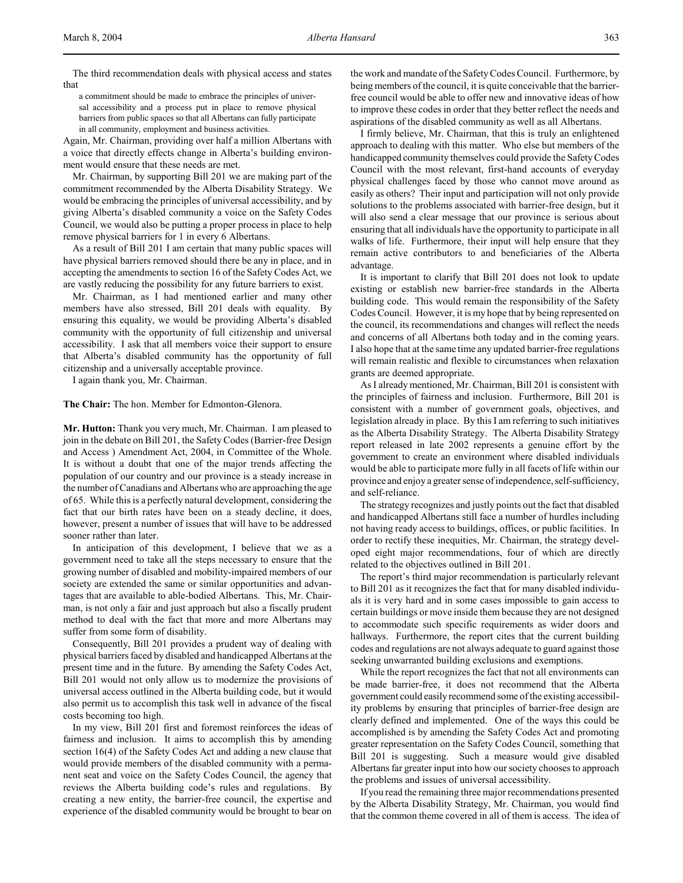The third recommendation deals with physical access and states that

> a commitment should be made to embrace the principles of universal accessibility and a process put in place to remove physical barriers from public spaces so that all Albertans can fully participate in all community, employment and business activities.

Again, Mr. Chairman, providing over half a million Albertans with a voice that directly effects change in Alberta's building environment would ensure that these needs are met.

Mr. Chairman, by supporting Bill 201 we are making part of the commitment recommended by the Alberta Disability Strategy. We would be embracing the principles of universal accessibility, and by giving Alberta's disabled community a voice on the Safety Codes Council, we would also be putting a proper process in place to help remove physical barriers for 1 in every 6 Albertans.

As a result of Bill 201 I am certain that many public spaces will have physical barriers removed should there be any in place, and in accepting the amendments to section 16 of the Safety Codes Act, we are vastly reducing the possibility for any future barriers to exist.

Mr. Chairman, as I had mentioned earlier and many other members have also stressed, Bill 201 deals with equality. By ensuring this equality, we would be providing Alberta's disabled community with the opportunity of full citizenship and universal accessibility. I ask that all members voice their support to ensure that Alberta's disabled community has the opportunity of full citizenship and a universally acceptable province.

I again thank you, Mr. Chairman.

**The Chair:** The hon. Member for Edmonton-Glenora.

**Mr. Hutton:** Thank you very much, Mr. Chairman. I am pleased to join in the debate on Bill 201, the Safety Codes (Barrier-free Design and Access ) Amendment Act, 2004, in Committee of the Whole. It is without a doubt that one of the major trends affecting the population of our country and our province is a steady increase in the number of Canadians and Albertans who are approaching the age of 65. While this is a perfectly natural development, considering the fact that our birth rates have been on a steady decline, it does, however, present a number of issues that will have to be addressed sooner rather than later.

In anticipation of this development, I believe that we as a government need to take all the steps necessary to ensure that the growing number of disabled and mobility-impaired members of our society are extended the same or similar opportunities and advantages that are available to able-bodied Albertans. This, Mr. Chairman, is not only a fair and just approach but also a fiscally prudent method to deal with the fact that more and more Albertans may suffer from some form of disability.

Consequently, Bill 201 provides a prudent way of dealing with physical barriers faced by disabled and handicapped Albertans at the present time and in the future. By amending the Safety Codes Act, Bill 201 would not only allow us to modernize the provisions of universal access outlined in the Alberta building code, but it would also permit us to accomplish this task well in advance of the fiscal costs becoming too high.

In my view, Bill 201 first and foremost reinforces the ideas of fairness and inclusion. It aims to accomplish this by amending section 16(4) of the Safety Codes Act and adding a new clause that would provide members of the disabled community with a permanent seat and voice on the Safety Codes Council, the agency that reviews the Alberta building code's rules and regulations. By creating a new entity, the barrier-free council, the expertise and experience of the disabled community would be brought to bear on the work and mandate of the Safety Codes Council. Furthermore, by being members of the council, it is quite conceivable that the barrier-free council would be able to offer new and innovative ideas of how to improve these codes in order that they better reflect the needs and aspirations of the disabled community as well as all Albertans.

I firmly believe, Mr. Chairman, that this is truly an enlightened approach to dealing with this matter. Who else but members of the handicapped community themselves could provide the Safety Codes Council with the most relevant, first-hand accounts of everyday physical challenges faced by those who cannot move around as easily as others? Their input and participation will not only provide solutions to the problems associated with barrier-free design, but it will also send a clear message that our province is serious about ensuring that all individuals have the opportunity to participate in all walks of life. Furthermore, their input will help ensure that they remain active contributors to and beneficiaries of the Alberta advantage.

It is important to clarify that Bill 201 does not look to update existing or establish new barrier-free standards in the Alberta building code. This would remain the responsibility of the Safety Codes Council. However, it is my hope that by being represented on the council, its recommendations and changes will reflect the needs and concerns of all Albertans both today and in the coming years. I also hope that at the same time any updated barrier-free regulations will remain realistic and flexible to circumstances when relaxation grants are deemed appropriate.

As I already mentioned, Mr. Chairman, Bill 201 is consistent with the principles of fairness and inclusion. Furthermore, Bill 201 is consistent with a number of government goals, objectives, and legislation already in place. By this I am referring to such initiatives as the Alberta Disability Strategy. The Alberta Disability Strategy report released in late 2002 represents a genuine effort by the government to create an environment where disabled individuals would be able to participate more fully in all facets of life within our province and enjoy a greater sense of independence, self-sufficiency, and self-reliance.

The strategy recognizes and justly points out the fact that disabled and handicapped Albertans still face a number of hurdles including not having ready access to buildings, offices, or public facilities. In order to rectify these inequities, Mr. Chairman, the strategy developed eight major recommendations, four of which are directly related to the objectives outlined in Bill 201.

The report's third major recommendation is particularly relevant to Bill 201 as it recognizes the fact that for many disabled individuals it is very hard and in some cases impossible to gain access to certain buildings or move inside them because they are not designed to accommodate such specific requirements as wider doors and hallways. Furthermore, the report cites that the current building codes and regulations are not always adequate to guard against those seeking unwarranted building exclusions and exemptions.

While the report recognizes the fact that not all environments can be made barrier-free, it does not recommend that the Alberta government could easily recommend some of the existing accessibility problems by ensuring that principles of barrier-free design are clearly defined and implemented. One of the ways this could be accomplished is by amending the Safety Codes Act and promoting greater representation on the Safety Codes Council, something that Bill 201 is suggesting. Such a measure would give disabled Albertans far greater input into how our society chooses to approach the problems and issues of universal accessibility.

If you read the remaining three major recommendations presented by the Alberta Disability Strategy, Mr. Chairman, you would find that the common theme covered in all of them is access. The idea of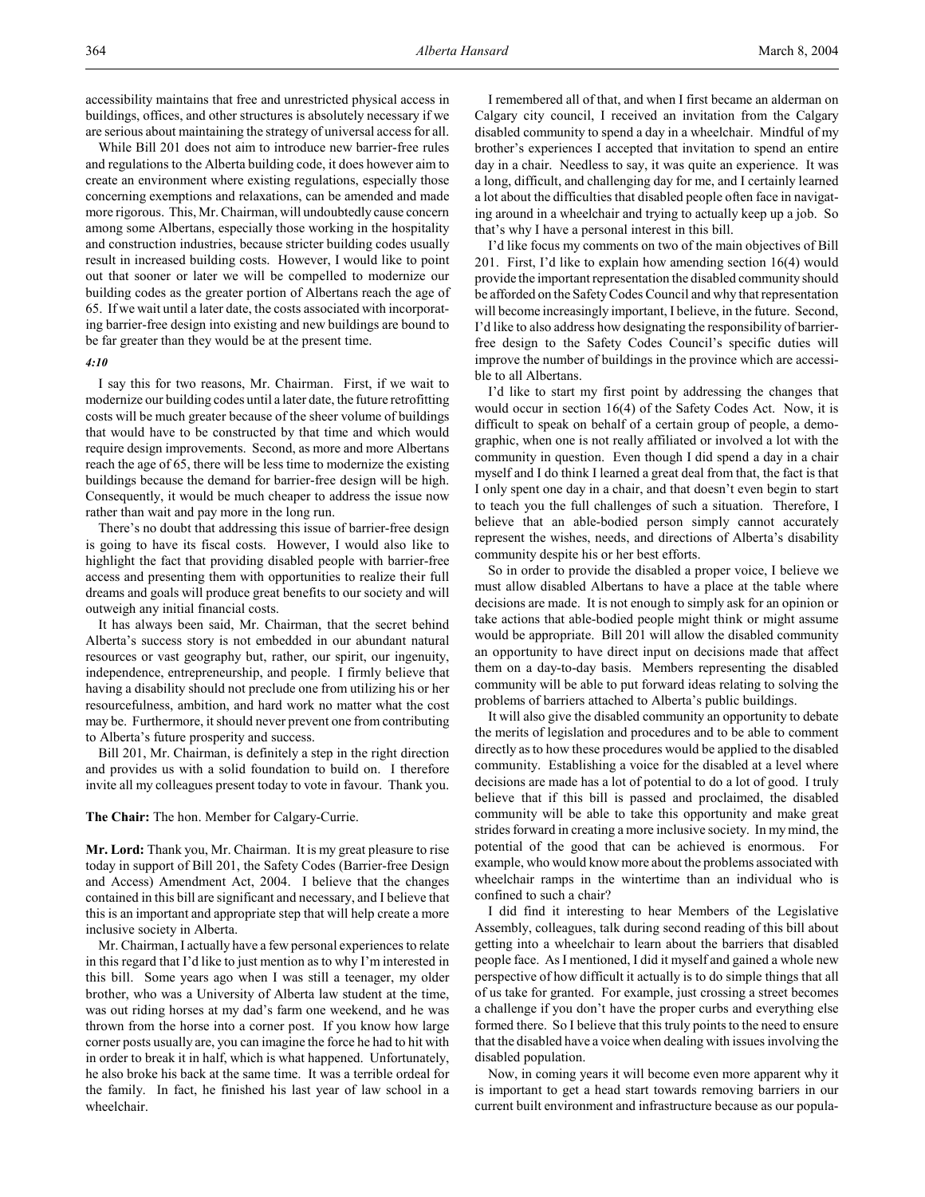accessibility maintains that free and unrestricted physical access in buildings, offices, and other structures is absolutely necessary if we are serious about maintaining the strategy of universal access for all.

While Bill 201 does not aim to introduce new barrier-free rules and regulations to the Alberta building code, it does however aim to create an environment where existing regulations, especially those concerning exemptions and relaxations, can be amended and made more rigorous. This, Mr. Chairman, will undoubtedly cause concern among some Albertans, especially those working in the hospitality and construction industries, because stricter building codes usually result in increased building costs. However, I would like to point out that sooner or later we will be compelled to modernize our building codes as the greater portion of Albertans reach the age of 65. If we wait until a later date, the costs associated with incorporating barrier-free design into existing and new buildings are bound to be far greater than they would be at the present time.

*4:10*

I say this for two reasons, Mr. Chairman. First, if we wait to modernize our building codes until a later date, the future retrofitting costs will be much greater because of the sheer volume of buildings that would have to be constructed by that time and which would require design improvements. Second, as more and more Albertans reach the age of 65, there will be less time to modernize the existing buildings because the demand for barrier-free design will be high. Consequently, it would be much cheaper to address the issue now rather than wait and pay more in the long run.

There's no doubt that addressing this issue of barrier-free design is going to have its fiscal costs. However, I would also like to highlight the fact that providing disabled people with barrier-free access and presenting them with opportunities to realize their full dreams and goals will produce great benefits to our society and will outweigh any initial financial costs.

It has always been said, Mr. Chairman, that the secret behind Alberta's success story is not embedded in our abundant natural resources or vast geography but, rather, our spirit, our ingenuity, independence, entrepreneurship, and people. I firmly believe that having a disability should not preclude one from utilizing his or her resourcefulness, ambition, and hard work no matter what the cost may be. Furthermore, it should never prevent one from contributing to Alberta's future prosperity and success.

Bill 201, Mr. Chairman, is definitely a step in the right direction and provides us with a solid foundation to build on. I therefore invite all my colleagues present today to vote in favour. Thank you.

**The Chair:** The hon. Member for Calgary-Currie.

**Mr. Lord:** Thank you, Mr. Chairman. It is my great pleasure to rise today in support of Bill 201, the Safety Codes (Barrier-free Design and Access) Amendment Act, 2004. I believe that the changes contained in this bill are significant and necessary, and I believe that this is an important and appropriate step that will help create a more inclusive society in Alberta.

Mr. Chairman, I actually have a few personal experiences to relate in this regard that I'd like to just mention as to why I'm interested in this bill. Some years ago when I was still a teenager, my older brother, who was a University of Alberta law student at the time, was out riding horses at my dad's farm one weekend, and he was thrown from the horse into a corner post. If you know how large corner posts usually are, you can imagine the force he had to hit with in order to break it in half, which is what happened. Unfortunately, he also broke his back at the same time. It was a terrible ordeal for the family. In fact, he finished his last year of law school in a wheelchair.

I remembered all of that, and when I first became an alderman on Calgary city council, I received an invitation from the Calgary disabled community to spend a day in a wheelchair. Mindful of my brother's experiences I accepted that invitation to spend an entire day in a chair. Needless to say, it was quite an experience. It was a long, difficult, and challenging day for me, and I certainly learned a lot about the difficulties that disabled people often face in navigating around in a wheelchair and trying to actually keep up a job. So that's why I have a personal interest in this bill.

I'd like focus my comments on two of the main objectives of Bill 201. First, I'd like to explain how amending section 16(4) would provide the important representation the disabled community should be afforded on the Safety Codes Council and why that representation will become increasingly important, I believe, in the future. Second, I'd like to also address how designating the responsibility of barrier-free design to the Safety Codes Council's specific duties will improve the number of buildings in the province which are accessible to all Albertans.

I'd like to start my first point by addressing the changes that would occur in section 16(4) of the Safety Codes Act. Now, it is difficult to speak on behalf of a certain group of people, a demographic, when one is not really affiliated or involved a lot with the community in question. Even though I did spend a day in a chair myself and I do think I learned a great deal from that, the fact is that I only spent one day in a chair, and that doesn't even begin to start to teach you the full challenges of such a situation. Therefore, I believe that an able-bodied person simply cannot accurately represent the wishes, needs, and directions of Alberta's disability community despite his or her best efforts.

So in order to provide the disabled a proper voice, I believe we must allow disabled Albertans to have a place at the table where decisions are made. It is not enough to simply ask for an opinion or take actions that able-bodied people might think or might assume would be appropriate. Bill 201 will allow the disabled community an opportunity to have direct input on decisions made that affect them on a day-to-day basis. Members representing the disabled community will be able to put forward ideas relating to solving the problems of barriers attached to Alberta's public buildings.

It will also give the disabled community an opportunity to debate the merits of legislation and procedures and to be able to comment directly as to how these procedures would be applied to the disabled community. Establishing a voice for the disabled at a level where decisions are made has a lot of potential to do a lot of good. I truly believe that if this bill is passed and proclaimed, the disabled community will be able to take this opportunity and make great strides forward in creating a more inclusive society. In my mind, the potential of the good that can be achieved is enormous. For example, who would know more about the problems associated with wheelchair ramps in the wintertime than an individual who is confined to such a chair?

I did find it interesting to hear Members of the Legislative Assembly, colleagues, talk during second reading of this bill about getting into a wheelchair to learn about the barriers that disabled people face. As I mentioned, I did it myself and gained a whole new perspective of how difficult it actually is to do simple things that all of us take for granted. For example, just crossing a street becomes a challenge if you don't have the proper curbs and everything else formed there. So I believe that this truly points to the need to ensure that the disabled have a voice when dealing with issues involving the disabled population.

Now, in coming years it will become even more apparent why it is important to get a head start towards removing barriers in our current built environment and infrastructure because as our popula-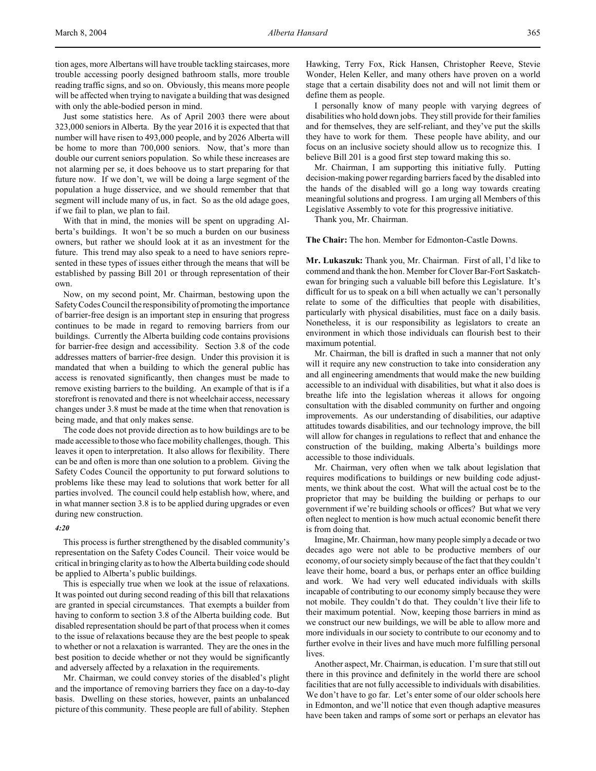tion ages, more Albertans will have trouble tackling staircases, more trouble accessing poorly designed bathroom stalls, more trouble reading traffic signs, and so on. Obviously, this means more people will be affected when trying to navigate a building that was designed with only the able-bodied person in mind.

Just some statistics here. As of April 2003 there were about 323,000 seniors in Alberta. By the year 2016 it is expected that that number will have risen to 493,000 people, and by 2026 Alberta will be home to more than 700,000 seniors. Now, that's more than double our current seniors population. So while these increases are not alarming per se, it does behoove us to start preparing for that future now. If we don't, we will be doing a large segment of the population a huge disservice, and we should remember that that segment will include many of us, in fact. So as the old adage goes, if we fail to plan, we plan to fail.

With that in mind, the monies will be spent on upgrading Alberta's buildings. It won't be so much a burden on our business owners, but rather we should look at it as an investment for the future. This trend may also speak to a need to have seniors represented in these types of issues either through the means that will be established by passing Bill 201 or through representation of their own.

Now, on my second point, Mr. Chairman, bestowing upon the Safety Codes Council the responsibility of promoting the importance of barrier-free design is an important step in ensuring that progress continues to be made in regard to removing barriers from our buildings. Currently the Alberta building code contains provisions for barrier-free design and accessibility. Section 3.8 of the code addresses matters of barrier-free design. Under this provision it is mandated that when a building to which the general public has access is renovated significantly, then changes must be made to remove existing barriers to the building. An example of that is if a storefront is renovated and there is not wheelchair access, necessary changes under 3.8 must be made at the time when that renovation is being made, and that only makes sense.

The code does not provide direction as to how buildings are to be made accessible to those who face mobility challenges, though. This leaves it open to interpretation. It also allows for flexibility. There can be and often is more than one solution to a problem. Giving the Safety Codes Council the opportunity to put forward solutions to problems like these may lead to solutions that work better for all parties involved. The council could help establish how, where, and in what manner section 3.8 is to be applied during upgrades or even during new construction.

*4:20*

This process is further strengthened by the disabled community's representation on the Safety Codes Council. Their voice would be critical in bringing clarity as to how the Alberta building code should be applied to Alberta's public buildings.

This is especially true when we look at the issue of relaxations. It was pointed out during second reading of this bill that relaxations are granted in special circumstances. That exempts a builder from having to conform to section 3.8 of the Alberta building code. But disabled representation should be part of that process when it comes to the issue of relaxations because they are the best people to speak to whether or not a relaxation is warranted. They are the ones in the best position to decide whether or not they would be significantly and adversely affected by a relaxation in the requirements.

Mr. Chairman, we could convey stories of the disabled's plight and the importance of removing barriers they face on a day-to-day basis. Dwelling on these stories, however, paints an unbalanced picture of this community. These people are full of ability. Stephen Hawking, Terry Fox, Rick Hansen, Christopher Reeve, Stevie Wonder, Helen Keller, and many others have proven on a world stage that a certain disability does not and will not limit them or define them as people.

I personally know of many people with varying degrees of disabilities who hold down jobs. They still provide for their families and for themselves, they are self-reliant, and they've put the skills they have to work for them. These people have ability, and our focus on an inclusive society should allow us to recognize this. I believe Bill 201 is a good first step toward making this so.

Mr. Chairman, I am supporting this initiative fully. Putting decision-making power regarding barriers faced by the disabled into the hands of the disabled will go a long way towards creating meaningful solutions and progress. I am urging all Members of this Legislative Assembly to vote for this progressive initiative.

Thank you, Mr. Chairman.

**The Chair:** The hon. Member for Edmonton-Castle Downs.

**Mr. Lukaszuk:** Thank you, Mr. Chairman. First of all, I'd like to commend and thank the hon. Member for Clover Bar-Fort Saskatchewan for bringing such a valuable bill before this Legislature. It's difficult for us to speak on a bill when actually we can't personally relate to some of the difficulties that people with disabilities, particularly with physical disabilities, must face on a daily basis. Nonetheless, it is our responsibility as legislators to create an environment in which those individuals can flourish best to their maximum potential.

Mr. Chairman, the bill is drafted in such a manner that not only will it require any new construction to take into consideration any and all engineering amendments that would make the new building accessible to an individual with disabilities, but what it also does is breathe life into the legislation whereas it allows for ongoing consultation with the disabled community on further and ongoing improvements. As our understanding of disabilities, our adaptive attitudes towards disabilities, and our technology improve, the bill will allow for changes in regulations to reflect that and enhance the construction of the building, making Alberta's buildings more accessible to those individuals.

Mr. Chairman, very often when we talk about legislation that requires modifications to buildings or new building code adjustments, we think about the cost. What will the actual cost be to the proprietor that may be building the building or perhaps to our government if we're building schools or offices? But what we very often neglect to mention is how much actual economic benefit there is from doing that.

Imagine, Mr. Chairman, how many people simply a decade or two decades ago were not able to be productive members of our economy, of our society simply because of the fact that they couldn't leave their home, board a bus, or perhaps enter an office building and work. We had very well educated individuals with skills incapable of contributing to our economy simply because they were not mobile. They couldn't do that. They couldn't live their life to their maximum potential. Now, keeping those barriers in mind as we construct our new buildings, we will be able to allow more and more individuals in our society to contribute to our economy and to further evolve in their lives and have much more fulfilling personal lives.

Another aspect, Mr. Chairman, is education. I'm sure that still out there in this province and definitely in the world there are school facilities that are not fully accessible to individuals with disabilities. We don't have to go far. Let's enter some of our older schools here in Edmonton, and we'll notice that even though adaptive measures have been taken and ramps of some sort or perhaps an elevator has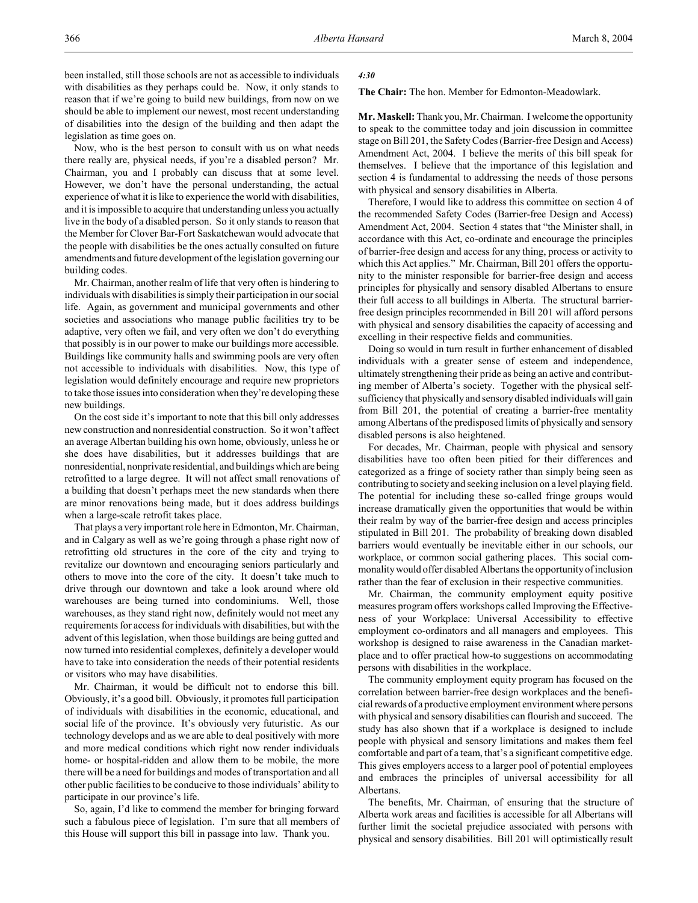been installed, still those schools are not as accessible to individuals with disabilities as they perhaps could be. Now, it only stands to reason that if we're going to build new buildings, from now on we should be able to implement our newest, most recent understanding of disabilities into the design of the building and then adapt the legislation as time goes on.

Now, who is the best person to consult with us on what needs there really are, physical needs, if you're a disabled person? Mr. Chairman, you and I probably can discuss that at some level. However, we don't have the personal understanding, the actual experience of what it is like to experience the world with disabilities, and it is impossible to acquire that understanding unless you actually live in the body of a disabled person. So it only stands to reason that the Member for Clover Bar-Fort Saskatchewan would advocate that the people with disabilities be the ones actually consulted on future amendments and future development of the legislation governing our building codes.

Mr. Chairman, another realm of life that very often is hindering to individuals with disabilities is simply their participation in our social life. Again, as government and municipal governments and other societies and associations who manage public facilities try to be adaptive, very often we fail, and very often we don't do everything that possibly is in our power to make our buildings more accessible. Buildings like community halls and swimming pools are very often not accessible to individuals with disabilities. Now, this type of legislation would definitely encourage and require new proprietors to take those issues into consideration when they're developing these new buildings.

On the cost side it's important to note that this bill only addresses new construction and nonresidential construction. So it won't affect an average Albertan building his own home, obviously, unless he or she does have disabilities, but it addresses buildings that are nonresidential, nonprivate residential, and buildings which are being retrofitted to a large degree. It will not affect small renovations of a building that doesn't perhaps meet the new standards when there are minor renovations being made, but it does address buildings when a large-scale retrofit takes place.

That plays a very important role here in Edmonton, Mr. Chairman, and in Calgary as well as we're going through a phase right now of retrofitting old structures in the core of the city and trying to revitalize our downtown and encouraging seniors particularly and others to move into the core of the city. It doesn't take much to drive through our downtown and take a look around where old warehouses are being turned into condominiums. Well, those warehouses, as they stand right now, definitely would not meet any requirements for access for individuals with disabilities, but with the advent of this legislation, when those buildings are being gutted and now turned into residential complexes, definitely a developer would have to take into consideration the needs of their potential residents or visitors who may have disabilities.

Mr. Chairman, it would be difficult not to endorse this bill. Obviously, it's a good bill. Obviously, it promotes full participation of individuals with disabilities in the economic, educational, and social life of the province. It's obviously very futuristic. As our technology develops and as we are able to deal positively with more and more medical conditions which right now render individuals home- or hospital-ridden and allow them to be mobile, the more there will be a need for buildings and modes of transportation and all other public facilities to be conducive to those individuals' ability to participate in our province's life.

So, again, I'd like to commend the member for bringing forward such a fabulous piece of legislation. I'm sure that all members of this House will support this bill in passage into law. Thank you.

*4:30*

**The Chair:** The hon. Member for Edmonton-Meadowlark.

**Mr. Maskell:** Thank you, Mr. Chairman. I welcome the opportunity to speak to the committee today and join discussion in committee stage on Bill 201, the Safety Codes (Barrier-free Design and Access) Amendment Act, 2004. I believe the merits of this bill speak for themselves. I believe that the importance of this legislation and section 4 is fundamental to addressing the needs of those persons with physical and sensory disabilities in Alberta.

Therefore, I would like to address this committee on section 4 of the recommended Safety Codes (Barrier-free Design and Access) Amendment Act, 2004. Section 4 states that "the Minister shall, in accordance with this Act, co-ordinate and encourage the principles of barrier-free design and access for any thing, process or activity to which this Act applies." Mr. Chairman, Bill 201 offers the opportunity to the minister responsible for barrier-free design and access principles for physically and sensory disabled Albertans to ensure their full access to all buildings in Alberta. The structural barrier-free design principles recommended in Bill 201 will afford persons with physical and sensory disabilities the capacity of accessing and excelling in their respective fields and communities.

Doing so would in turn result in further enhancement of disabled individuals with a greater sense of esteem and independence, ultimately strengthening their pride as being an active and contributing member of Alberta's society. Together with the physical self-sufficiency that physically and sensory disabled individuals will gain from Bill 201, the potential of creating a barrier-free mentality among Albertans of the predisposed limits of physically and sensory disabled persons is also heightened.

For decades, Mr. Chairman, people with physical and sensory disabilities have too often been pitied for their differences and categorized as a fringe of society rather than simply being seen as contributing to society and seeking inclusion on a level playing field. The potential for including these so-called fringe groups would increase dramatically given the opportunities that would be within their realm by way of the barrier-free design and access principles stipulated in Bill 201. The probability of breaking down disabled barriers would eventually be inevitable either in our schools, our workplace, or common social gathering places. This social commonality would offer disabled Albertans the opportunity of inclusion rather than the fear of exclusion in their respective communities.

Mr. Chairman, the community employment equity positive measures program offers workshops called Improving the Effectiveness of your Workplace: Universal Accessibility to effective employment co-ordinators and all managers and employees. This workshop is designed to raise awareness in the Canadian marketplace and to offer practical how-to suggestions on accommodating persons with disabilities in the workplace.

The community employment equity program has focused on the correlation between barrier-free design workplaces and the beneficial rewards of a productive employment environment where persons with physical and sensory disabilities can flourish and succeed. The study has also shown that if a workplace is designed to include people with physical and sensory limitations and makes them feel comfortable and part of a team, that's a significant competitive edge. This gives employers access to a larger pool of potential employees and embraces the principles of universal accessibility for all Albertans.

The benefits, Mr. Chairman, of ensuring that the structure of Alberta work areas and facilities is accessible for all Albertans will further limit the societal prejudice associated with persons with physical and sensory disabilities. Bill 201 will optimistically result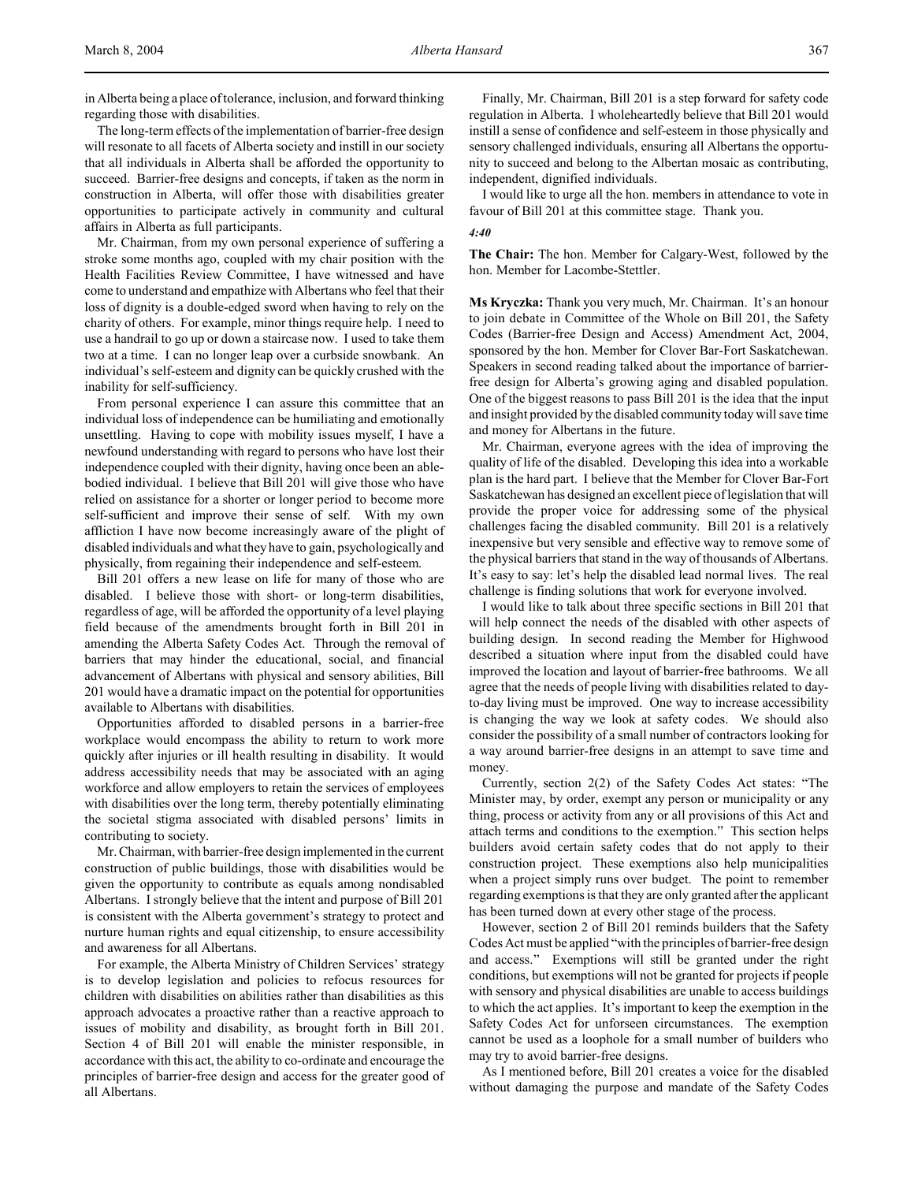in Alberta being a place of tolerance, inclusion, and forward thinking regarding those with disabilities.

The long-term effects of the implementation of barrier-free design will resonate to all facets of Alberta society and instill in our society that all individuals in Alberta shall be afforded the opportunity to succeed. Barrier-free designs and concepts, if taken as the norm in construction in Alberta, will offer those with disabilities greater opportunities to participate actively in community and cultural affairs in Alberta as full participants.

Mr. Chairman, from my own personal experience of suffering a stroke some months ago, coupled with my chair position with the Health Facilities Review Committee, I have witnessed and have come to understand and empathize with Albertans who feel that their loss of dignity is a double-edged sword when having to rely on the charity of others. For example, minor things require help. I need to use a handrail to go up or down a staircase now. I used to take them two at a time. I can no longer leap over a curbside snowbank. An individual's self-esteem and dignity can be quickly crushed with the inability for self-sufficiency.

From personal experience I can assure this committee that an individual loss of independence can be humiliating and emotionally unsettling. Having to cope with mobility issues myself, I have a newfound understanding with regard to persons who have lost their independence coupled with their dignity, having once been an able-bodied individual. I believe that Bill 201 will give those who have relied on assistance for a shorter or longer period to become more self-sufficient and improve their sense of self. With my own affliction I have now become increasingly aware of the plight of disabled individuals and what they have to gain, psychologically and physically, from regaining their independence and self-esteem.

Bill 201 offers a new lease on life for many of those who are disabled. I believe those with short- or long-term disabilities, regardless of age, will be afforded the opportunity of a level playing field because of the amendments brought forth in Bill 201 in amending the Alberta Safety Codes Act. Through the removal of barriers that may hinder the educational, social, and financial advancement of Albertans with physical and sensory abilities, Bill 201 would have a dramatic impact on the potential for opportunities available to Albertans with disabilities.

Opportunities afforded to disabled persons in a barrier-free workplace would encompass the ability to return to work more quickly after injuries or ill health resulting in disability. It would address accessibility needs that may be associated with an aging workforce and allow employers to retain the services of employees with disabilities over the long term, thereby potentially eliminating the societal stigma associated with disabled persons' limits in contributing to society.

Mr. Chairman, with barrier-free design implemented in the current construction of public buildings, those with disabilities would be given the opportunity to contribute as equals among nondisabled Albertans. I strongly believe that the intent and purpose of Bill 201 is consistent with the Alberta government's strategy to protect and nurture human rights and equal citizenship, to ensure accessibility and awareness for all Albertans.

For example, the Alberta Ministry of Children Services' strategy is to develop legislation and policies to refocus resources for children with disabilities on abilities rather than disabilities as this approach advocates a proactive rather than a reactive approach to issues of mobility and disability, as brought forth in Bill 201. Section 4 of Bill 201 will enable the minister responsible, in accordance with this act, the ability to co-ordinate and encourage the principles of barrier-free design and access for the greater good of all Albertans.

Finally, Mr. Chairman, Bill 201 is a step forward for safety code regulation in Alberta. I wholeheartedly believe that Bill 201 would instill a sense of confidence and self-esteem in those physically and sensory challenged individuals, ensuring all Albertans the opportunity to succeed and belong to the Albertan mosaic as contributing, independent, dignified individuals.

I would like to urge all the hon. members in attendance to vote in favour of Bill 201 at this committee stage. Thank you.

*4:40*

**The Chair:** The hon. Member for Calgary-West, followed by the hon. Member for Lacombe-Stettler.

**Ms Kryczka:** Thank you very much, Mr. Chairman. It's an honour to join debate in Committee of the Whole on Bill 201, the Safety Codes (Barrier-free Design and Access) Amendment Act, 2004, sponsored by the hon. Member for Clover Bar-Fort Saskatchewan. Speakers in second reading talked about the importance of barrier-free design for Alberta's growing aging and disabled population. One of the biggest reasons to pass Bill 201 is the idea that the input and insight provided by the disabled community today will save time and money for Albertans in the future.

Mr. Chairman, everyone agrees with the idea of improving the quality of life of the disabled. Developing this idea into a workable plan is the hard part. I believe that the Member for Clover Bar-Fort Saskatchewan has designed an excellent piece of legislation that will provide the proper voice for addressing some of the physical challenges facing the disabled community. Bill 201 is a relatively inexpensive but very sensible and effective way to remove some of the physical barriers that stand in the way of thousands of Albertans. It's easy to say: let's help the disabled lead normal lives. The real challenge is finding solutions that work for everyone involved.

I would like to talk about three specific sections in Bill 201 that will help connect the needs of the disabled with other aspects of building design. In second reading the Member for Highwood described a situation where input from the disabled could have improved the location and layout of barrier-free bathrooms. We all agree that the needs of people living with disabilities related to day-to-day living must be improved. One way to increase accessibility is changing the way we look at safety codes. We should also consider the possibility of a small number of contractors looking for a way around barrier-free designs in an attempt to save time and money.

Currently, section 2(2) of the Safety Codes Act states: "The Minister may, by order, exempt any person or municipality or any thing, process or activity from any or all provisions of this Act and attach terms and conditions to the exemption." This section helps builders avoid certain safety codes that do not apply to their construction project. These exemptions also help municipalities when a project simply runs over budget. The point to remember regarding exemptions is that they are only granted after the applicant has been turned down at every other stage of the process.

However, section 2 of Bill 201 reminds builders that the Safety Codes Act must be applied "with the principles of barrier-free design and access." Exemptions will still be granted under the right conditions, but exemptions will not be granted for projects if people with sensory and physical disabilities are unable to access buildings to which the act applies. It's important to keep the exemption in the Safety Codes Act for unforseen circumstances. The exemption cannot be used as a loophole for a small number of builders who may try to avoid barrier-free designs.

As I mentioned before, Bill 201 creates a voice for the disabled without damaging the purpose and mandate of the Safety Codes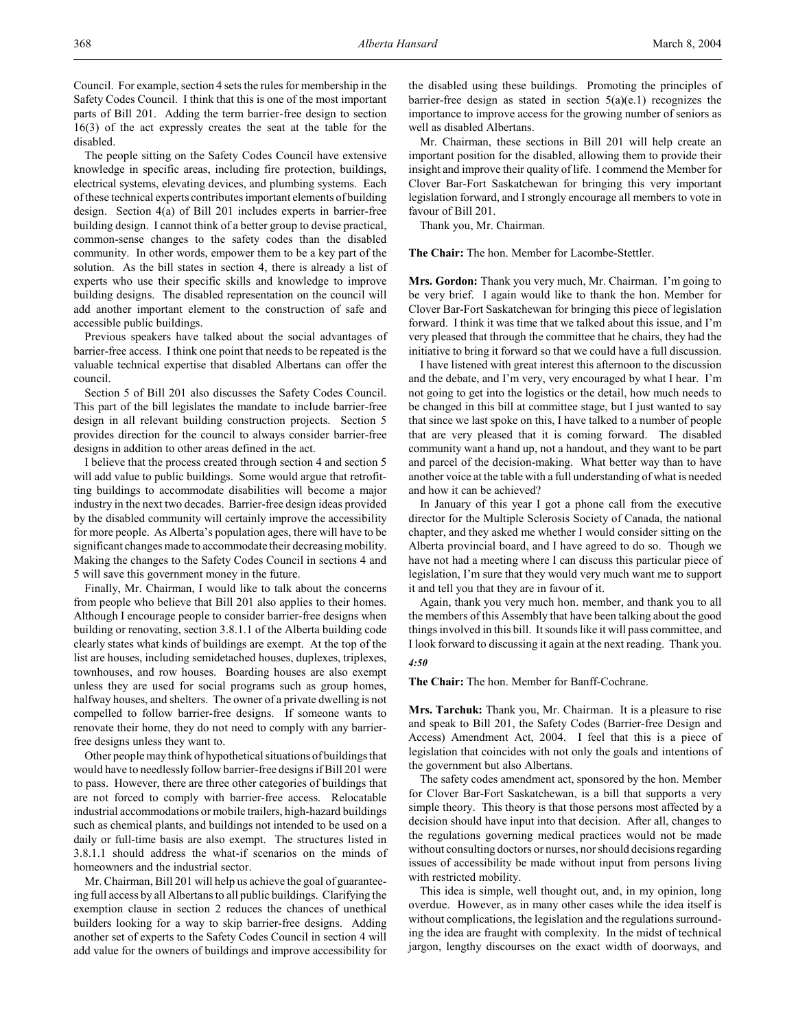Council. For example, section 4 sets the rules for membership in the Safety Codes Council. I think that this is one of the most important parts of Bill 201. Adding the term barrier-free design to section 16(3) of the act expressly creates the seat at the table for the disabled.

The people sitting on the Safety Codes Council have extensive knowledge in specific areas, including fire protection, buildings, electrical systems, elevating devices, and plumbing systems. Each of these technical experts contributes important elements of building design. Section 4(a) of Bill 201 includes experts in barrier-free building design. I cannot think of a better group to devise practical, common-sense changes to the safety codes than the disabled community. In other words, empower them to be a key part of the solution. As the bill states in section 4, there is already a list of experts who use their specific skills and knowledge to improve building designs. The disabled representation on the council will add another important element to the construction of safe and accessible public buildings.

Previous speakers have talked about the social advantages of barrier-free access. I think one point that needs to be repeated is the valuable technical expertise that disabled Albertans can offer the council.

Section 5 of Bill 201 also discusses the Safety Codes Council. This part of the bill legislates the mandate to include barrier-free design in all relevant building construction projects. Section 5 provides direction for the council to always consider barrier-free designs in addition to other areas defined in the act.

I believe that the process created through section 4 and section 5 will add value to public buildings. Some would argue that retrofitting buildings to accommodate disabilities will become a major industry in the next two decades. Barrier-free design ideas provided by the disabled community will certainly improve the accessibility for more people. As Alberta's population ages, there will have to be significant changes made to accommodate their decreasing mobility. Making the changes to the Safety Codes Council in sections 4 and 5 will save this government money in the future.

Finally, Mr. Chairman, I would like to talk about the concerns from people who believe that Bill 201 also applies to their homes. Although I encourage people to consider barrier-free designs when building or renovating, section 3.8.1.1 of the Alberta building code clearly states what kinds of buildings are exempt. At the top of the list are houses, including semidetached houses, duplexes, triplexes, townhouses, and row houses. Boarding houses are also exempt unless they are used for social programs such as group homes, halfway houses, and shelters. The owner of a private dwelling is not compelled to follow barrier-free designs. If someone wants to renovate their home, they do not need to comply with any barrier-free designs unless they want to.

Other people may think of hypothetical situations of buildings that would have to needlessly follow barrier-free designs if Bill 201 were to pass. However, there are three other categories of buildings that are not forced to comply with barrier-free access. Relocatable industrial accommodations or mobile trailers, high-hazard buildings such as chemical plants, and buildings not intended to be used on a daily or full-time basis are also exempt. The structures listed in 3.8.1.1 should address the what-if scenarios on the minds of homeowners and the industrial sector.

Mr. Chairman, Bill 201 will help us achieve the goal of guaranteeing full access by all Albertans to all public buildings. Clarifying the exemption clause in section 2 reduces the chances of unethical builders looking for a way to skip barrier-free designs. Adding another set of experts to the Safety Codes Council in section 4 will add value for the owners of buildings and improve accessibility for the disabled using these buildings. Promoting the principles of barrier-free design as stated in section 5(a)(e.1) recognizes the importance to improve access for the growing number of seniors as well as disabled Albertans.

Mr. Chairman, these sections in Bill 201 will help create an important position for the disabled, allowing them to provide their insight and improve their quality of life. I commend the Member for Clover Bar-Fort Saskatchewan for bringing this very important legislation forward, and I strongly encourage all members to vote in favour of Bill 201.

Thank you, Mr. Chairman.

**The Chair:** The hon. Member for Lacombe-Stettler.

**Mrs. Gordon:** Thank you very much, Mr. Chairman. I'm going to be very brief. I again would like to thank the hon. Member for Clover Bar-Fort Saskatchewan for bringing this piece of legislation forward. I think it was time that we talked about this issue, and I'm very pleased that through the committee that he chairs, they had the initiative to bring it forward so that we could have a full discussion.

I have listened with great interest this afternoon to the discussion and the debate, and I'm very, very encouraged by what I hear. I'm not going to get into the logistics or the detail, how much needs to be changed in this bill at committee stage, but I just wanted to say that since we last spoke on this, I have talked to a number of people that are very pleased that it is coming forward. The disabled community want a hand up, not a handout, and they want to be part and parcel of the decision-making. What better way than to have another voice at the table with a full understanding of what is needed and how it can be achieved?

In January of this year I got a phone call from the executive director for the Multiple Sclerosis Society of Canada, the national chapter, and they asked me whether I would consider sitting on the Alberta provincial board, and I have agreed to do so. Though we have not had a meeting where I can discuss this particular piece of legislation, I'm sure that they would very much want me to support it and tell you that they are in favour of it.

Again, thank you very much hon. member, and thank you to all the members of this Assembly that have been talking about the good things involved in this bill. It sounds like it will pass committee, and I look forward to discussing it again at the next reading. Thank you.

*4:50*

**The Chair:** The hon. Member for Banff-Cochrane.

**Mrs. Tarchuk:** Thank you, Mr. Chairman. It is a pleasure to rise and speak to Bill 201, the Safety Codes (Barrier-free Design and Access) Amendment Act, 2004. I feel that this is a piece of legislation that coincides with not only the goals and intentions of the government but also Albertans.

The safety codes amendment act, sponsored by the hon. Member for Clover Bar-Fort Saskatchewan, is a bill that supports a very simple theory. This theory is that those persons most affected by a decision should have input into that decision. After all, changes to the regulations governing medical practices would not be made without consulting doctors or nurses, nor should decisions regarding issues of accessibility be made without input from persons living with restricted mobility.

This idea is simple, well thought out, and, in my opinion, long overdue. However, as in many other cases while the idea itself is without complications, the legislation and the regulations surrounding the idea are fraught with complexity. In the midst of technical jargon, lengthy discourses on the exact width of doorways, and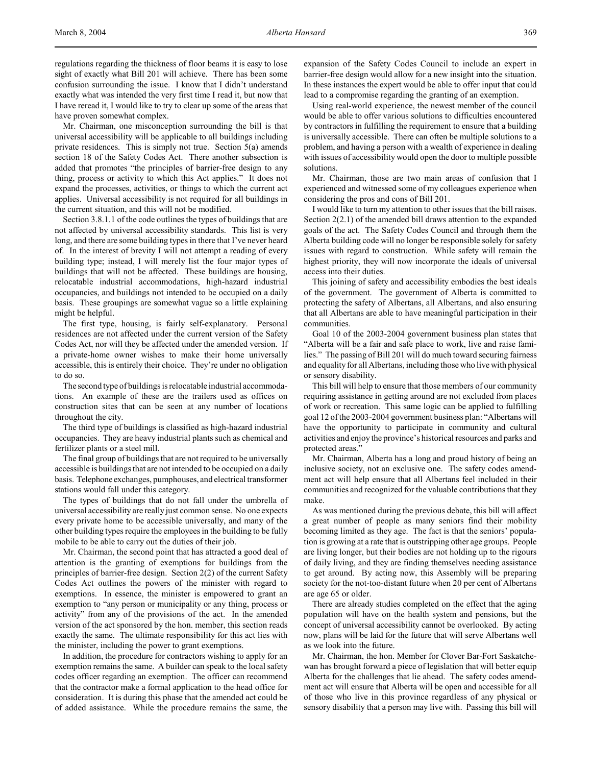regulations regarding the thickness of floor beams it is easy to lose sight of exactly what Bill 201 will achieve. There has been some confusion surrounding the issue. I know that I didn't understand exactly what was intended the very first time I read it, but now that I have reread it, I would like to try to clear up some of the areas that have proven somewhat complex.

Mr. Chairman, one misconception surrounding the bill is that universal accessibility will be applicable to all buildings including private residences. This is simply not true. Section 5(a) amends section 18 of the Safety Codes Act. There another subsection is added that promotes "the principles of barrier-free design to any thing, process or activity to which this Act applies." It does not expand the processes, activities, or things to which the current act applies. Universal accessibility is not required for all buildings in the current situation, and this will not be modified.

Section 3.8.1.1 of the code outlines the types of buildings that are not affected by universal accessibility standards. This list is very long, and there are some building types in there that I've never heard of. In the interest of brevity I will not attempt a reading of every building type; instead, I will merely list the four major types of buildings that will not be affected. These buildings are housing, relocatable industrial accommodations, high-hazard industrial occupancies, and buildings not intended to be occupied on a daily basis. These groupings are somewhat vague so a little explaining might be helpful.

The first type, housing, is fairly self-explanatory. Personal residences are not affected under the current version of the Safety Codes Act, nor will they be affected under the amended version. If a private-home owner wishes to make their home universally accessible, this is entirely their choice. They're under no obligation to do so.

The second type of buildings is relocatable industrial accommodations. An example of these are the trailers used as offices on construction sites that can be seen at any number of locations throughout the city.

The third type of buildings is classified as high-hazard industrial occupancies. They are heavy industrial plants such as chemical and fertilizer plants or a steel mill.

The final group of buildings that are not required to be universally accessible is buildings that are not intended to be occupied on a daily basis. Telephone exchanges, pumphouses, and electrical transformer stations would fall under this category.

The types of buildings that do not fall under the umbrella of universal accessibility are really just common sense. No one expects every private home to be accessible universally, and many of the other building types require the employees in the building to be fully mobile to be able to carry out the duties of their job.

Mr. Chairman, the second point that has attracted a good deal of attention is the granting of exemptions for buildings from the principles of barrier-free design. Section 2(2) of the current Safety Codes Act outlines the powers of the minister with regard to exemptions. In essence, the minister is empowered to grant an exemption to "any person or municipality or any thing, process or activity" from any of the provisions of the act. In the amended version of the act sponsored by the hon. member, this section reads exactly the same. The ultimate responsibility for this act lies with the minister, including the power to grant exemptions.

In addition, the procedure for contractors wishing to apply for an exemption remains the same. A builder can speak to the local safety codes officer regarding an exemption. The officer can recommend that the contractor make a formal application to the head office for consideration. It is during this phase that the amended act could be of added assistance. While the procedure remains the same, the expansion of the Safety Codes Council to include an expert in barrier-free design would allow for a new insight into the situation. In these instances the expert would be able to offer input that could lead to a compromise regarding the granting of an exemption.

Using real-world experience, the newest member of the council would be able to offer various solutions to difficulties encountered by contractors in fulfilling the requirement to ensure that a building is universally accessible. There can often be multiple solutions to a problem, and having a person with a wealth of experience in dealing with issues of accessibility would open the door to multiple possible solutions.

Mr. Chairman, those are two main areas of confusion that I experienced and witnessed some of my colleagues experience when considering the pros and cons of Bill 201.

I would like to turn my attention to other issues that the bill raises. Section 2(2.1) of the amended bill draws attention to the expanded goals of the act. The Safety Codes Council and through them the Alberta building code will no longer be responsible solely for safety issues with regard to construction. While safety will remain the highest priority, they will now incorporate the ideals of universal access into their duties.

This joining of safety and accessibility embodies the best ideals of the government. The government of Alberta is committed to protecting the safety of Albertans, all Albertans, and also ensuring that all Albertans are able to have meaningful participation in their communities.

Goal 10 of the 2003-2004 government business plan states that "Alberta will be a fair and safe place to work, live and raise families." The passing of Bill 201 will do much toward securing fairness and equality for all Albertans, including those who live with physical or sensory disability.

This bill will help to ensure that those members of our community requiring assistance in getting around are not excluded from places of work or recreation. This same logic can be applied to fulfilling goal 12 of the 2003-2004 government business plan: "Albertans will have the opportunity to participate in community and cultural activities and enjoy the province's historical resources and parks and protected areas."

Mr. Chairman, Alberta has a long and proud history of being an inclusive society, not an exclusive one. The safety codes amendment act will help ensure that all Albertans feel included in their communities and recognized for the valuable contributions that they make.

As was mentioned during the previous debate, this bill will affect a great number of people as many seniors find their mobility becoming limited as they age. The fact is that the seniors' population is growing at a rate that is outstripping other age groups. People are living longer, but their bodies are not holding up to the rigours of daily living, and they are finding themselves needing assistance to get around. By acting now, this Assembly will be preparing society for the not-too-distant future when 20 per cent of Albertans are age 65 or older.

There are already studies completed on the effect that the aging population will have on the health system and pensions, but the concept of universal accessibility cannot be overlooked. By acting now, plans will be laid for the future that will serve Albertans well as we look into the future.

Mr. Chairman, the hon. Member for Clover Bar-Fort Saskatchewan has brought forward a piece of legislation that will better equip Alberta for the challenges that lie ahead. The safety codes amendment act will ensure that Alberta will be open and accessible for all of those who live in this province regardless of any physical or sensory disability that a person may live with. Passing this bill will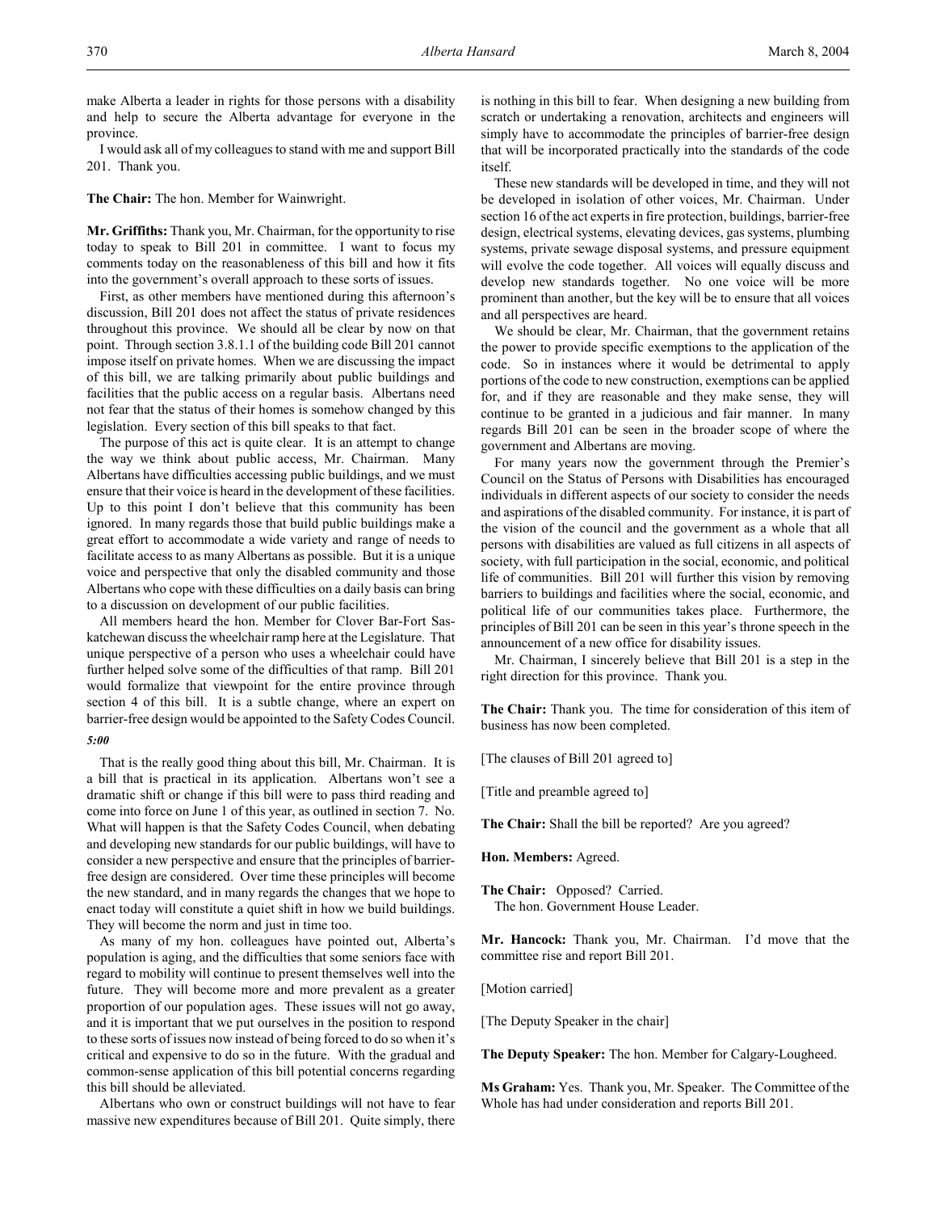make Alberta a leader in rights for those persons with a disability and help to secure the Alberta advantage for everyone in the province.

I would ask all of my colleagues to stand with me and support Bill 201. Thank you.

**The Chair:** The hon. Member for Wainwright.

**Mr. Griffiths:** Thank you, Mr. Chairman, for the opportunity to rise today to speak to Bill 201 in committee. I want to focus my comments today on the reasonableness of this bill and how it fits into the government's overall approach to these sorts of issues.

First, as other members have mentioned during this afternoon's discussion, Bill 201 does not affect the status of private residences throughout this province. We should all be clear by now on that point. Through section 3.8.1.1 of the building code Bill 201 cannot impose itself on private homes. When we are discussing the impact of this bill, we are talking primarily about public buildings and facilities that the public access on a regular basis. Albertans need not fear that the status of their homes is somehow changed by this legislation. Every section of this bill speaks to that fact.

The purpose of this act is quite clear. It is an attempt to change the way we think about public access, Mr. Chairman. Many Albertans have difficulties accessing public buildings, and we must ensure that their voice is heard in the development of these facilities. Up to this point I don't believe that this community has been ignored. In many regards those that build public buildings make a great effort to accommodate a wide variety and range of needs to facilitate access to as many Albertans as possible. But it is a unique voice and perspective that only the disabled community and those Albertans who cope with these difficulties on a daily basis can bring to a discussion on development of our public facilities.

All members heard the hon. Member for Clover Bar-Fort Saskatchewan discuss the wheelchair ramp here at the Legislature. That unique perspective of a person who uses a wheelchair could have further helped solve some of the difficulties of that ramp. Bill 201 would formalize that viewpoint for the entire province through section 4 of this bill. It is a subtle change, where an expert on barrier-free design would be appointed to the Safety Codes Council.

*5:00*

That is the really good thing about this bill, Mr. Chairman. It is a bill that is practical in its application. Albertans won't see a dramatic shift or change if this bill were to pass third reading and come into force on June 1 of this year, as outlined in section 7. No. What will happen is that the Safety Codes Council, when debating and developing new standards for our public buildings, will have to consider a new perspective and ensure that the principles of barrier-free design are considered. Over time these principles will become the new standard, and in many regards the changes that we hope to enact today will constitute a quiet shift in how we build buildings. They will become the norm and just in time too.

As many of my hon. colleagues have pointed out, Alberta's population is aging, and the difficulties that some seniors face with regard to mobility will continue to present themselves well into the future. They will become more and more prevalent as a greater proportion of our population ages. These issues will not go away, and it is important that we put ourselves in the position to respond to these sorts of issues now instead of being forced to do so when it's critical and expensive to do so in the future. With the gradual and common-sense application of this bill potential concerns regarding this bill should be alleviated.

Albertans who own or construct buildings will not have to fear massive new expenditures because of Bill 201. Quite simply, there is nothing in this bill to fear. When designing a new building from scratch or undertaking a renovation, architects and engineers will simply have to accommodate the principles of barrier-free design that will be incorporated practically into the standards of the code itself.

These new standards will be developed in time, and they will not be developed in isolation of other voices, Mr. Chairman. Under section 16 of the act experts in fire protection, buildings, barrier-free design, electrical systems, elevating devices, gas systems, plumbing systems, private sewage disposal systems, and pressure equipment will evolve the code together. All voices will equally discuss and develop new standards together. No one voice will be more prominent than another, but the key will be to ensure that all voices and all perspectives are heard.

We should be clear, Mr. Chairman, that the government retains the power to provide specific exemptions to the application of the code. So in instances where it would be detrimental to apply portions of the code to new construction, exemptions can be applied for, and if they are reasonable and they make sense, they will continue to be granted in a judicious and fair manner. In many regards Bill 201 can be seen in the broader scope of where the government and Albertans are moving.

For many years now the government through the Premier's Council on the Status of Persons with Disabilities has encouraged individuals in different aspects of our society to consider the needs and aspirations of the disabled community. For instance, it is part of the vision of the council and the government as a whole that all persons with disabilities are valued as full citizens in all aspects of society, with full participation in the social, economic, and political life of communities. Bill 201 will further this vision by removing barriers to buildings and facilities where the social, economic, and political life of our communities takes place. Furthermore, the principles of Bill 201 can be seen in this year's throne speech in the announcement of a new office for disability issues.

Mr. Chairman, I sincerely believe that Bill 201 is a step in the right direction for this province. Thank you.

**The Chair:** Thank you. The time for consideration of this item of business has now been completed.

[The clauses of Bill 201 agreed to]

[Title and preamble agreed to]

**The Chair:** Shall the bill be reported? Are you agreed?

**Hon. Members:** Agreed.

**The Chair:** Opposed? Carried.
The hon. Government House Leader.

**Mr. Hancock:** Thank you, Mr. Chairman. I'd move that the committee rise and report Bill 201.

[Motion carried]

[The Deputy Speaker in the chair]

**The Deputy Speaker:** The hon. Member for Calgary-Lougheed.

**Ms Graham:** Yes. Thank you, Mr. Speaker. The Committee of the Whole has had under consideration and reports Bill 201.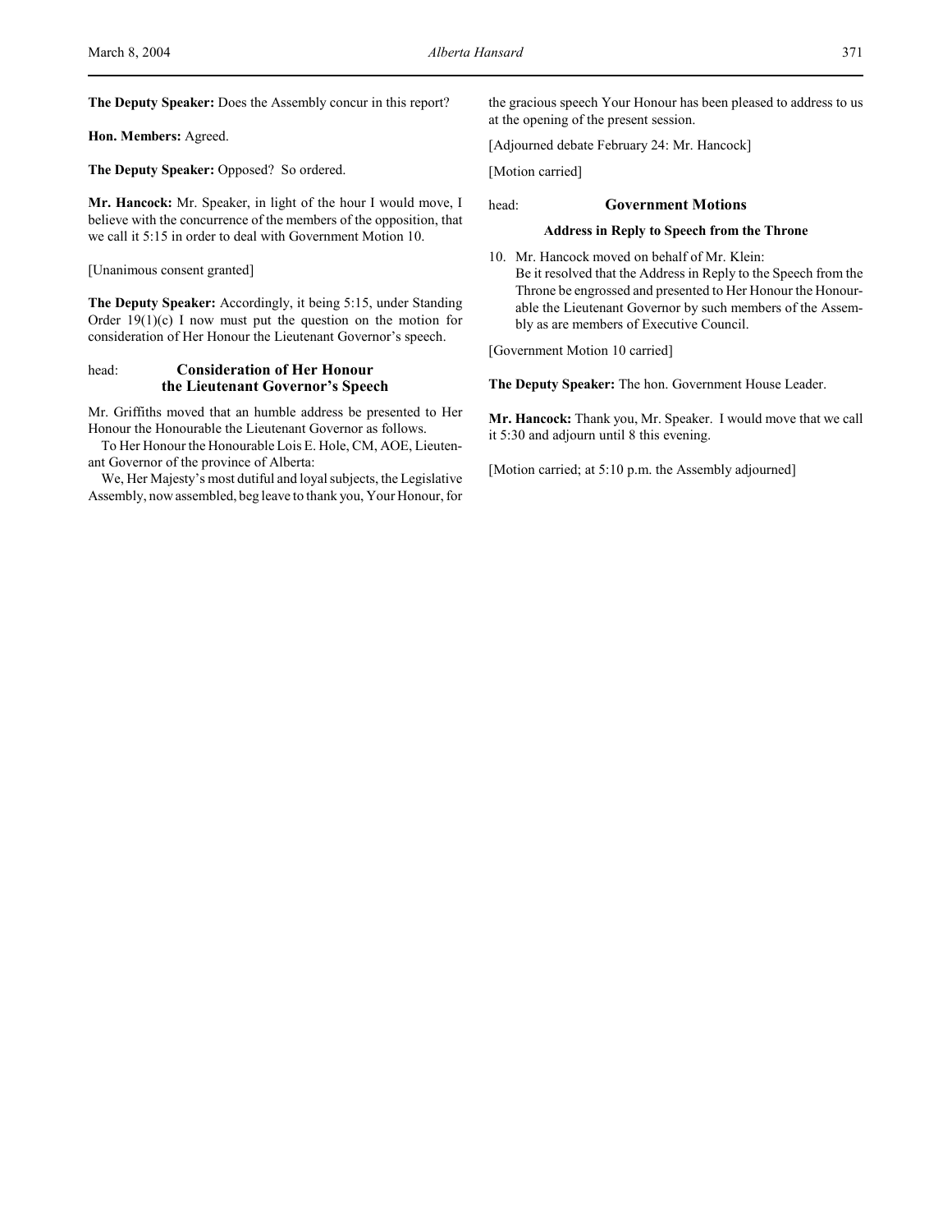**The Deputy Speaker:** Does the Assembly concur in this report?

**Hon. Members:** Agreed.

**The Deputy Speaker:** Opposed? So ordered.

**Mr. Hancock:** Mr. Speaker, in light of the hour I would move, I believe with the concurrence of the members of the opposition, that we call it 5:15 in order to deal with Government Motion 10.

[Unanimous consent granted]

**The Deputy Speaker:** Accordingly, it being 5:15, under Standing Order 19(1)(c) I now must put the question on the motion for consideration of Her Honour the Lieutenant Governor's speech.

head: **Consideration of Her Honour the Lieutenant Governor's Speech**

Mr. Griffiths moved that an humble address be presented to Her Honour the Honourable the Lieutenant Governor as follows.

To Her Honour the Honourable Lois E. Hole, CM, AOE, Lieutenant Governor of the province of Alberta:

We, Her Majesty's most dutiful and loyal subjects, the Legislative Assembly, now assembled, beg leave to thank you, Your Honour, for the gracious speech Your Honour has been pleased to address to us at the opening of the present session.

[Adjourned debate February 24: Mr. Hancock]

[Motion carried]

head: **Government Motions**

**Address in Reply to Speech from the Throne**

10. Mr. Hancock moved on behalf of Mr. Klein:
Be it resolved that the Address in Reply to the Speech from the Throne be engrossed and presented to Her Honour the Honourable the Lieutenant Governor by such members of the Assembly as are members of Executive Council.

[Government Motion 10 carried]

**The Deputy Speaker:** The hon. Government House Leader.

**Mr. Hancock:** Thank you, Mr. Speaker. I would move that we call it 5:30 and adjourn until 8 this evening.

[Motion carried; at 5:10 p.m. the Assembly adjourned]